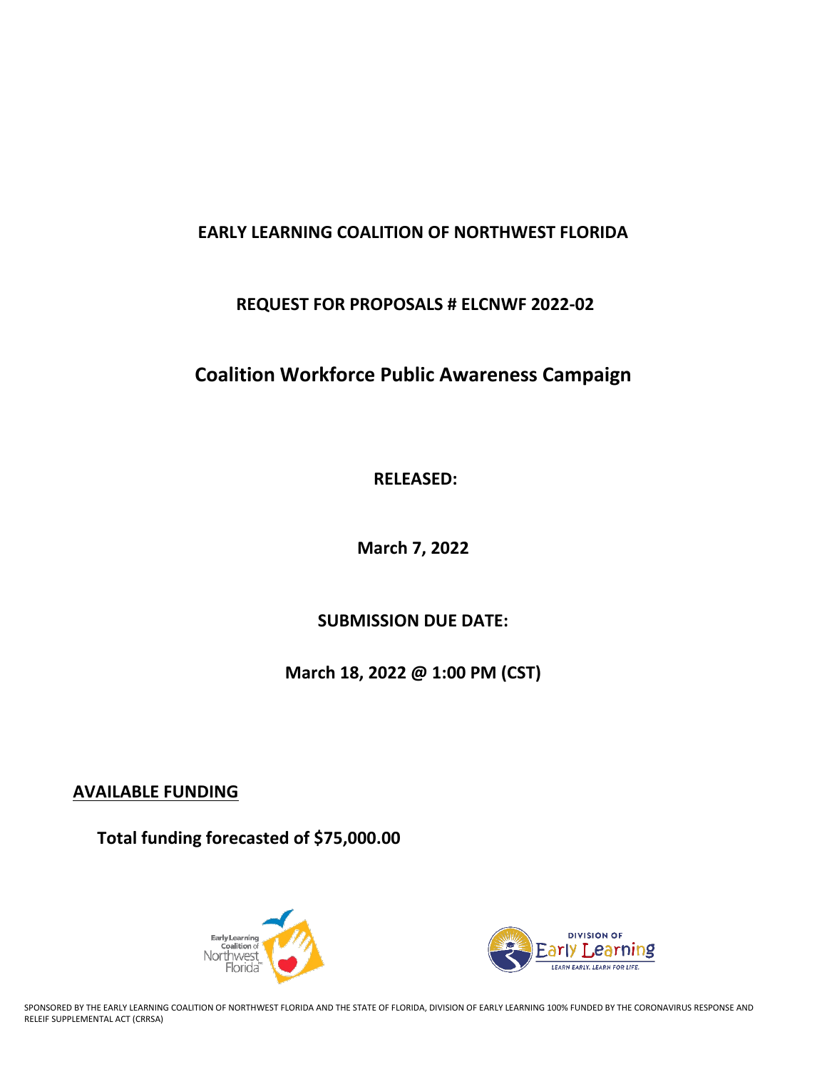# EARLY LEARNING COALITION OF NORTHWEST FLORIDA

## REQUEST FOR PROPOSALS # ELCNWF 2022-02

## Coalition Workforce Public Awareness Campaign

**RELEASED:**

**March 7, 2022**

**SUBMISSION DUE DATE:**

**March 18, 2022 @ 1:00 PM (CST)**

**AVAILABLE FUNDING**

**Total funding forecasted of $75,000.00**

SPONSORED BY THE EARLY LEARNING COALITION OF NORTHWEST FLORIDA AND THE STATE OF FLORIDA, DIVISION OF EARLY LEARNING 100% FUNDED BY THE CORONAVIRUS RESPONSE AND RELEIF SUPPLEMENTAL ACT (CRRSA)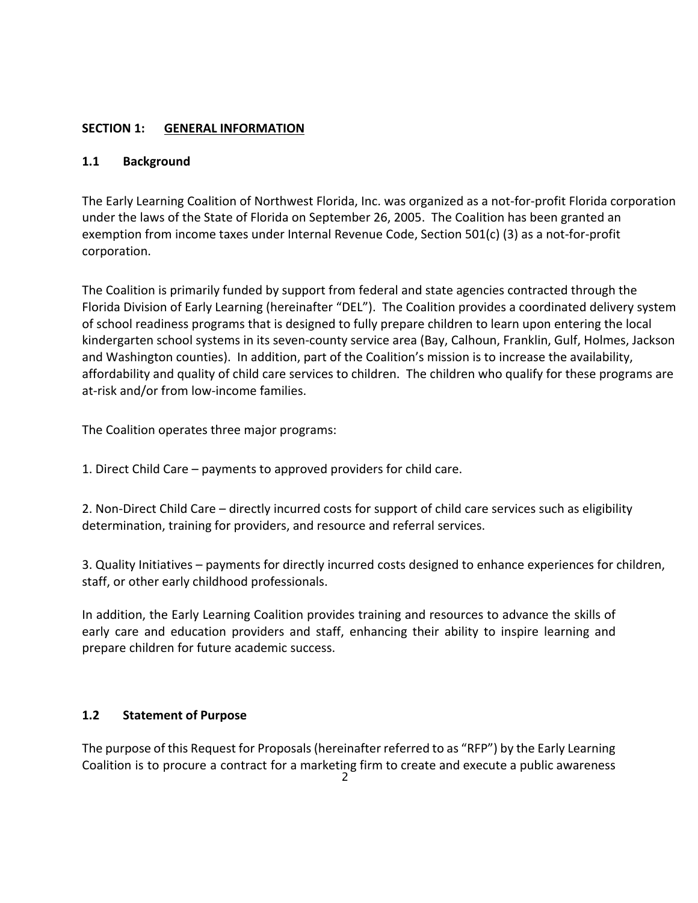## SECTION 1: GENERAL INFORMATION

### 1.1 Background

The Early Learning Coalition of Northwest Florida, Inc. was organized as a not-for-profit Florida corporation under the laws of the State of Florida on September 26, 2005. The Coalition has been granted an exemption from income taxes under Internal Revenue Code, Section 501(c) (3) as a not-for-profit corporation.

The Coalition is primarily funded by support from federal and state agencies contracted through the Florida Division of Early Learning (hereinafter "DEL"). The Coalition provides a coordinated delivery system of school readiness programs that is designed to fully prepare children to learn upon entering the local kindergarten school systems in its seven-county service area (Bay, Calhoun, Franklin, Gulf, Holmes, Jackson and Washington counties). In addition, part of the Coalition's mission is to increase the availability, affordability and quality of child care services to children. The children who qualify for these programs are at-risk and/or from low-income families.

The Coalition operates three major programs:

1. Direct Child Care – payments to approved providers for child care.

2. Non-Direct Child Care – directly incurred costs for support of child care services such as eligibility determination, training for providers, and resource and referral services.

3. Quality Initiatives – payments for directly incurred costs designed to enhance experiences for children, staff, or other early childhood professionals.

In addition, the Early Learning Coalition provides training and resources to advance the skills of early care and education providers and staff, enhancing their ability to inspire learning and prepare children for future academic success.

### 1.2 Statement of Purpose

The purpose of this Request for Proposals (hereinafter referred to as "RFP") by the Early Learning Coalition is to procure a contract for a marketing firm to create and execute a public awareness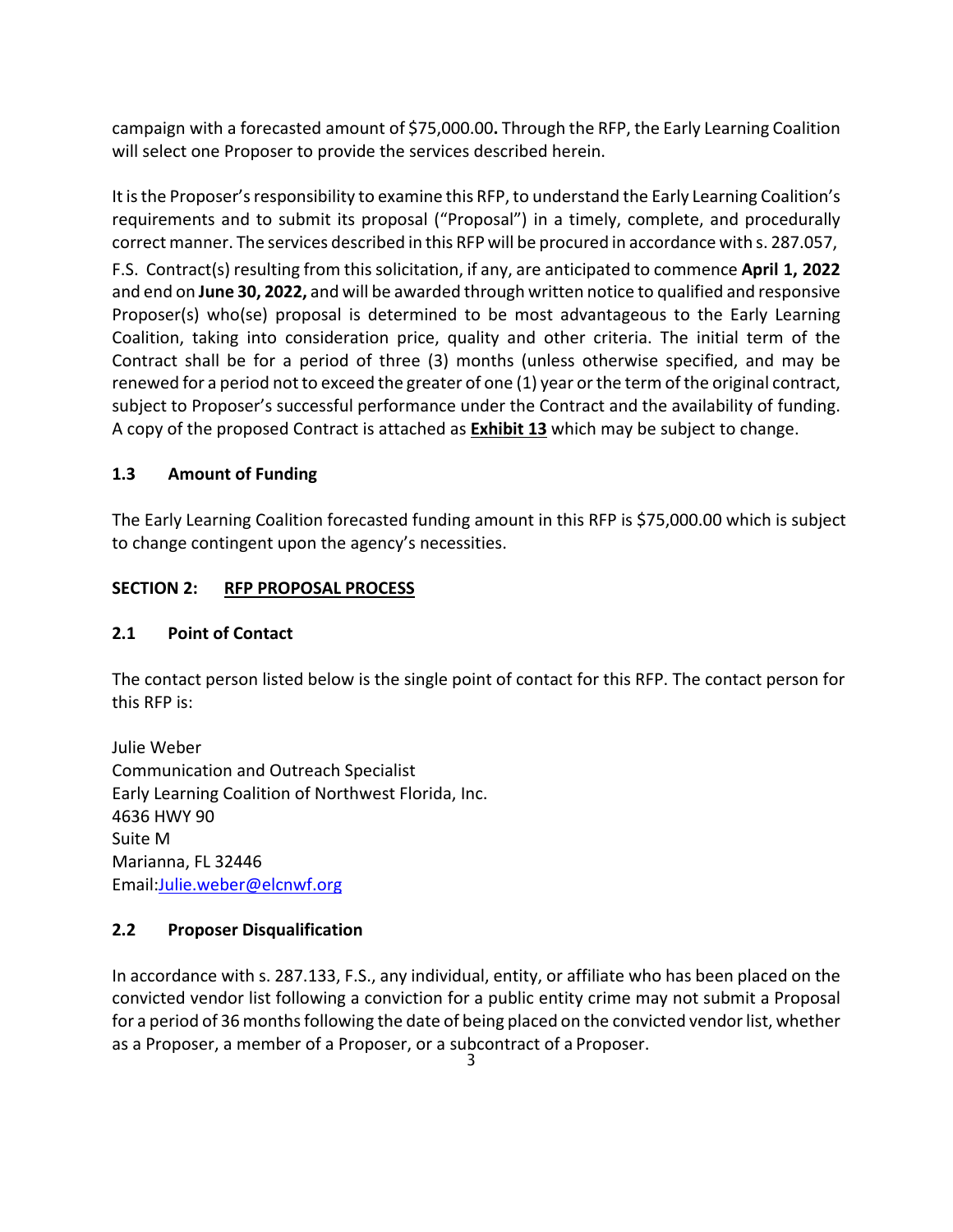campaign with a forecasted amount of $75,000.00**.** Through the RFP, the Early Learning Coalition will select one Proposer to provide the services described herein.

It is the Proposer's responsibility to examine this RFP, to understand the Early Learning Coalition's requirements and to submit its proposal ("Proposal") in a timely, complete, and procedurally correct manner. The services described in this RFP will be procured in accordance with s. 287.057, F.S. Contract(s) resulting from this solicitation, if any, are anticipated to commence **April 1, 2022** and end on **June 30, 2022,** and will be awarded through written notice to qualified and responsive Proposer(s) who(se) proposal is determined to be most advantageous to the Early Learning Coalition, taking into consideration price, quality and other criteria. The initial term of the Contract shall be for a period of three (3) months (unless otherwise specified, and may be renewed for a period not to exceed the greater of one (1) year or the term of the original contract, subject to Proposer's successful performance under the Contract and the availability of funding. A copy of the proposed Contract is attached as **Exhibit 13** which may be subject to change.

### 1.3 Amount of Funding

The Early Learning Coalition forecasted funding amount in this RFP is $75,000.00 which is subject to change contingent upon the agency's necessities.

## SECTION 2: RFP PROPOSAL PROCESS

### 2.1 Point of Contact

The contact person listed below is the single point of contact for this RFP. The contact person for this RFP is:

Julie Weber
Communication and Outreach Specialist
Early Learning Coalition of Northwest Florida, Inc.
4636 HWY 90
Suite M
Marianna, FL 32446
Email:Julie.weber@elcnwf.org

### 2.2 Proposer Disqualification

In accordance with s. 287.133, F.S., any individual, entity, or affiliate who has been placed on the convicted vendor list following a conviction for a public entity crime may not submit a Proposal for a period of 36 months following the date of being placed on the convicted vendor list, whether as a Proposer, a member of a Proposer, or a subcontract of a Proposer.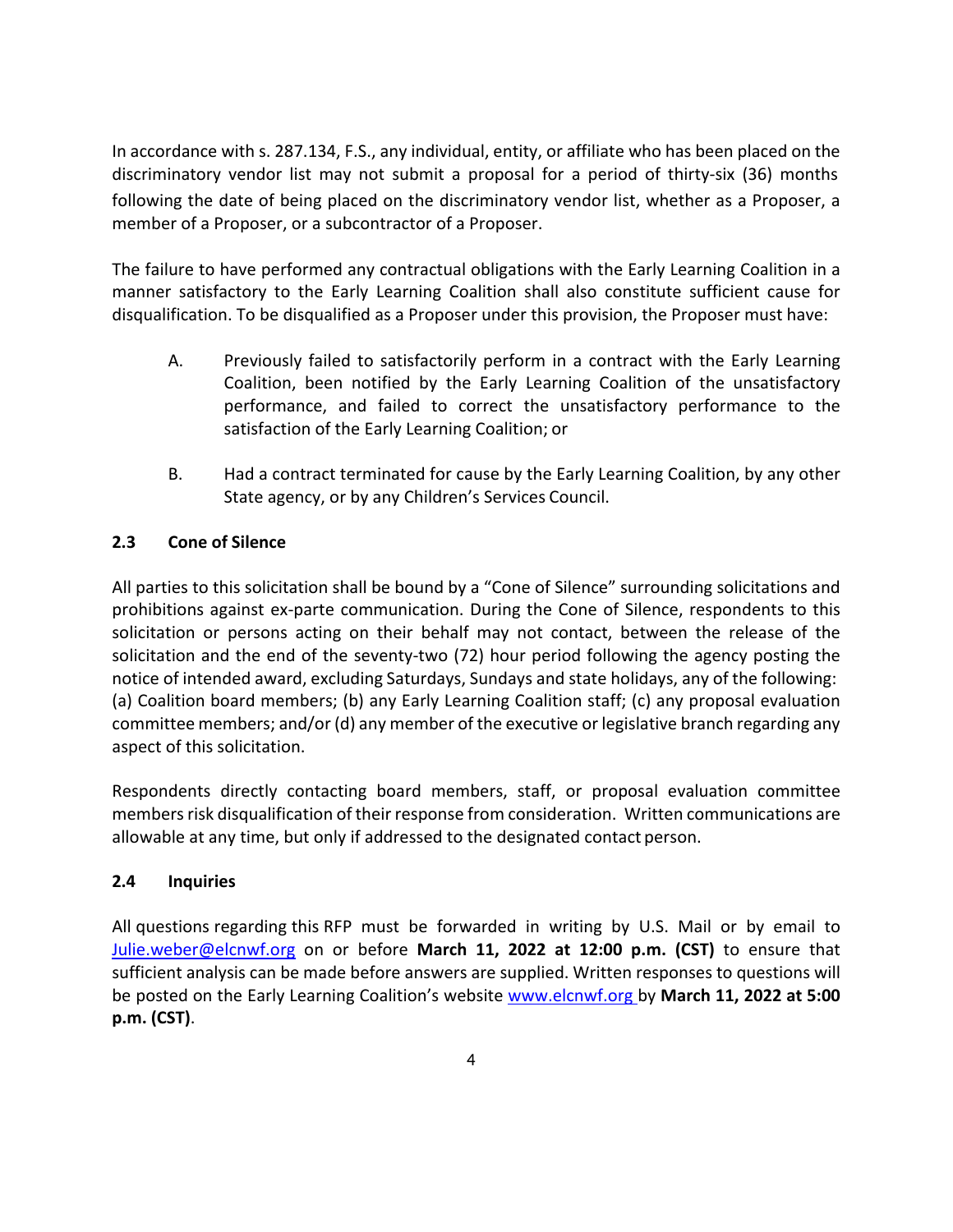In accordance with s. 287.134, F.S., any individual, entity, or affiliate who has been placed on the discriminatory vendor list may not submit a proposal for a period of thirty-six (36) months following the date of being placed on the discriminatory vendor list, whether as a Proposer, a member of a Proposer, or a subcontractor of a Proposer.

The failure to have performed any contractual obligations with the Early Learning Coalition in a manner satisfactory to the Early Learning Coalition shall also constitute sufficient cause for disqualification. To be disqualified as a Proposer under this provision, the Proposer must have:

A. Previously failed to satisfactorily perform in a contract with the Early Learning Coalition, been notified by the Early Learning Coalition of the unsatisfactory performance, and failed to correct the unsatisfactory performance to the satisfaction of the Early Learning Coalition; or

B. Had a contract terminated for cause by the Early Learning Coalition, by any other State agency, or by any Children's Services Council.

### 2.3 Cone of Silence

All parties to this solicitation shall be bound by a "Cone of Silence" surrounding solicitations and prohibitions against ex-parte communication. During the Cone of Silence, respondents to this solicitation or persons acting on their behalf may not contact, between the release of the solicitation and the end of the seventy-two (72) hour period following the agency posting the notice of intended award, excluding Saturdays, Sundays and state holidays, any of the following: (a) Coalition board members; (b) any Early Learning Coalition staff; (c) any proposal evaluation committee members; and/or (d) any member of the executive or legislative branch regarding any aspect of this solicitation.

Respondents directly contacting board members, staff, or proposal evaluation committee members risk disqualification of their response from consideration. Written communications are allowable at any time, but only if addressed to the designated contact person.

### 2.4 Inquiries

All questions regarding this RFP must be forwarded in writing by U.S. Mail or by email to Julie.weber@elcnwf.org on or before **March 11, 2022 at 12:00 p.m. (CST)** to ensure that sufficient analysis can be made before answers are supplied. Written responses to questions will be posted on the Early Learning Coalition's website www.elcnwf.org by **March 11, 2022 at 5:00 p.m. (CST)**.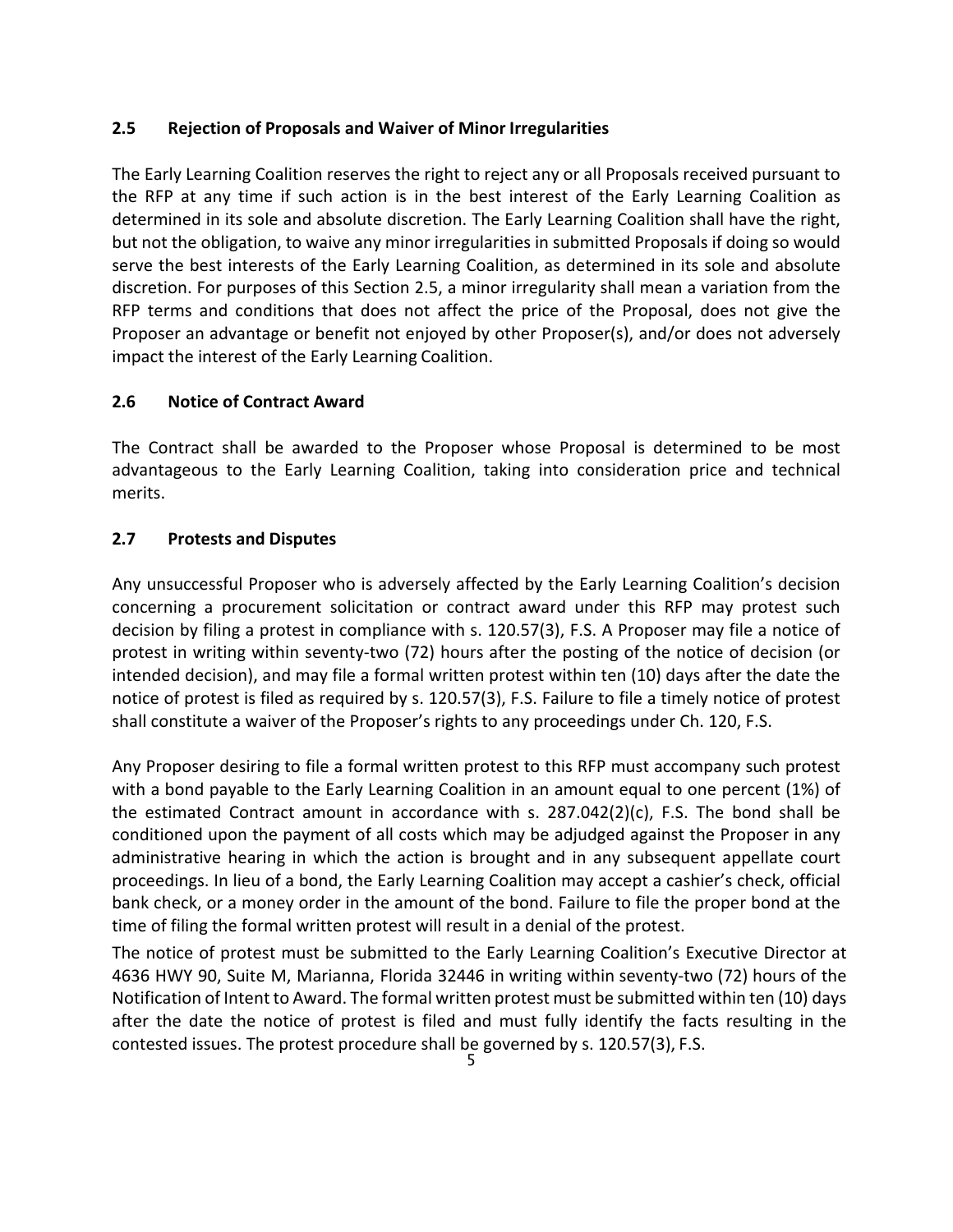### 2.5 Rejection of Proposals and Waiver of Minor Irregularities

The Early Learning Coalition reserves the right to reject any or all Proposals received pursuant to the RFP at any time if such action is in the best interest of the Early Learning Coalition as determined in its sole and absolute discretion. The Early Learning Coalition shall have the right, but not the obligation, to waive any minor irregularities in submitted Proposals if doing so would serve the best interests of the Early Learning Coalition, as determined in its sole and absolute discretion. For purposes of this Section 2.5, a minor irregularity shall mean a variation from the RFP terms and conditions that does not affect the price of the Proposal, does not give the Proposer an advantage or benefit not enjoyed by other Proposer(s), and/or does not adversely impact the interest of the Early Learning Coalition.

### 2.6 Notice of Contract Award

The Contract shall be awarded to the Proposer whose Proposal is determined to be most advantageous to the Early Learning Coalition, taking into consideration price and technical merits.

### 2.7 Protests and Disputes

Any unsuccessful Proposer who is adversely affected by the Early Learning Coalition's decision concerning a procurement solicitation or contract award under this RFP may protest such decision by filing a protest in compliance with s. 120.57(3), F.S. A Proposer may file a notice of protest in writing within seventy-two (72) hours after the posting of the notice of decision (or intended decision), and may file a formal written protest within ten (10) days after the date the notice of protest is filed as required by s. 120.57(3), F.S. Failure to file a timely notice of protest shall constitute a waiver of the Proposer's rights to any proceedings under Ch. 120, F.S.

Any Proposer desiring to file a formal written protest to this RFP must accompany such protest with a bond payable to the Early Learning Coalition in an amount equal to one percent (1%) of the estimated Contract amount in accordance with s. 287.042(2)(c), F.S. The bond shall be conditioned upon the payment of all costs which may be adjudged against the Proposer in any administrative hearing in which the action is brought and in any subsequent appellate court proceedings. In lieu of a bond, the Early Learning Coalition may accept a cashier's check, official bank check, or a money order in the amount of the bond. Failure to file the proper bond at the time of filing the formal written protest will result in a denial of the protest.

The notice of protest must be submitted to the Early Learning Coalition's Executive Director at 4636 HWY 90, Suite M, Marianna, Florida 32446 in writing within seventy-two (72) hours of the Notification of Intent to Award. The formal written protest must be submitted within ten (10) days after the date the notice of protest is filed and must fully identify the facts resulting in the contested issues. The protest procedure shall be governed by s. 120.57(3), F.S.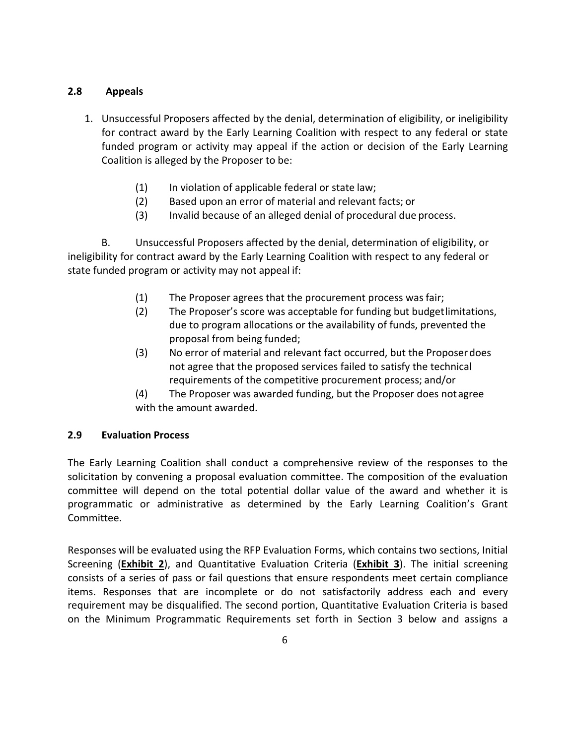### 2.8 Appeals

1. Unsuccessful Proposers affected by the denial, determination of eligibility, or ineligibility for contract award by the Early Learning Coalition with respect to any federal or state funded program or activity may appeal if the action or decision of the Early Learning Coalition is alleged by the Proposer to be:

   (1) In violation of applicable federal or state law;
   (2) Based upon an error of material and relevant facts; or
   (3) Invalid because of an alleged denial of procedural due process.

B. Unsuccessful Proposers affected by the denial, determination of eligibility, or ineligibility for contract award by the Early Learning Coalition with respect to any federal or state funded program or activity may not appeal if:

   (1) The Proposer agrees that the procurement process was fair;
   (2) The Proposer's score was acceptable for funding but budget limitations, due to program allocations or the availability of funds, prevented the proposal from being funded;
   (3) No error of material and relevant fact occurred, but the Proposer does not agree that the proposed services failed to satisfy the technical requirements of the competitive procurement process; and/or
   (4) The Proposer was awarded funding, but the Proposer does not agree with the amount awarded.

### 2.9 Evaluation Process

The Early Learning Coalition shall conduct a comprehensive review of the responses to the solicitation by convening a proposal evaluation committee. The composition of the evaluation committee will depend on the total potential dollar value of the award and whether it is programmatic or administrative as determined by the Early Learning Coalition's Grant Committee.

Responses will be evaluated using the RFP Evaluation Forms, which contains two sections, Initial Screening (**Exhibit 2**), and Quantitative Evaluation Criteria (**Exhibit 3**). The initial screening consists of a series of pass or fail questions that ensure respondents meet certain compliance items. Responses that are incomplete or do not satisfactorily address each and every requirement may be disqualified. The second portion, Quantitative Evaluation Criteria is based on the Minimum Programmatic Requirements set forth in Section 3 below and assigns a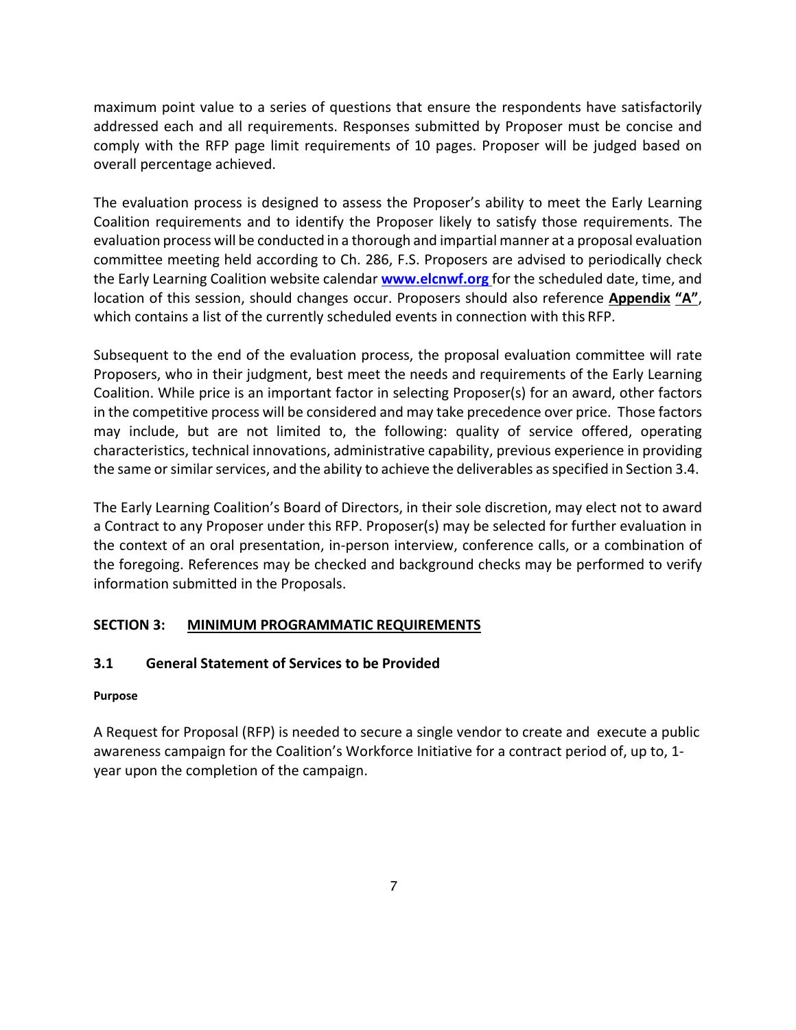maximum point value to a series of questions that ensure the respondents have satisfactorily addressed each and all requirements. Responses submitted by Proposer must be concise and comply with the RFP page limit requirements of 10 pages. Proposer will be judged based on overall percentage achieved.

The evaluation process is designed to assess the Proposer's ability to meet the Early Learning Coalition requirements and to identify the Proposer likely to satisfy those requirements. The evaluation process will be conducted in a thorough and impartial manner at a proposal evaluation committee meeting held according to Ch. 286, F.S. Proposers are advised to periodically check the Early Learning Coalition website calendar **www.elcnwf.org** for the scheduled date, time, and location of this session, should changes occur. Proposers should also reference **Appendix "A"**, which contains a list of the currently scheduled events in connection with this RFP.

Subsequent to the end of the evaluation process, the proposal evaluation committee will rate Proposers, who in their judgment, best meet the needs and requirements of the Early Learning Coalition. While price is an important factor in selecting Proposer(s) for an award, other factors in the competitive process will be considered and may take precedence over price. Those factors may include, but are not limited to, the following: quality of service offered, operating characteristics, technical innovations, administrative capability, previous experience in providing the same or similar services, and the ability to achieve the deliverables as specified in Section 3.4.

The Early Learning Coalition's Board of Directors, in their sole discretion, may elect not to award a Contract to any Proposer under this RFP. Proposer(s) may be selected for further evaluation in the context of an oral presentation, in-person interview, conference calls, or a combination of the foregoing. References may be checked and background checks may be performed to verify information submitted in the Proposals.

## SECTION 3: MINIMUM PROGRAMMATIC REQUIREMENTS

### 3.1 General Statement of Services to be Provided

**Purpose**

A Request for Proposal (RFP) is needed to secure a single vendor to create and execute a public awareness campaign for the Coalition's Workforce Initiative for a contract period of, up to, 1-year upon the completion of the campaign.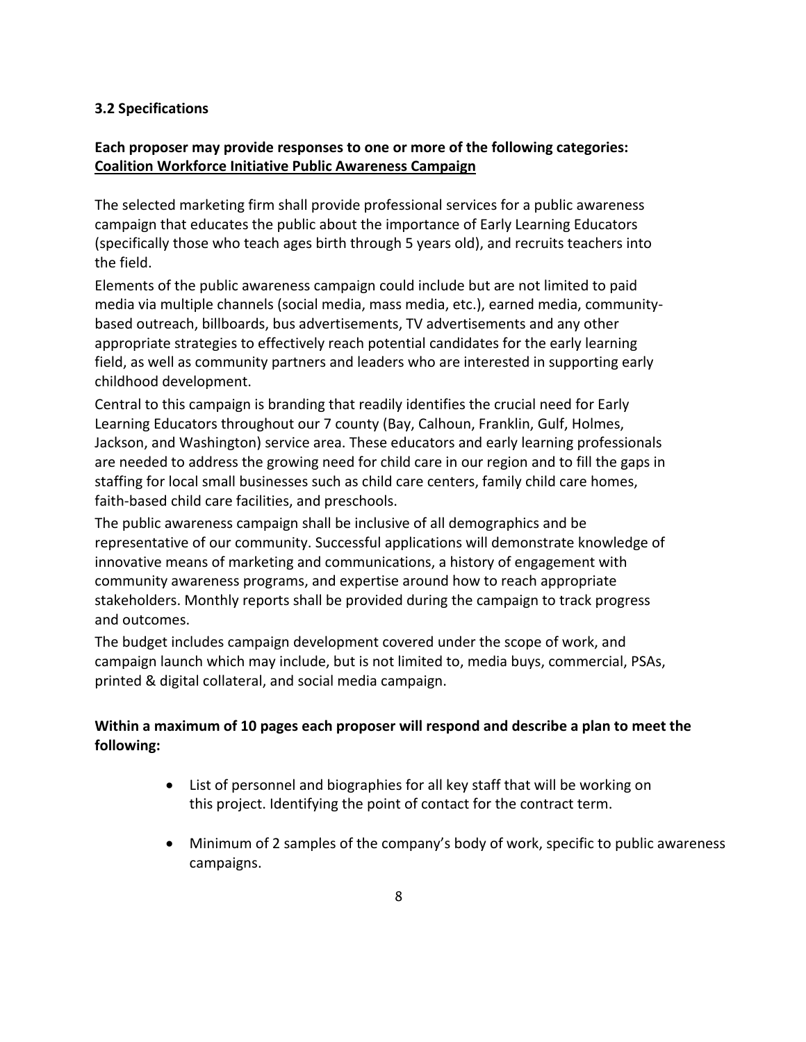### 3.2 Specifications

**Each proposer may provide responses to one or more of the following categories:**
**<u>Coalition Workforce Initiative Public Awareness Campaign</u>**

The selected marketing firm shall provide professional services for a public awareness campaign that educates the public about the importance of Early Learning Educators (specifically those who teach ages birth through 5 years old), and recruits teachers into the field.

Elements of the public awareness campaign could include but are not limited to paid media via multiple channels (social media, mass media, etc.), earned media, community-based outreach, billboards, bus advertisements, TV advertisements and any other appropriate strategies to effectively reach potential candidates for the early learning field, as well as community partners and leaders who are interested in supporting early childhood development.

Central to this campaign is branding that readily identifies the crucial need for Early Learning Educators throughout our 7 county (Bay, Calhoun, Franklin, Gulf, Holmes, Jackson, and Washington) service area. These educators and early learning professionals are needed to address the growing need for child care in our region and to fill the gaps in staffing for local small businesses such as child care centers, family child care homes, faith-based child care facilities, and preschools.

The public awareness campaign shall be inclusive of all demographics and be representative of our community. Successful applications will demonstrate knowledge of innovative means of marketing and communications, a history of engagement with community awareness programs, and expertise around how to reach appropriate stakeholders. Monthly reports shall be provided during the campaign to track progress and outcomes.

The budget includes campaign development covered under the scope of work, and campaign launch which may include, but is not limited to, media buys, commercial, PSAs, printed & digital collateral, and social media campaign.

**Within a maximum of 10 pages each proposer will respond and describe a plan to meet the following:**

- List of personnel and biographies for all key staff that will be working on this project. Identifying the point of contact for the contract term.
- Minimum of 2 samples of the company's body of work, specific to public awareness campaigns.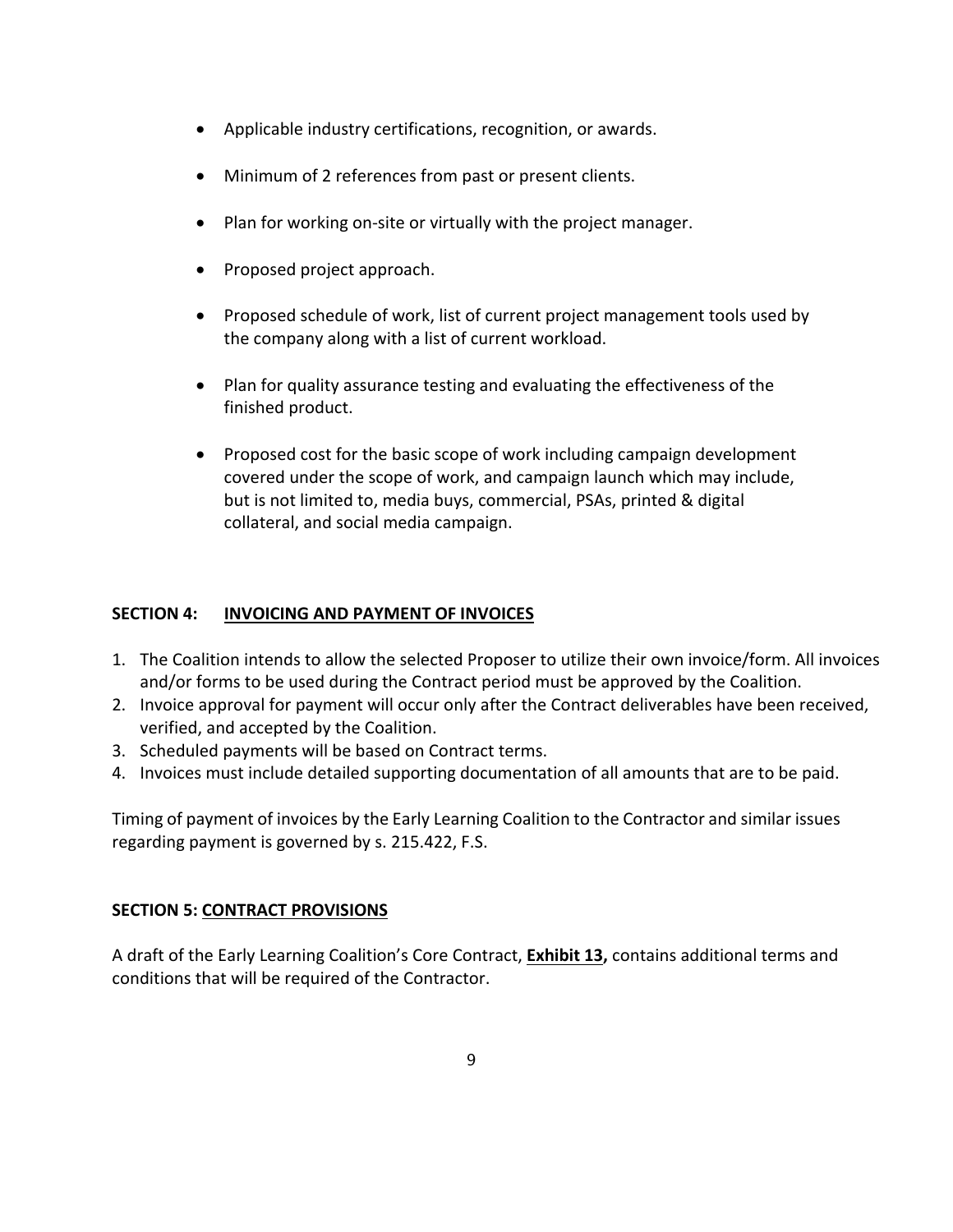- Applicable industry certifications, recognition, or awards.
- Minimum of 2 references from past or present clients.
- Plan for working on-site or virtually with the project manager.
- Proposed project approach.
- Proposed schedule of work, list of current project management tools used by the company along with a list of current workload.
- Plan for quality assurance testing and evaluating the effectiveness of the finished product.
- Proposed cost for the basic scope of work including campaign development covered under the scope of work, and campaign launch which may include, but is not limited to, media buys, commercial, PSAs, printed & digital collateral, and social media campaign.

## SECTION 4: INVOICING AND PAYMENT OF INVOICES

1. The Coalition intends to allow the selected Proposer to utilize their own invoice/form. All invoices and/or forms to be used during the Contract period must be approved by the Coalition.
2. Invoice approval for payment will occur only after the Contract deliverables have been received, verified, and accepted by the Coalition.
3. Scheduled payments will be based on Contract terms.
4. Invoices must include detailed supporting documentation of all amounts that are to be paid.

Timing of payment of invoices by the Early Learning Coalition to the Contractor and similar issues regarding payment is governed by s. 215.422, F.S.

## SECTION 5: CONTRACT PROVISIONS

A draft of the Early Learning Coalition's Core Contract, **Exhibit 13,** contains additional terms and conditions that will be required of the Contractor.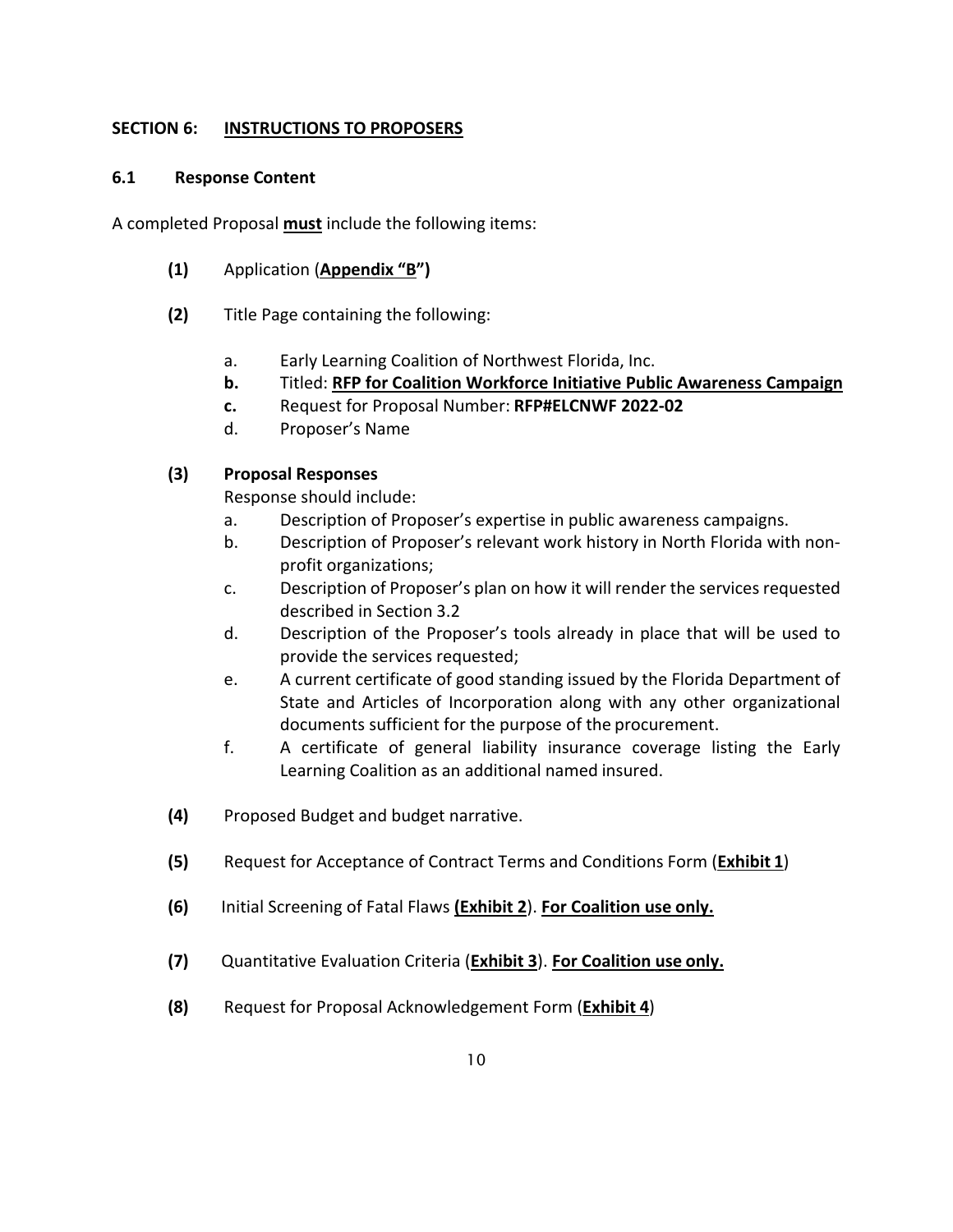## SECTION 6: INSTRUCTIONS TO PROPOSERS

### 6.1 Response Content

A completed Proposal **must** include the following items:

**(1)** Application (**Appendix "B")**

**(2)** Title Page containing the following:

a. Early Learning Coalition of Northwest Florida, Inc.
**b.** Titled: **RFP for Coalition Workforce Initiative Public Awareness Campaign**
**c.** Request for Proposal Number: **RFP#ELCNWF 2022-02**
d. Proposer's Name

**(3) Proposal Responses**

Response should include:

a. Description of Proposer's expertise in public awareness campaigns.
b. Description of Proposer's relevant work history in North Florida with non-profit organizations;
c. Description of Proposer's plan on how it will render the services requested described in Section 3.2
d. Description of the Proposer's tools already in place that will be used to provide the services requested;
e. A current certificate of good standing issued by the Florida Department of State and Articles of Incorporation along with any other organizational documents sufficient for the purpose of the procurement.
f. A certificate of general liability insurance coverage listing the Early Learning Coalition as an additional named insured.

**(4)** Proposed Budget and budget narrative.

**(5)** Request for Acceptance of Contract Terms and Conditions Form (**Exhibit 1**)

**(6)** Initial Screening of Fatal Flaws **(Exhibit 2**). **For Coalition use only.**

**(7)** Quantitative Evaluation Criteria (**Exhibit 3**). **For Coalition use only.**

**(8)** Request for Proposal Acknowledgement Form (**Exhibit 4**)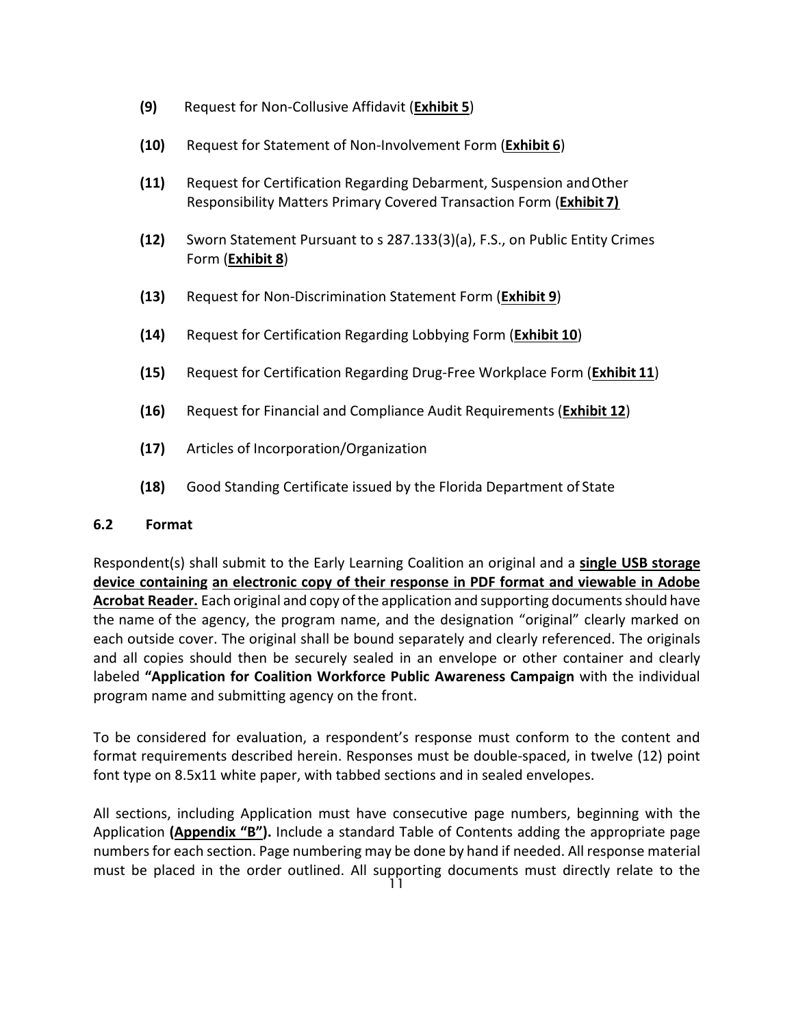**(9)** Request for Non-Collusive Affidavit (**Exhibit 5**)

**(10)** Request for Statement of Non-Involvement Form (**Exhibit 6**)

**(11)** Request for Certification Regarding Debarment, Suspension and Other Responsibility Matters Primary Covered Transaction Form (**Exhibit 7)**

**(12)** Sworn Statement Pursuant to s 287.133(3)(a), F.S., on Public Entity Crimes Form (**Exhibit 8**)

**(13)** Request for Non-Discrimination Statement Form (**Exhibit 9**)

**(14)** Request for Certification Regarding Lobbying Form (**Exhibit 10**)

**(15)** Request for Certification Regarding Drug-Free Workplace Form (**Exhibit 11**)

**(16)** Request for Financial and Compliance Audit Requirements (**Exhibit 12**)

**(17)** Articles of Incorporation/Organization

**(18)** Good Standing Certificate issued by the Florida Department of State

### 6.2 Format

Respondent(s) shall submit to the Early Learning Coalition an original and a **single USB storage device containing an electronic copy of their response in PDF format and viewable in Adobe Acrobat Reader.** Each original and copy of the application and supporting documents should have the name of the agency, the program name, and the designation "original" clearly marked on each outside cover. The original shall be bound separately and clearly referenced. The originals and all copies should then be securely sealed in an envelope or other container and clearly labeled **"Application for Coalition Workforce Public Awareness Campaign** with the individual program name and submitting agency on the front.

To be considered for evaluation, a respondent's response must conform to the content and format requirements described herein. Responses must be double-spaced, in twelve (12) point font type on 8.5x11 white paper, with tabbed sections and in sealed envelopes.

All sections, including Application must have consecutive page numbers, beginning with the Application **(Appendix "B").** Include a standard Table of Contents adding the appropriate page numbers for each section. Page numbering may be done by hand if needed. All response material must be placed in the order outlined. All supporting documents must directly relate to the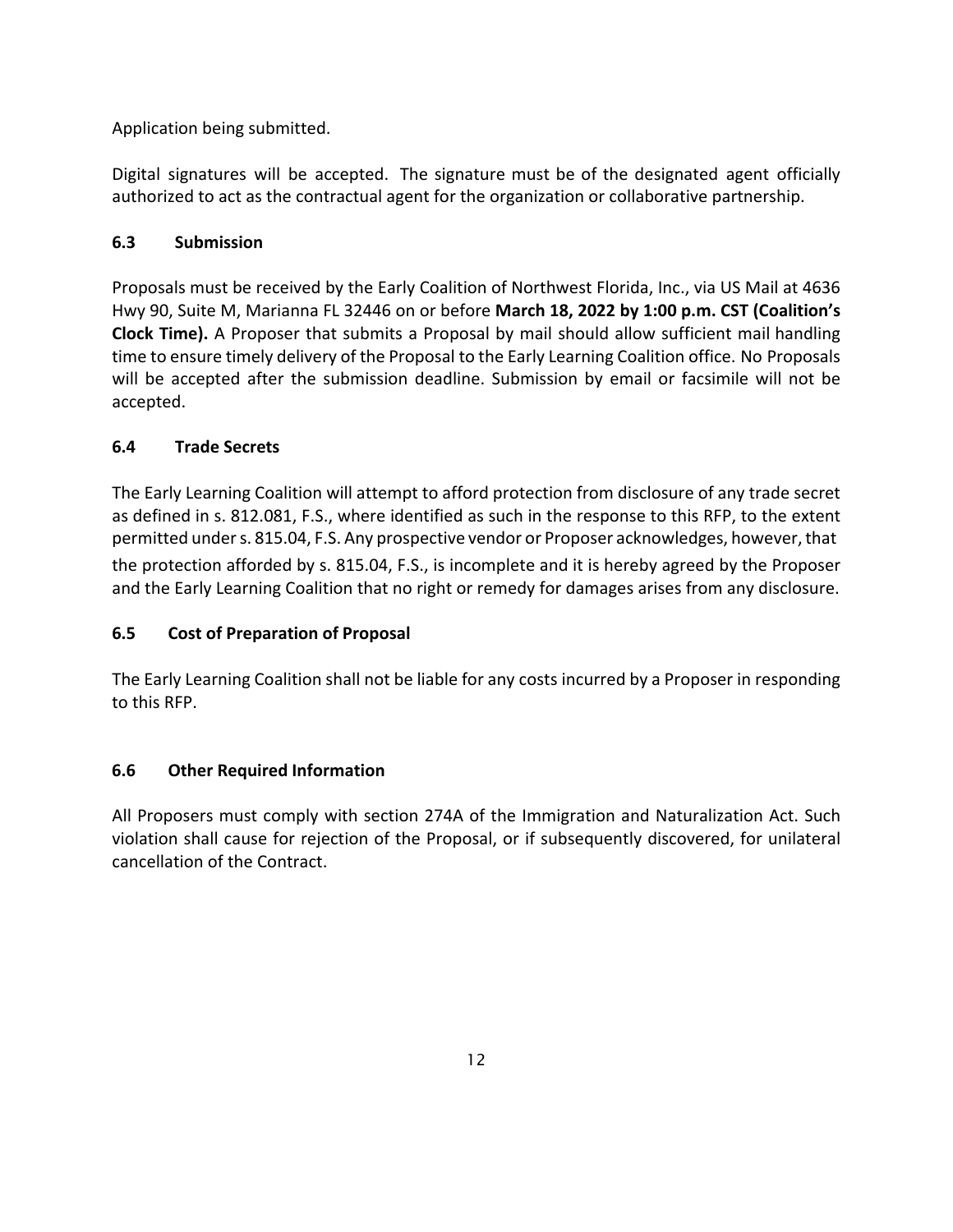Application being submitted.

Digital signatures will be accepted. The signature must be of the designated agent officially authorized to act as the contractual agent for the organization or collaborative partnership.

### 6.3 Submission

Proposals must be received by the Early Coalition of Northwest Florida, Inc., via US Mail at 4636 Hwy 90, Suite M, Marianna FL 32446 on or before **March 18, 2022 by 1:00 p.m. CST (Coalition's Clock Time).** A Proposer that submits a Proposal by mail should allow sufficient mail handling time to ensure timely delivery of the Proposal to the Early Learning Coalition office. No Proposals will be accepted after the submission deadline. Submission by email or facsimile will not be accepted.

### 6.4 Trade Secrets

The Early Learning Coalition will attempt to afford protection from disclosure of any trade secret as defined in s. 812.081, F.S., where identified as such in the response to this RFP, to the extent permitted under s. 815.04, F.S. Any prospective vendor or Proposer acknowledges, however, that the protection afforded by s. 815.04, F.S., is incomplete and it is hereby agreed by the Proposer and the Early Learning Coalition that no right or remedy for damages arises from any disclosure.

### 6.5 Cost of Preparation of Proposal

The Early Learning Coalition shall not be liable for any costs incurred by a Proposer in responding to this RFP.

### 6.6 Other Required Information

All Proposers must comply with section 274A of the Immigration and Naturalization Act. Such violation shall cause for rejection of the Proposal, or if subsequently discovered, for unilateral cancellation of the Contract.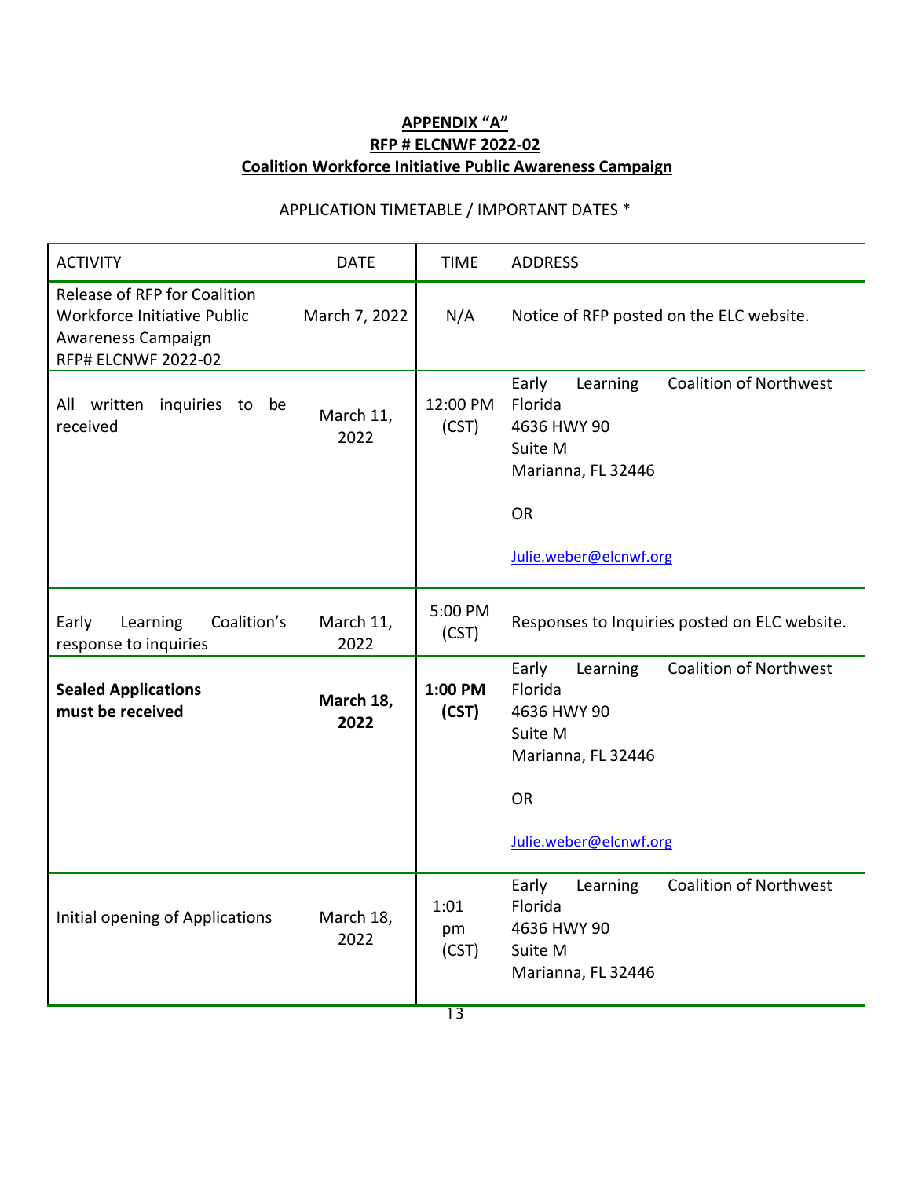**APPENDIX "A"**

**RFP # ELCNWF 2022-02**

**Coalition Workforce Initiative Public Awareness Campaign**

APPLICATION TIMETABLE / IMPORTANT DATES *

| ACTIVITY | DATE | TIME | ADDRESS |
|---|---|---|---|
| Release of RFP for Coalition Workforce Initiative Public Awareness Campaign RFP# ELCNWF 2022-02 | March 7, 2022 | N/A | Notice of RFP posted on the ELC website. |
| All written inquiries to be received | March 11, 2022 | 12:00 PM (CST) | Early Learning Coalition of Northwest Florida<br>4636 HWY 90<br>Suite M<br>Marianna, FL 32446<br><br>OR<br><br>Julie.weber@elcnwf.org |
| Early Learning Coalition's response to inquiries | March 11, 2022 | 5:00 PM (CST) | Responses to Inquiries posted on ELC website. |
| **Sealed Applications must be received** | **March 18, 2022** | **1:00 PM (CST)** | Early Learning Coalition of Northwest Florida<br>4636 HWY 90<br>Suite M<br>Marianna, FL 32446<br><br>OR<br><br>Julie.weber@elcnwf.org |
| Initial opening of Applications | March 18, 2022 | 1:01 pm (CST) | Early Learning Coalition of Northwest Florida<br>4636 HWY 90<br>Suite M<br>Marianna, FL 32446 |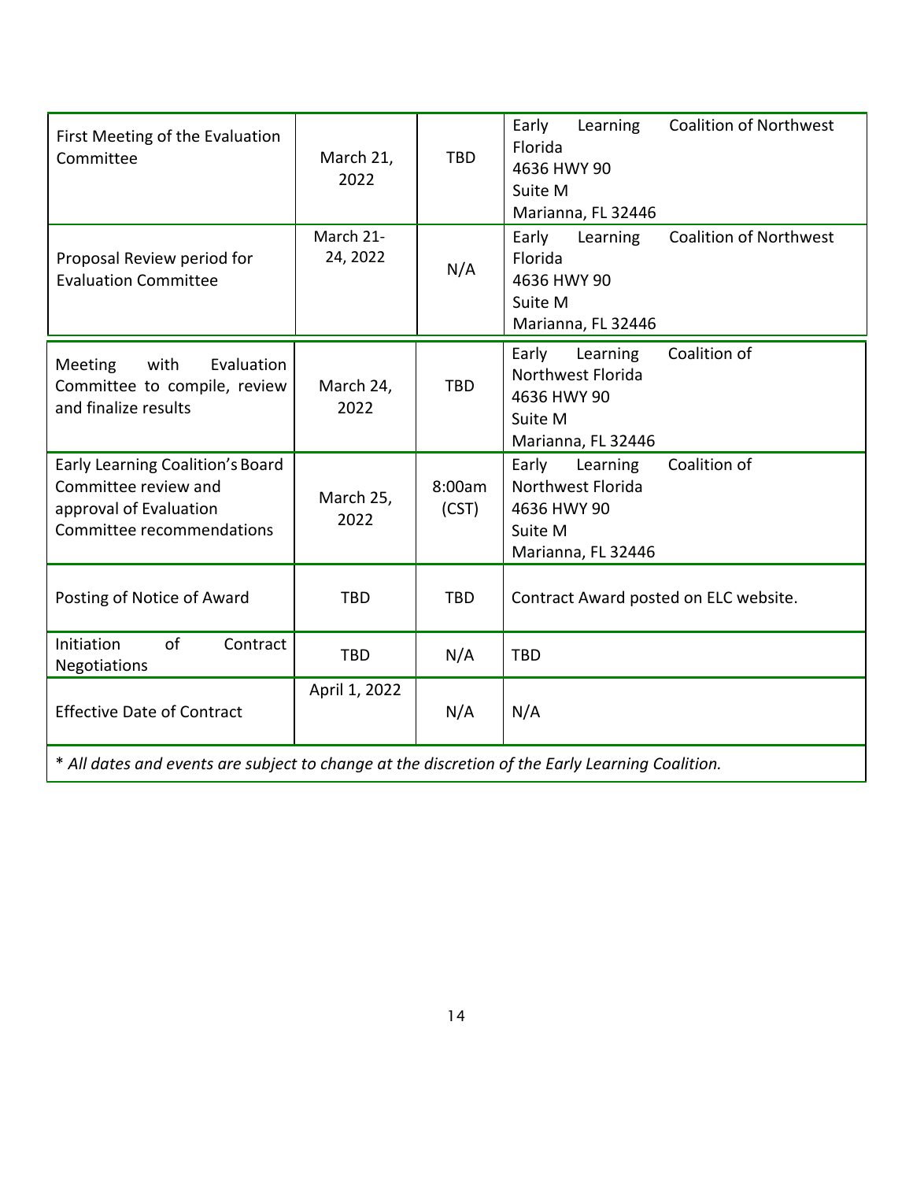| | | | |
|---|---|---|---|
| First Meeting of the Evaluation Committee | March 21, 2022 | TBD | Early Learning Coalition of Northwest Florida<br>4636 HWY 90<br>Suite M<br>Marianna, FL 32446 |
| Proposal Review period for Evaluation Committee | March 21-24, 2022 | N/A | Early Learning Coalition of Northwest Florida<br>4636 HWY 90<br>Suite M<br>Marianna, FL 32446 |
| Meeting with Evaluation Committee to compile, review and finalize results | March 24, 2022 | TBD | Early Learning Coalition of Northwest Florida<br>4636 HWY 90<br>Suite M<br>Marianna, FL 32446 |
| Early Learning Coalition's Board Committee review and approval of Evaluation Committee recommendations | March 25, 2022 | 8:00am (CST) | Early Learning Coalition of Northwest Florida<br>4636 HWY 90<br>Suite M<br>Marianna, FL 32446 |
| Posting of Notice of Award | TBD | TBD | Contract Award posted on ELC website. |
| Initiation of Contract Negotiations | TBD | N/A | TBD |
| Effective Date of Contract | April 1, 2022 | N/A | N/A |

*\* All dates and events are subject to change at the discretion of the Early Learning Coalition.*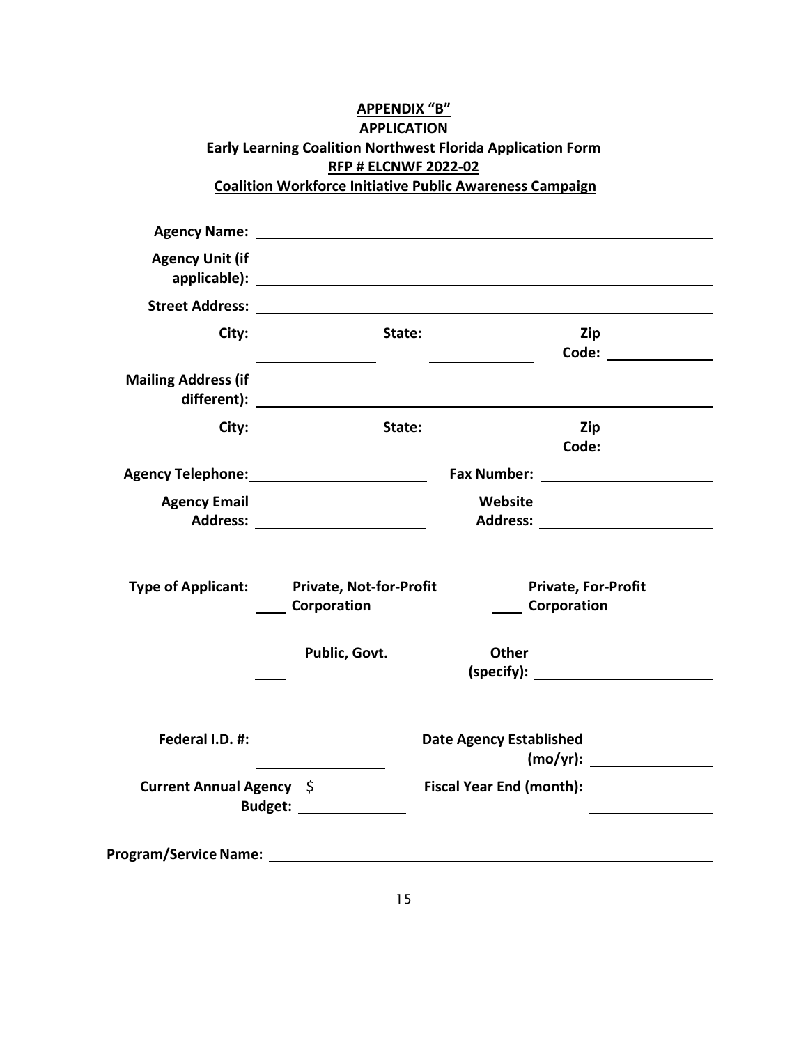**APPENDIX "B"**

**APPLICATION**

**Early Learning Coalition Northwest Florida Application Form**

**RFP # ELCNWF 2022-02**

**Coalition Workforce Initiative Public Awareness Campaign**

**Agency Name:** ______________________________

**Agency Unit (if applicable):** ______________________________

**Street Address:** ______________________________

**City:** ______________ **State:** ______________ **Zip Code:** ______________

**Mailing Address (if different):** ______________________________

**City:** ______________ **State:** ______________ **Zip Code:** ______________

**Agency Telephone:** ______________ **Fax Number:** ______________

**Agency Email Address:** ______________ **Website Address:** ______________

**Type of Applicant:** ____ **Private, Not-for-Profit Corporation** ____ **Private, For-Profit Corporation**

____ **Public, Govt.** **Other (specify):** ______________

**Federal I.D. #:** ______________ **Date Agency Established (mo/yr):** ______________

**Current Annual Agency Budget:** $ ______________ **Fiscal Year End (month):** ______________

**Program/Service Name:** ______________________________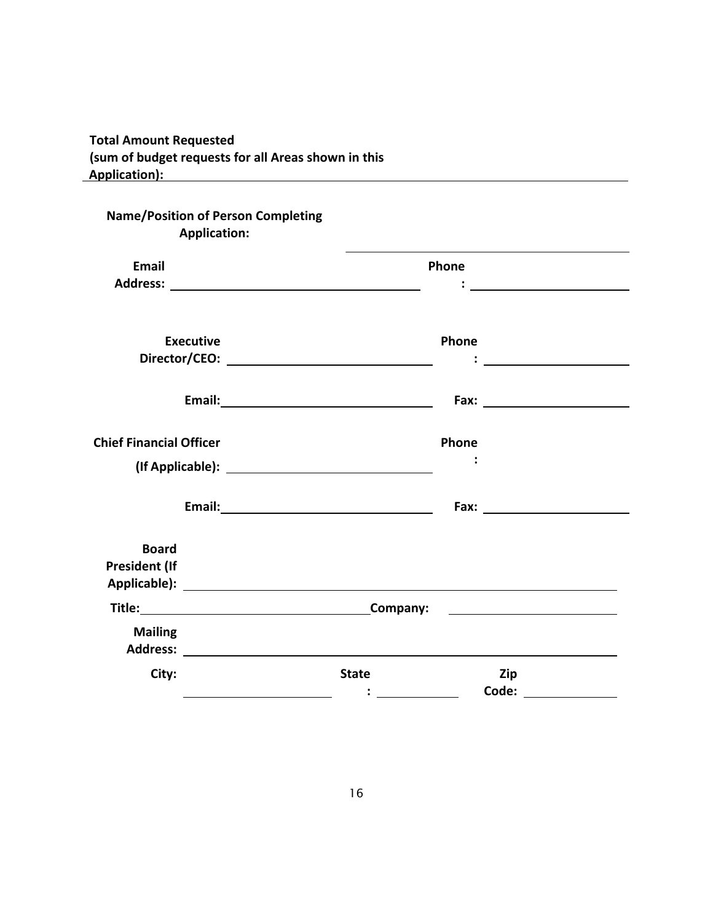**Total Amount Requested (sum of budget requests for all Areas shown in this Application):** ______________________________

**Name/Position of Person Completing Application:** ______________________________

**Email Address:** ______________________________ **Phone:** ______________________________

**Executive Director/CEO:** ______________________________ **Phone:** ______________________________

**Email:** ______________________________ **Fax:** ______________________________

**Chief Financial Officer (If Applicable):** ______________________________ **Phone:**

**Email:** ______________________________ **Fax:** ______________________________

**Board President (If Applicable):** ______________________________

**Title:** ______________________________ **Company:** ______________________________

**Mailing Address:** ______________________________

**City:** ______________________________ **State:** ______________________________ **Zip Code:** ______________________________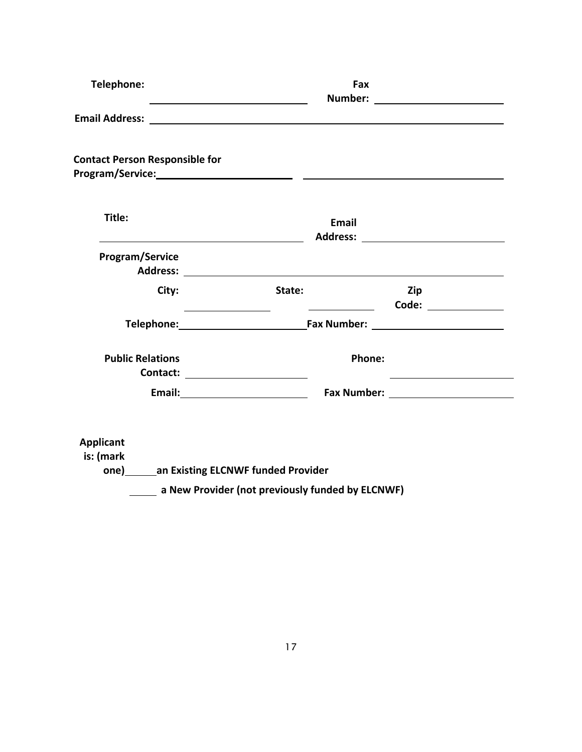**Telephone:** ____________________ **Fax Number:** ____________________

**Email Address:** ________________________________________

**Contact Person Responsible for Program/Service:** ____________________ ____________________

**Title:** ____________________ **Email Address:** ____________________

**Program/Service Address:** ________________________________________

**City:** ______________ **State:** ______________ **Zip Code:** ______________

**Telephone:** ____________________ **Fax Number:** ____________________

**Public Relations Contact:** ____________________ **Phone:** ____________________

**Email:** ____________________ **Fax Number:** ____________________

**Applicant is: (mark one)** _____ **an Existing ELCNWF funded Provider**

_____ **a New Provider (not previously funded by ELCNWF)**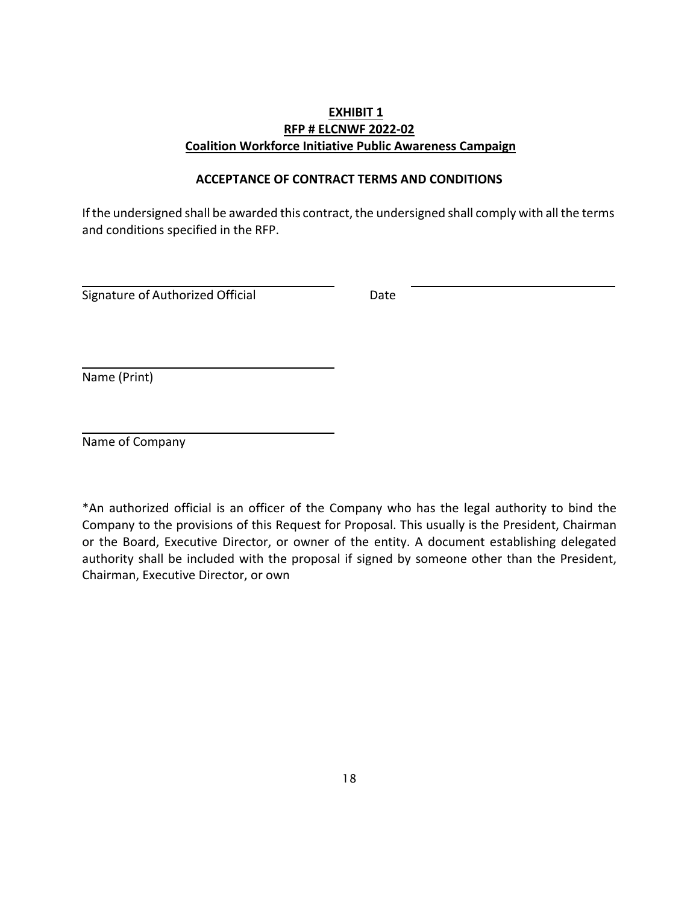**EXHIBIT 1**
**RFP # ELCNWF 2022-02**
**Coalition Workforce Initiative Public Awareness Campaign**

**ACCEPTANCE OF CONTRACT TERMS AND CONDITIONS**

If the undersigned shall be awarded this contract, the undersigned shall comply with all the terms and conditions specified in the RFP.

\_\_\_\_\_\_\_\_\_\_\_\_\_\_\_\_\_\_\_\_\_\_\_\_\_\_\_\_\_\_\_\_\_\_\_\_\_\_ \_\_\_\_\_\_\_\_\_\_\_\_\_\_\_\_\_\_\_\_\_\_\_\_\_\_\_\_\_\_\_\_\_\_\_\_\_\_

Signature of Authorized Official Date

\_\_\_\_\_\_\_\_\_\_\_\_\_\_\_\_\_\_\_\_\_\_\_\_\_\_\_\_\_\_\_\_\_\_\_\_\_\_

Name (Print)

\_\_\_\_\_\_\_\_\_\_\_\_\_\_\_\_\_\_\_\_\_\_\_\_\_\_\_\_\_\_\_\_\_\_\_\_\_\_

Name of Company

*An authorized official is an officer of the Company who has the legal authority to bind the Company to the provisions of this Request for Proposal. This usually is the President, Chairman or the Board, Executive Director, or owner of the entity. A document establishing delegated authority shall be included with the proposal if signed by someone other than the President, Chairman, Executive Director, or own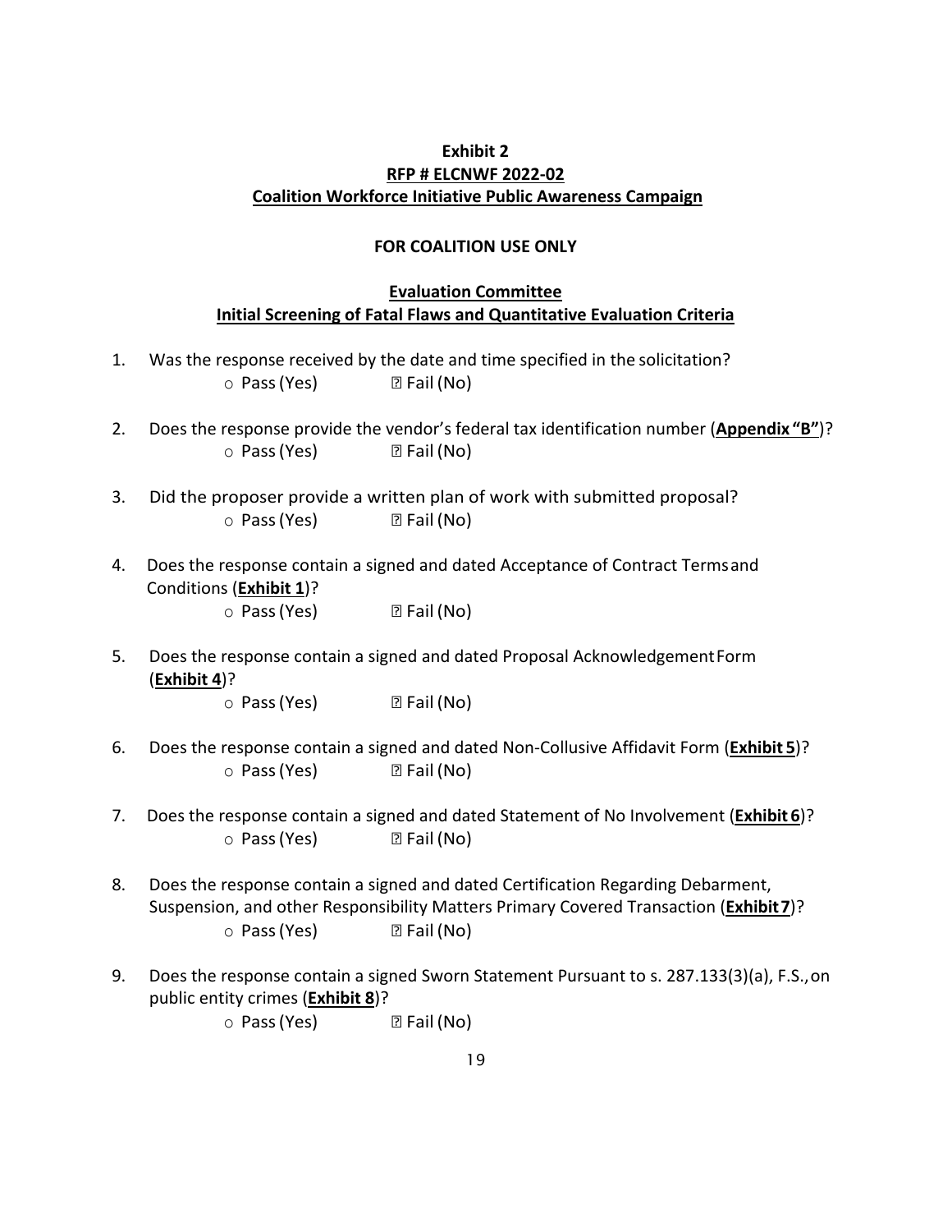**Exhibit 2**

**RFP # ELCNWF 2022-02**

**Coalition Workforce Initiative Public Awareness Campaign**

**FOR COALITION USE ONLY**

**Evaluation Committee**

**Initial Screening of Fatal Flaws and Quantitative Evaluation Criteria**

1. Was the response received by the date and time specified in the solicitation?

   ○ Pass (Yes) ☐ Fail (No)

2. Does the response provide the vendor's federal tax identification number (**Appendix "B"**)?

   ○ Pass (Yes) ☐ Fail (No)

3. Did the proposer provide a written plan of work with submitted proposal?

   ○ Pass (Yes) ☐ Fail (No)

4. Does the response contain a signed and dated Acceptance of Contract Terms and Conditions (**Exhibit 1**)?

   ○ Pass (Yes) ☐ Fail (No)

5. Does the response contain a signed and dated Proposal Acknowledgement Form (**Exhibit 4**)?

   ○ Pass (Yes) ☐ Fail (No)

6. Does the response contain a signed and dated Non-Collusive Affidavit Form (**Exhibit 5**)?

   ○ Pass (Yes) ☐ Fail (No)

7. Does the response contain a signed and dated Statement of No Involvement (**Exhibit 6**)?

   ○ Pass (Yes) ☐ Fail (No)

8. Does the response contain a signed and dated Certification Regarding Debarment, Suspension, and other Responsibility Matters Primary Covered Transaction (**Exhibit 7**)?

   ○ Pass (Yes) ☐ Fail (No)

9. Does the response contain a signed Sworn Statement Pursuant to s. 287.133(3)(a), F.S., on public entity crimes (**Exhibit 8**)?

   ○ Pass (Yes) ☐ Fail (No)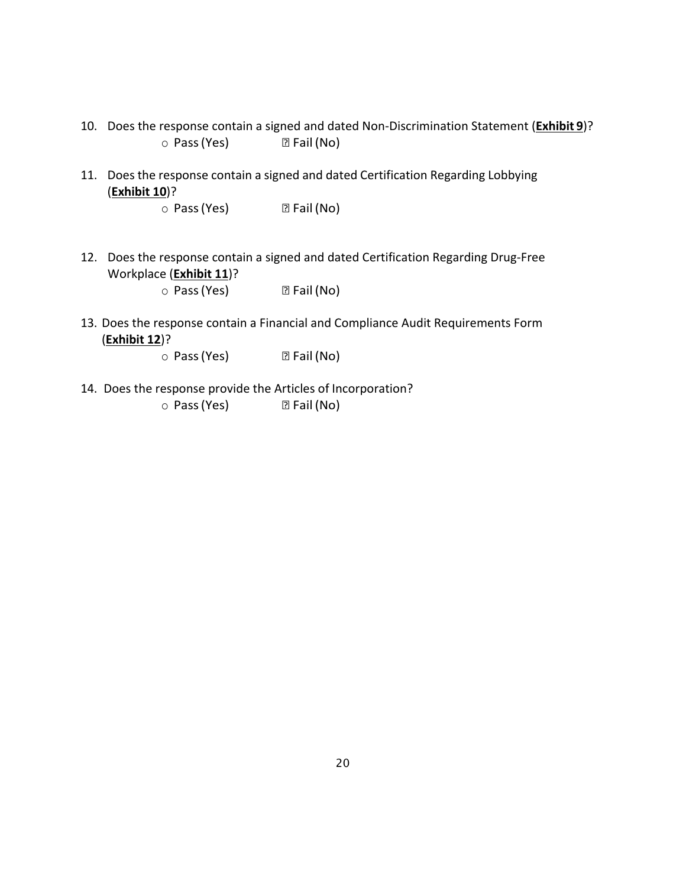10. Does the response contain a signed and dated Non-Discrimination Statement (**Exhibit 9**)?
    - ○ Pass (Yes) &nbsp;&nbsp;&nbsp;&nbsp; ☐ Fail (No)

11. Does the response contain a signed and dated Certification Regarding Lobbying (**Exhibit 10**)?
    - ○ Pass (Yes) &nbsp;&nbsp;&nbsp;&nbsp; ☐ Fail (No)

12. Does the response contain a signed and dated Certification Regarding Drug-Free Workplace (**Exhibit 11**)?
    - ○ Pass (Yes) &nbsp;&nbsp;&nbsp;&nbsp; ☐ Fail (No)

13. Does the response contain a Financial and Compliance Audit Requirements Form (**Exhibit 12**)?
    - ○ Pass (Yes) &nbsp;&nbsp;&nbsp;&nbsp; ☐ Fail (No)

14. Does the response provide the Articles of Incorporation?
    - ○ Pass (Yes) &nbsp;&nbsp;&nbsp;&nbsp; ☐ Fail (No)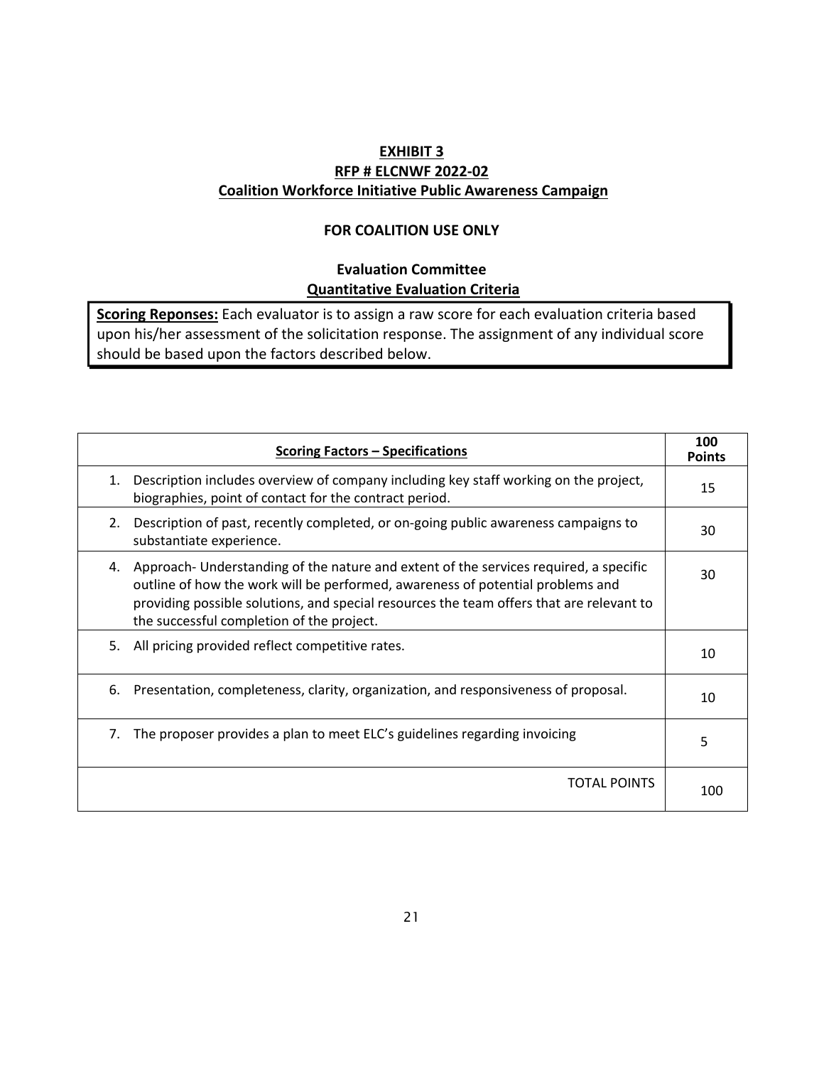**EXHIBIT 3**
**RFP # ELCNWF 2022-02**
**Coalition Workforce Initiative Public Awareness Campaign**

**FOR COALITION USE ONLY**

**Evaluation Committee**
**Quantitative Evaluation Criteria**

**Scoring Reponses:** Each evaluator is to assign a raw score for each evaluation criteria based upon his/her assessment of the solicitation response. The assignment of any individual score should be based upon the factors described below.

| Scoring Factors – Specifications | 100 Points |
|---|---|
| 1. Description includes overview of company including key staff working on the project, biographies, point of contact for the contract period. | 15 |
| 2. Description of past, recently completed, or on-going public awareness campaigns to substantiate experience. | 30 |
| 4. Approach- Understanding of the nature and extent of the services required, a specific outline of how the work will be performed, awareness of potential problems and providing possible solutions, and special resources the team offers that are relevant to the successful completion of the project. | 30 |
| 5. All pricing provided reflect competitive rates. | 10 |
| 6. Presentation, completeness, clarity, organization, and responsiveness of proposal. | 10 |
| 7. The proposer provides a plan to meet ELC's guidelines regarding invoicing | 5 |
| TOTAL POINTS | 100 |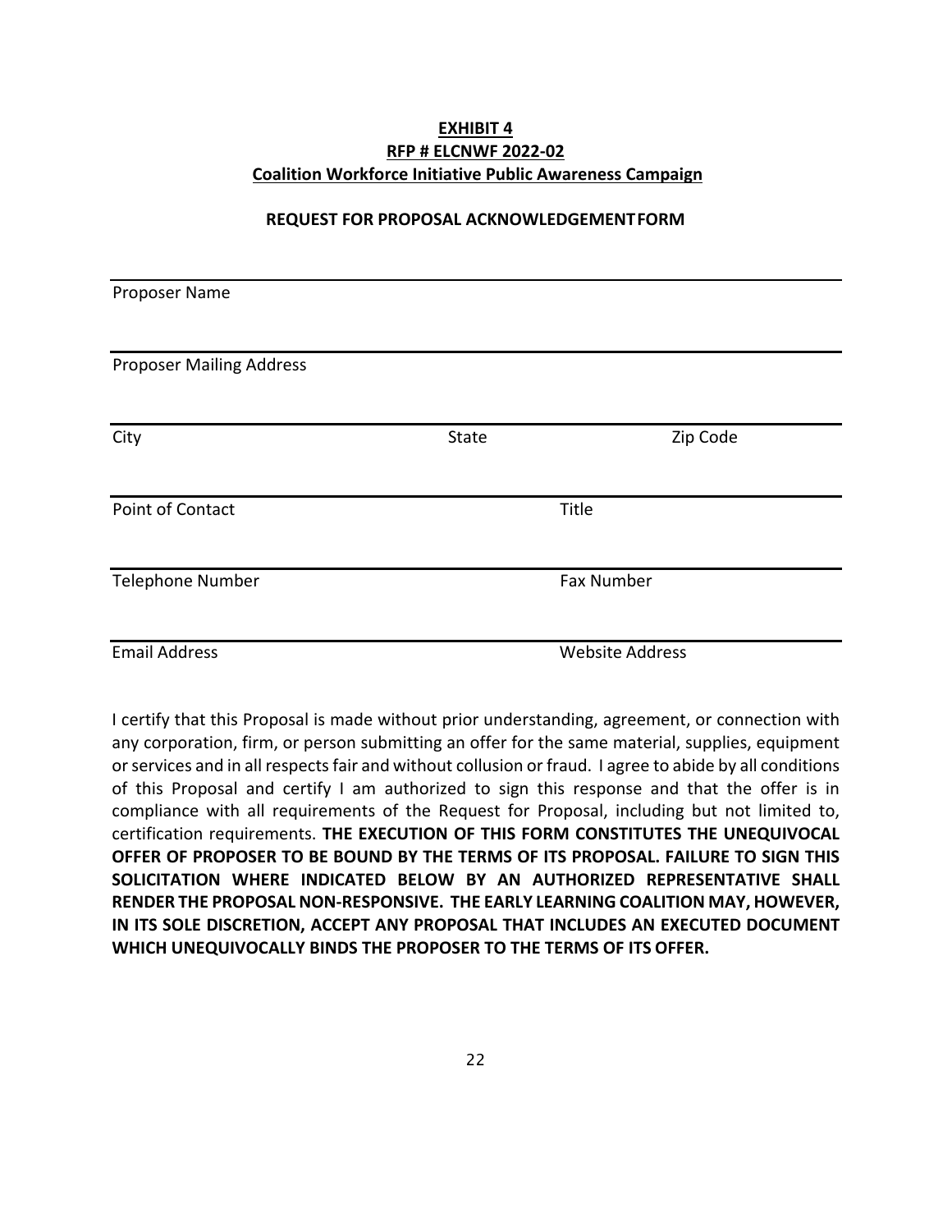**EXHIBIT 4**
**RFP # ELCNWF 2022-02**
**Coalition Workforce Initiative Public Awareness Campaign**

**REQUEST FOR PROPOSAL ACKNOWLEDGEMENT FORM**

Proposer Name

Proposer Mailing Address

| City | State | Zip Code |
|---|---|---|

| Point of Contact | Title |
|---|---|
| Telephone Number | Fax Number |
| Email Address | Website Address |

I certify that this Proposal is made without prior understanding, agreement, or connection with any corporation, firm, or person submitting an offer for the same material, supplies, equipment or services and in all respects fair and without collusion or fraud. I agree to abide by all conditions of this Proposal and certify I am authorized to sign this response and that the offer is in compliance with all requirements of the Request for Proposal, including but not limited to, certification requirements. **THE EXECUTION OF THIS FORM CONSTITUTES THE UNEQUIVOCAL OFFER OF PROPOSER TO BE BOUND BY THE TERMS OF ITS PROPOSAL. FAILURE TO SIGN THIS SOLICITATION WHERE INDICATED BELOW BY AN AUTHORIZED REPRESENTATIVE SHALL RENDER THE PROPOSAL NON-RESPONSIVE. THE EARLY LEARNING COALITION MAY, HOWEVER, IN ITS SOLE DISCRETION, ACCEPT ANY PROPOSAL THAT INCLUDES AN EXECUTED DOCUMENT WHICH UNEQUIVOCALLY BINDS THE PROPOSER TO THE TERMS OF ITS OFFER.**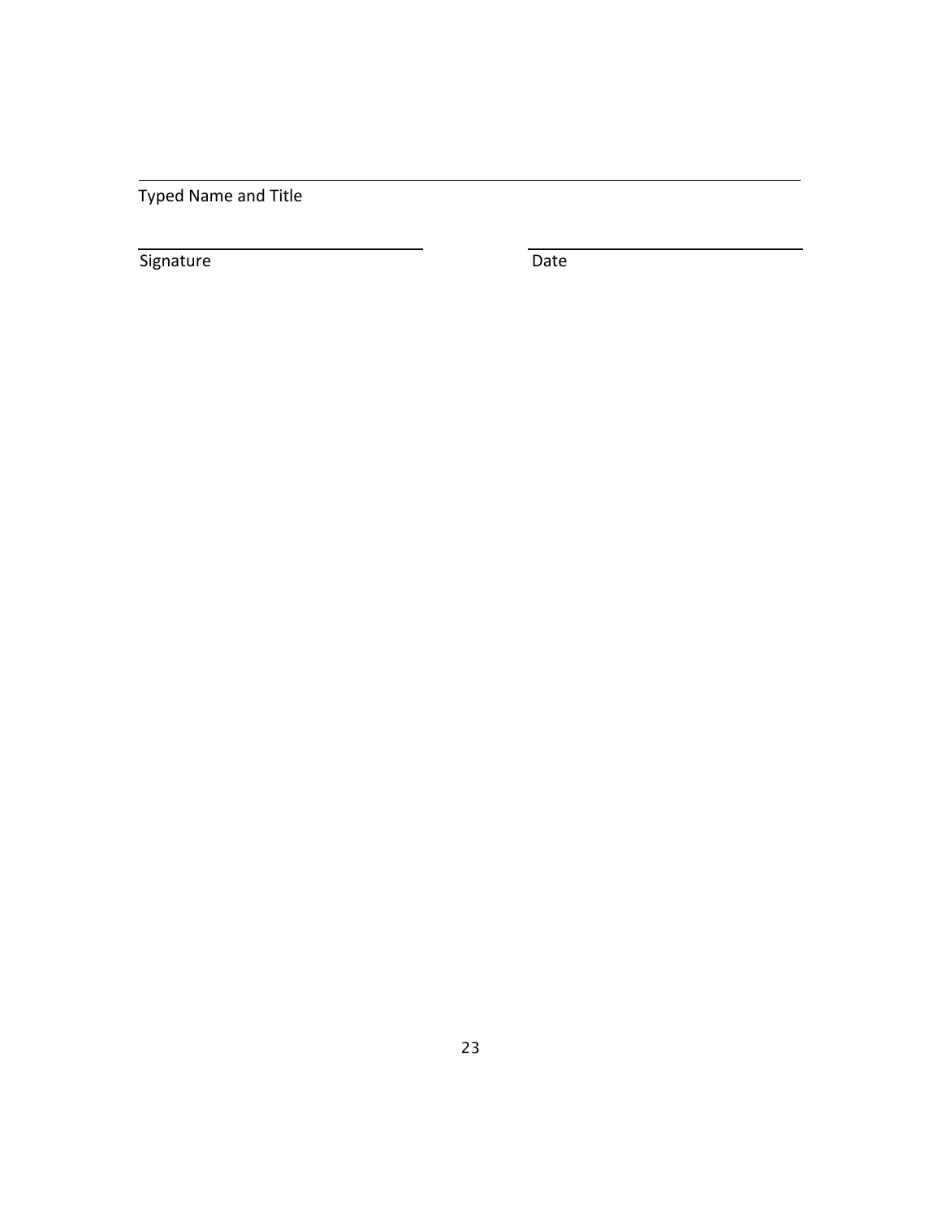\_\_\_\_\_\_\_\_\_\_\_\_\_\_\_\_\_\_\_\_\_\_\_\_\_\_\_\_\_\_\_\_\_\_\_\_\_\_\_\_\_\_\_\_\_\_\_\_\_\_\_\_\_\_\_\_\_\_\_\_

Typed Name and Title

\_\_\_\_\_\_\_\_\_\_\_\_\_\_\_\_\_\_\_\_\_\_\_\_\_\_\_\_ \_\_\_\_\_\_\_\_\_\_\_\_\_\_\_\_\_\_\_\_\_\_\_\_\_\_\_\_

Signature Date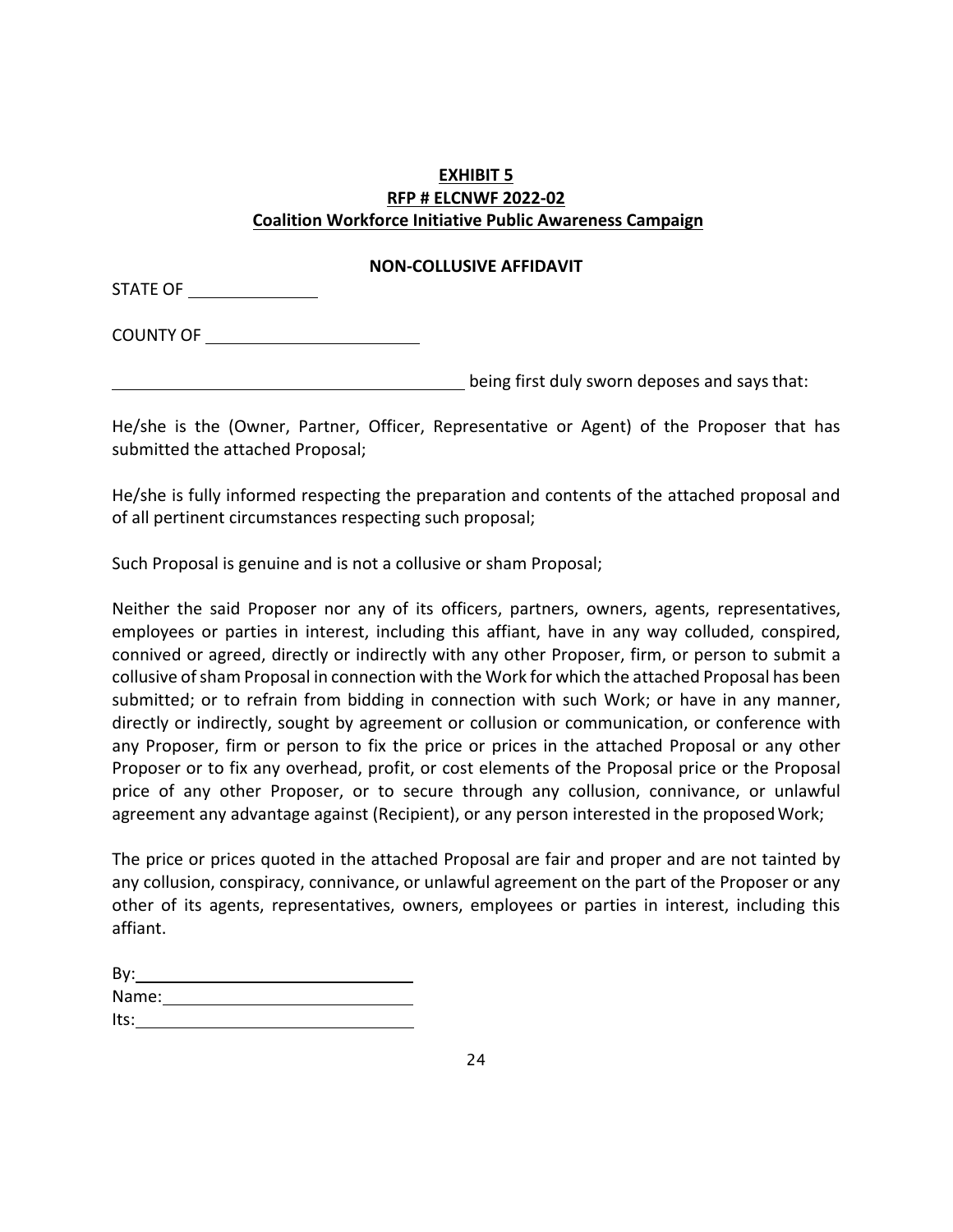**EXHIBIT 5**
**RFP # ELCNWF 2022-02**
**Coalition Workforce Initiative Public Awareness Campaign**

**NON-COLLUSIVE AFFIDAVIT**

STATE OF ______________

COUNTY OF ________________________

________________________________________ being first duly sworn deposes and says that:

He/she is the (Owner, Partner, Officer, Representative or Agent) of the Proposer that has submitted the attached Proposal;

He/she is fully informed respecting the preparation and contents of the attached proposal and of all pertinent circumstances respecting such proposal;

Such Proposal is genuine and is not a collusive or sham Proposal;

Neither the said Proposer nor any of its officers, partners, owners, agents, representatives, employees or parties in interest, including this affiant, have in any way colluded, conspired, connived or agreed, directly or indirectly with any other Proposer, firm, or person to submit a collusive of sham Proposal in connection with the Work for which the attached Proposal has been submitted; or to refrain from bidding in connection with such Work; or have in any manner, directly or indirectly, sought by agreement or collusion or communication, or conference with any Proposer, firm or person to fix the price or prices in the attached Proposal or any other Proposer or to fix any overhead, profit, or cost elements of the Proposal price or the Proposal price of any other Proposer, or to secure through any collusion, connivance, or unlawful agreement any advantage against (Recipient), or any person interested in the proposed Work;

The price or prices quoted in the attached Proposal are fair and proper and are not tainted by any collusion, conspiracy, connivance, or unlawful agreement on the part of the Proposer or any other of its agents, representatives, owners, employees or parties in interest, including this affiant.

By: ________________________________
Name: ____________________________
Its: ________________________________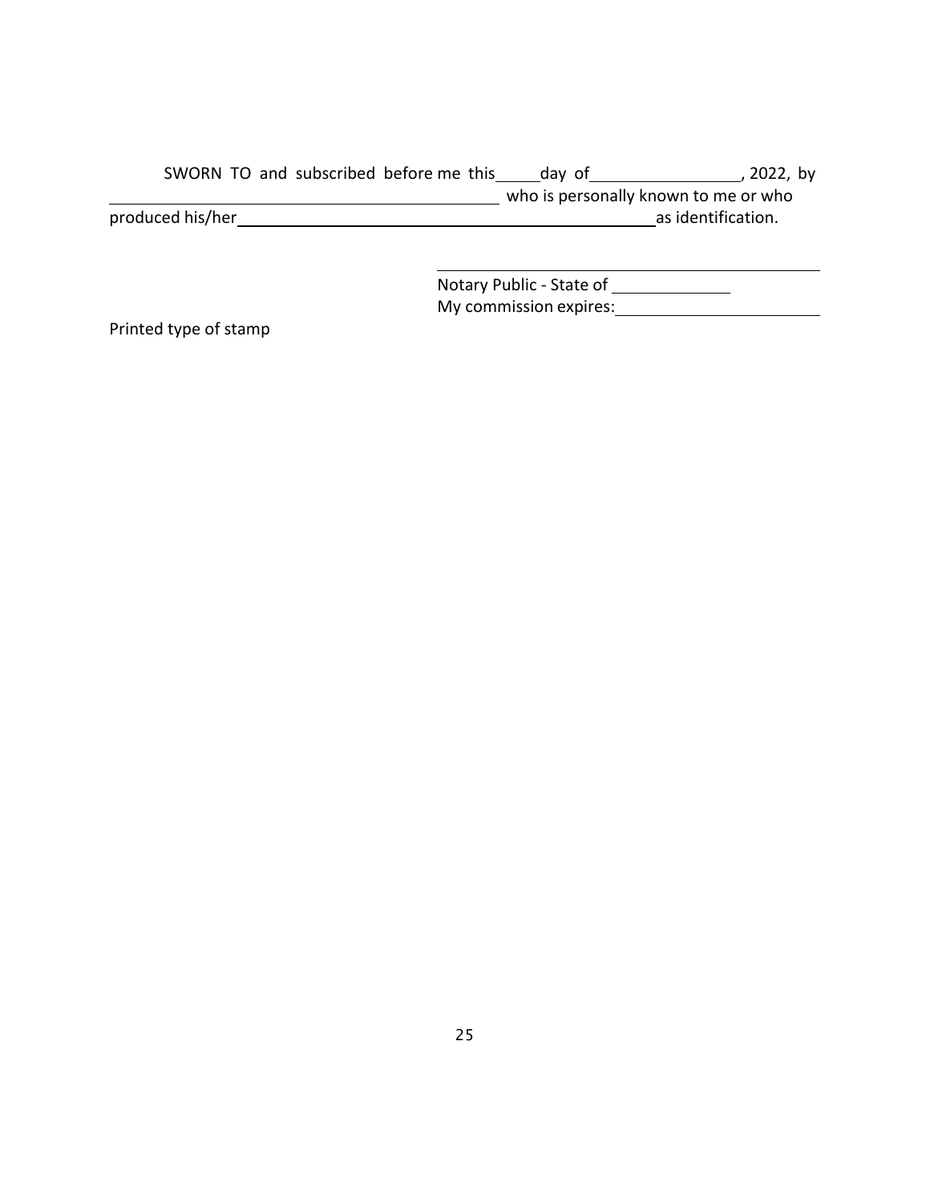SWORN TO and subscribed before me this_____day of_________________, 2022, by _______________________________________________ who is personally known to me or who produced his/her___________________________________________________as identification.

_______________________________________________
Notary Public - State of _____________
My commission expires:_______________________

Printed type of stamp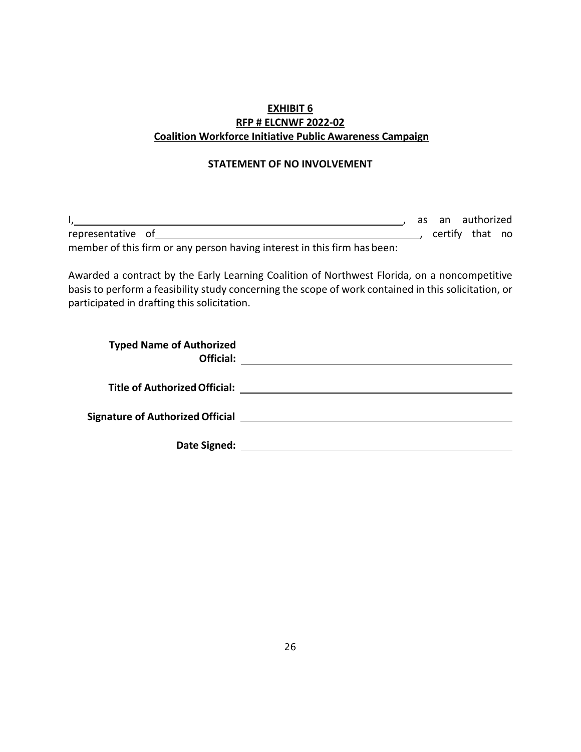**EXHIBIT 6**
**RFP # ELCNWF 2022-02**
**Coalition Workforce Initiative Public Awareness Campaign**

**STATEMENT OF NO INVOLVEMENT**

I,\_\_\_\_\_\_\_\_\_\_\_\_\_\_\_\_\_\_\_\_\_\_\_\_\_\_\_\_\_\_\_\_\_\_\_\_\_\_\_\_\_\_\_\_\_\_\_\_, as an authorized representative of\_\_\_\_\_\_\_\_\_\_\_\_\_\_\_\_\_\_\_\_\_\_\_\_\_\_\_\_\_\_\_\_\_\_\_\_\_\_\_\_, certify that no member of this firm or any person having interest in this firm has been:

Awarded a contract by the Early Learning Coalition of Northwest Florida, on a noncompetitive basis to perform a feasibility study concerning the scope of work contained in this solicitation, or participated in drafting this solicitation.

**Typed Name of Authorized Official:** \_\_\_\_\_\_\_\_\_\_\_\_\_\_\_\_\_\_\_\_\_\_\_\_\_\_\_\_\_\_\_\_\_\_\_\_\_\_\_\_

**Title of Authorized Official:** \_\_\_\_\_\_\_\_\_\_\_\_\_\_\_\_\_\_\_\_\_\_\_\_\_\_\_\_\_\_\_\_\_\_\_\_\_\_\_\_

**Signature of Authorized Official** \_\_\_\_\_\_\_\_\_\_\_\_\_\_\_\_\_\_\_\_\_\_\_\_\_\_\_\_\_\_\_\_\_\_\_\_\_\_\_\_

**Date Signed:** \_\_\_\_\_\_\_\_\_\_\_\_\_\_\_\_\_\_\_\_\_\_\_\_\_\_\_\_\_\_\_\_\_\_\_\_\_\_\_\_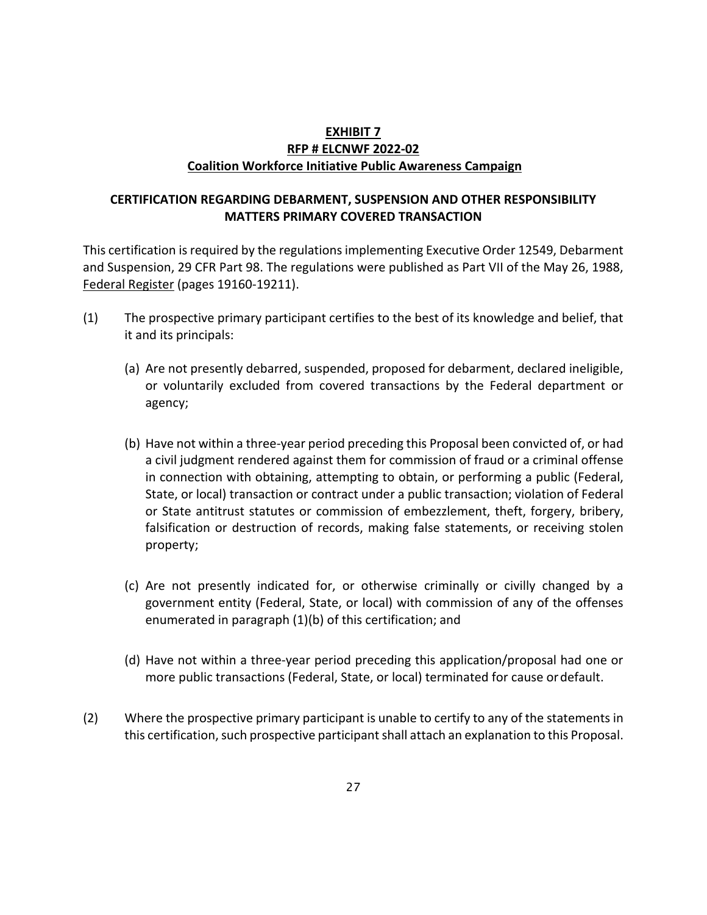**EXHIBIT 7**
**RFP # ELCNWF 2022-02**
**Coalition Workforce Initiative Public Awareness Campaign**

**CERTIFICATION REGARDING DEBARMENT, SUSPENSION AND OTHER RESPONSIBILITY MATTERS PRIMARY COVERED TRANSACTION**

This certification is required by the regulations implementing Executive Order 12549, Debarment and Suspension, 29 CFR Part 98. The regulations were published as Part VII of the May 26, 1988, Federal Register (pages 19160-19211).

(1) The prospective primary participant certifies to the best of its knowledge and belief, that it and its principals:

(a) Are not presently debarred, suspended, proposed for debarment, declared ineligible, or voluntarily excluded from covered transactions by the Federal department or agency;

(b) Have not within a three-year period preceding this Proposal been convicted of, or had a civil judgment rendered against them for commission of fraud or a criminal offense in connection with obtaining, attempting to obtain, or performing a public (Federal, State, or local) transaction or contract under a public transaction; violation of Federal or State antitrust statutes or commission of embezzlement, theft, forgery, bribery, falsification or destruction of records, making false statements, or receiving stolen property;

(c) Are not presently indicated for, or otherwise criminally or civilly changed by a government entity (Federal, State, or local) with commission of any of the offenses enumerated in paragraph (1)(b) of this certification; and

(d) Have not within a three-year period preceding this application/proposal had one or more public transactions (Federal, State, or local) terminated for cause or default.

(2) Where the prospective primary participant is unable to certify to any of the statements in this certification, such prospective participant shall attach an explanation to this Proposal.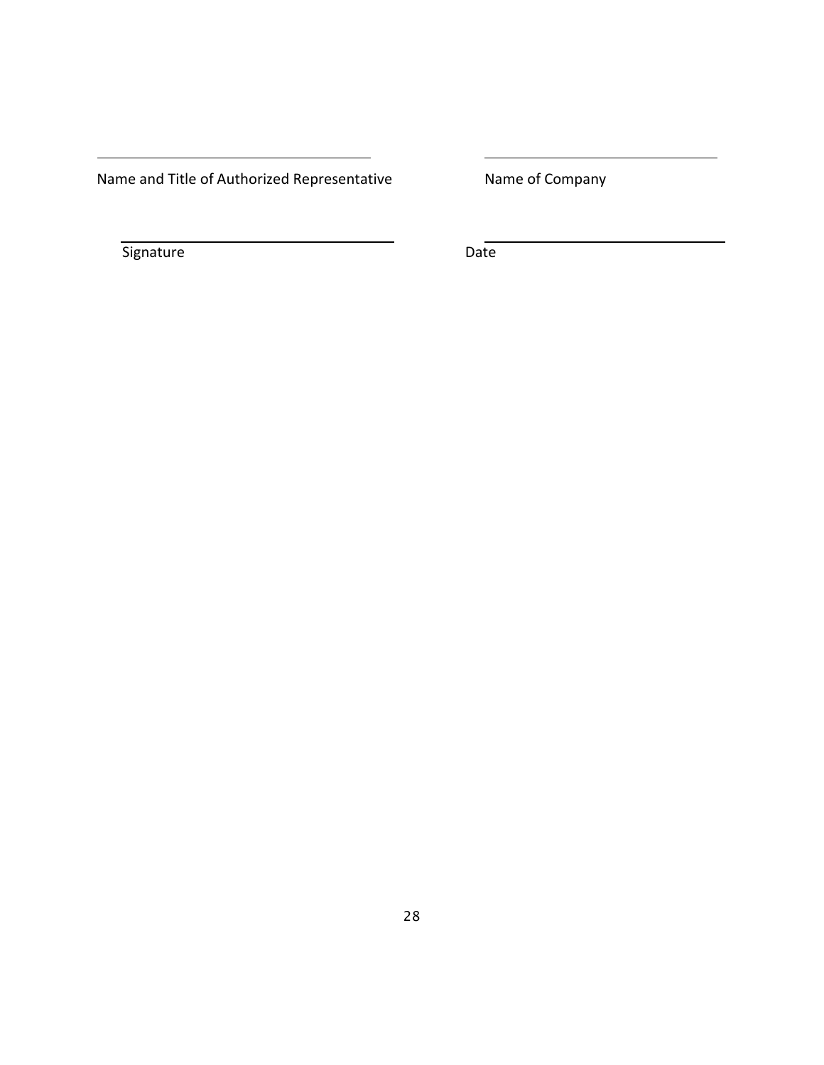\_\_\_\_\_\_\_\_\_\_\_\_\_\_\_\_\_\_\_\_\_\_\_\_\_\_\_\_\_\_\_\_\_\_\_\_ \_\_\_\_\_\_\_\_\_\_\_\_\_\_\_\_\_\_\_\_\_\_\_\_\_\_\_\_\_\_\_\_

Name and Title of Authorized Representative Name of Company

\_\_\_\_\_\_\_\_\_\_\_\_\_\_\_\_\_\_\_\_\_\_\_\_\_\_\_\_\_\_\_\_\_\_\_\_ \_\_\_\_\_\_\_\_\_\_\_\_\_\_\_\_\_\_\_\_\_\_\_\_\_\_\_\_\_\_\_\_

Signature Date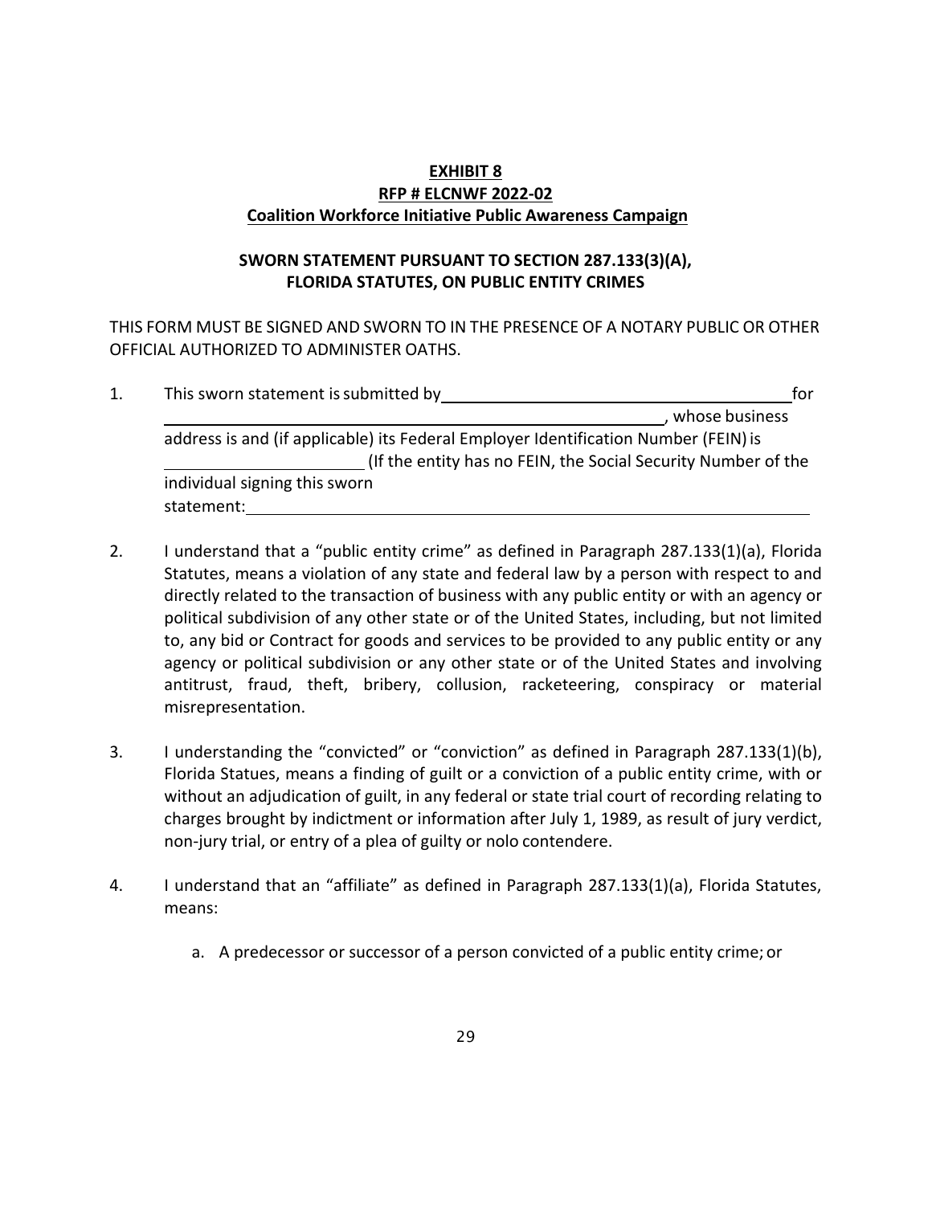**EXHIBIT 8**
**RFP # ELCNWF 2022-02**
**Coalition Workforce Initiative Public Awareness Campaign**

**SWORN STATEMENT PURSUANT TO SECTION 287.133(3)(A), FLORIDA STATUTES, ON PUBLIC ENTITY CRIMES**

THIS FORM MUST BE SIGNED AND SWORN TO IN THE PRESENCE OF A NOTARY PUBLIC OR OTHER OFFICIAL AUTHORIZED TO ADMINISTER OATHS.

1. This sworn statement is submitted by ________________________________________ for ____________________________________________________________, whose business address is and (if applicable) its Federal Employer Identification Number (FEIN) is ______________________ (If the entity has no FEIN, the Social Security Number of the individual signing this sworn statement: ______________________________________________________________

2. I understand that a "public entity crime" as defined in Paragraph 287.133(1)(a), Florida Statutes, means a violation of any state and federal law by a person with respect to and directly related to the transaction of business with any public entity or with an agency or political subdivision of any other state or of the United States, including, but not limited to, any bid or Contract for goods and services to be provided to any public entity or any agency or political subdivision or any other state or of the United States and involving antitrust, fraud, theft, bribery, collusion, racketeering, conspiracy or material misrepresentation.

3. I understanding the "convicted" or "conviction" as defined in Paragraph 287.133(1)(b), Florida Statues, means a finding of guilt or a conviction of a public entity crime, with or without an adjudication of guilt, in any federal or state trial court of recording relating to charges brought by indictment or information after July 1, 1989, as result of jury verdict, non-jury trial, or entry of a plea of guilty or nolo contendere.

4. I understand that an "affiliate" as defined in Paragraph 287.133(1)(a), Florida Statutes, means:

   a. A predecessor or successor of a person convicted of a public entity crime; or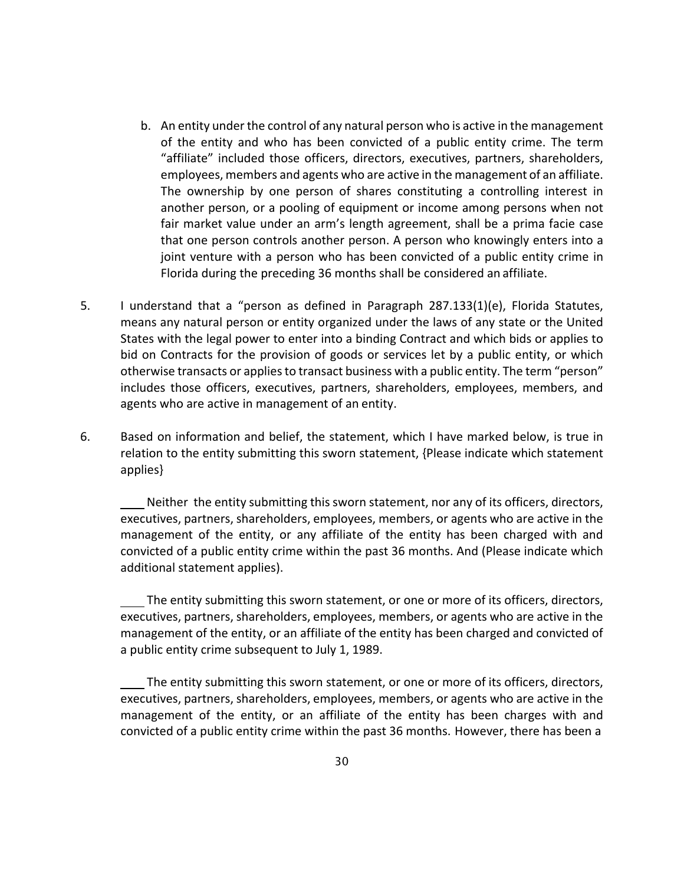b. An entity under the control of any natural person who is active in the management of the entity and who has been convicted of a public entity crime. The term "affiliate" included those officers, directors, executives, partners, shareholders, employees, members and agents who are active in the management of an affiliate. The ownership by one person of shares constituting a controlling interest in another person, or a pooling of equipment or income among persons when not fair market value under an arm's length agreement, shall be a prima facie case that one person controls another person. A person who knowingly enters into a joint venture with a person who has been convicted of a public entity crime in Florida during the preceding 36 months shall be considered an affiliate.

5. I understand that a "person as defined in Paragraph 287.133(1)(e), Florida Statutes, means any natural person or entity organized under the laws of any state or the United States with the legal power to enter into a binding Contract and which bids or applies to bid on Contracts for the provision of goods or services let by a public entity, or which otherwise transacts or applies to transact business with a public entity. The term "person" includes those officers, executives, partners, shareholders, employees, members, and agents who are active in management of an entity.

6. Based on information and belief, the statement, which I have marked below, is true in relation to the entity submitting this sworn statement, {Please indicate which statement applies}

____ Neither the entity submitting this sworn statement, nor any of its officers, directors, executives, partners, shareholders, employees, members, or agents who are active in the management of the entity, or any affiliate of the entity has been charged with and convicted of a public entity crime within the past 36 months. And (Please indicate which additional statement applies).

____ The entity submitting this sworn statement, or one or more of its officers, directors, executives, partners, shareholders, employees, members, or agents who are active in the management of the entity, or an affiliate of the entity has been charged and convicted of a public entity crime subsequent to July 1, 1989.

____ The entity submitting this sworn statement, or one or more of its officers, directors, executives, partners, shareholders, employees, members, or agents who are active in the management of the entity, or an affiliate of the entity has been charges with and convicted of a public entity crime within the past 36 months. However, there has been a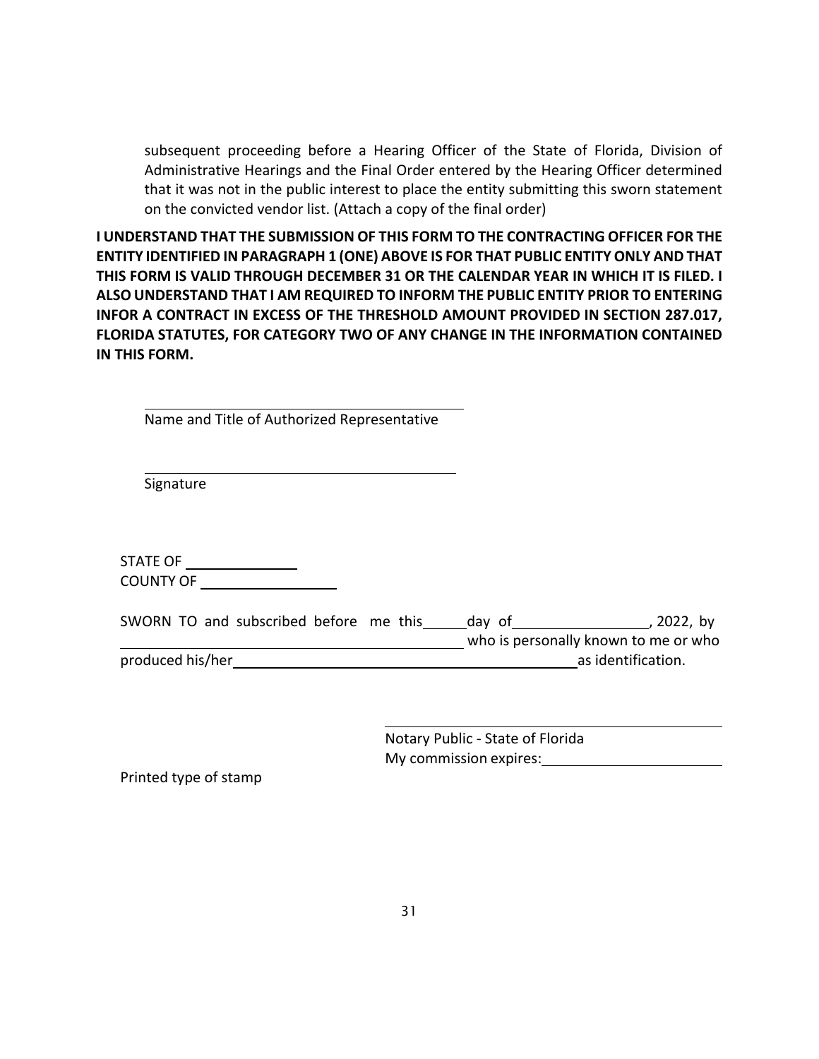subsequent proceeding before a Hearing Officer of the State of Florida, Division of Administrative Hearings and the Final Order entered by the Hearing Officer determined that it was not in the public interest to place the entity submitting this sworn statement on the convicted vendor list. (Attach a copy of the final order)

**I UNDERSTAND THAT THE SUBMISSION OF THIS FORM TO THE CONTRACTING OFFICER FOR THE ENTITY IDENTIFIED IN PARAGRAPH 1 (ONE) ABOVE IS FOR THAT PUBLIC ENTITY ONLY AND THAT THIS FORM IS VALID THROUGH DECEMBER 31 OR THE CALENDAR YEAR IN WHICH IT IS FILED. I ALSO UNDERSTAND THAT I AM REQUIRED TO INFORM THE PUBLIC ENTITY PRIOR TO ENTERING INFOR A CONTRACT IN EXCESS OF THE THRESHOLD AMOUNT PROVIDED IN SECTION 287.017, FLORIDA STATUTES, FOR CATEGORY TWO OF ANY CHANGE IN THE INFORMATION CONTAINED IN THIS FORM.**

\_\_\_\_\_\_\_\_\_\_\_\_\_\_\_\_\_\_\_\_\_\_\_\_\_\_\_\_\_\_\_\_\_\_\_\_\_\_\_\_
Name and Title of Authorized Representative

\_\_\_\_\_\_\_\_\_\_\_\_\_\_\_\_\_\_\_\_\_\_\_\_\_\_\_\_\_\_\_\_\_\_\_\_\_\_\_\_
Signature

STATE OF \_\_\_\_\_\_\_\_\_\_\_\_\_\_
COUNTY OF \_\_\_\_\_\_\_\_\_\_\_\_\_\_\_\_\_

SWORN TO and subscribed before me this \_\_\_\_\_ day of \_\_\_\_\_\_\_\_\_\_\_\_\_\_\_\_, 2022, by \_\_\_\_\_\_\_\_\_\_\_\_\_\_\_\_\_\_\_\_\_\_\_\_\_\_\_\_\_\_\_\_\_\_\_\_\_\_\_\_ who is personally known to me or who produced his/her \_\_\_\_\_\_\_\_\_\_\_\_\_\_\_\_\_\_\_\_\_\_\_\_\_\_\_\_\_\_\_\_\_\_\_\_\_\_\_\_\_\_\_\_ as identification.

\_\_\_\_\_\_\_\_\_\_\_\_\_\_\_\_\_\_\_\_\_\_\_\_\_\_\_\_\_\_\_\_\_\_\_\_\_\_\_\_
Notary Public - State of Florida
My commission expires: \_\_\_\_\_\_\_\_\_\_\_\_\_\_\_\_\_\_\_\_\_\_

Printed type of stamp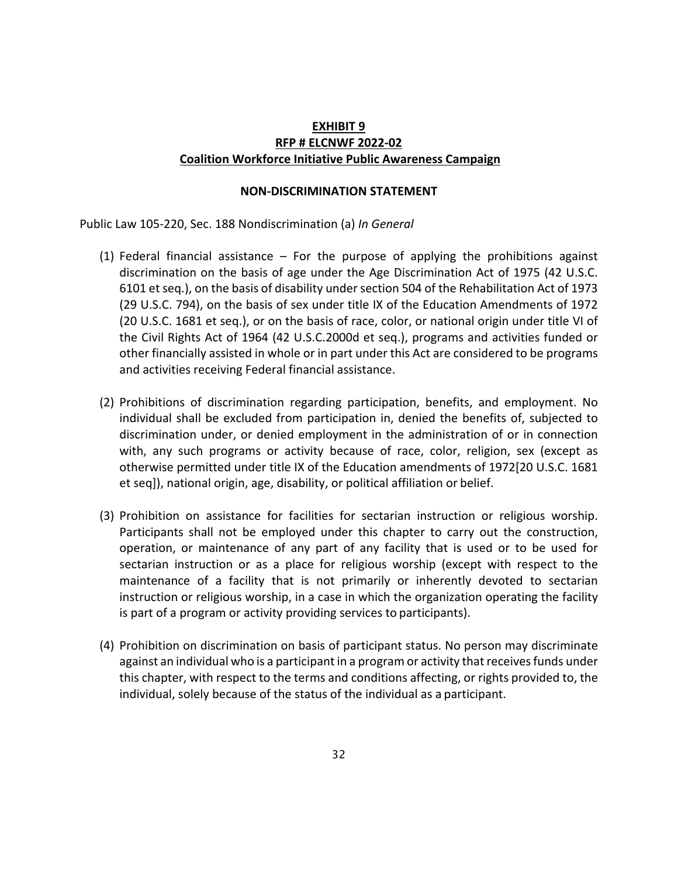**EXHIBIT 9**
**RFP # ELCNWF 2022-02**
**Coalition Workforce Initiative Public Awareness Campaign**

**NON-DISCRIMINATION STATEMENT**

Public Law 105-220, Sec. 188 Nondiscrimination (a) *In General*

(1) Federal financial assistance – For the purpose of applying the prohibitions against discrimination on the basis of age under the Age Discrimination Act of 1975 (42 U.S.C. 6101 et seq.), on the basis of disability under section 504 of the Rehabilitation Act of 1973 (29 U.S.C. 794), on the basis of sex under title IX of the Education Amendments of 1972 (20 U.S.C. 1681 et seq.), or on the basis of race, color, or national origin under title VI of the Civil Rights Act of 1964 (42 U.S.C.2000d et seq.), programs and activities funded or other financially assisted in whole or in part under this Act are considered to be programs and activities receiving Federal financial assistance.

(2) Prohibitions of discrimination regarding participation, benefits, and employment. No individual shall be excluded from participation in, denied the benefits of, subjected to discrimination under, or denied employment in the administration of or in connection with, any such programs or activity because of race, color, religion, sex (except as otherwise permitted under title IX of the Education amendments of 1972[20 U.S.C. 1681 et seq]), national origin, age, disability, or political affiliation or belief.

(3) Prohibition on assistance for facilities for sectarian instruction or religious worship. Participants shall not be employed under this chapter to carry out the construction, operation, or maintenance of any part of any facility that is used or to be used for sectarian instruction or as a place for religious worship (except with respect to the maintenance of a facility that is not primarily or inherently devoted to sectarian instruction or religious worship, in a case in which the organization operating the facility is part of a program or activity providing services to participants).

(4) Prohibition on discrimination on basis of participant status. No person may discriminate against an individual who is a participant in a program or activity that receives funds under this chapter, with respect to the terms and conditions affecting, or rights provided to, the individual, solely because of the status of the individual as a participant.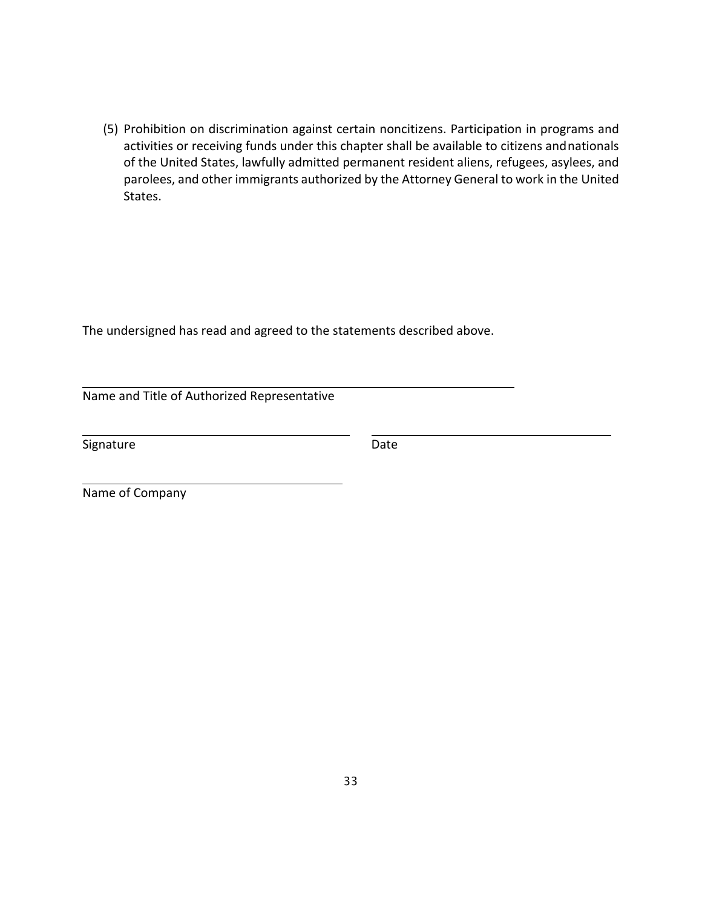(5) Prohibition on discrimination against certain noncitizens. Participation in programs and activities or receiving funds under this chapter shall be available to citizens and nationals of the United States, lawfully admitted permanent resident aliens, refugees, asylees, and parolees, and other immigrants authorized by the Attorney General to work in the United States.

The undersigned has read and agreed to the statements described above.

______________________________________________

Name and Title of Authorized Representative

______________________________ ______________________________

Signature Date

______________________________

Name of Company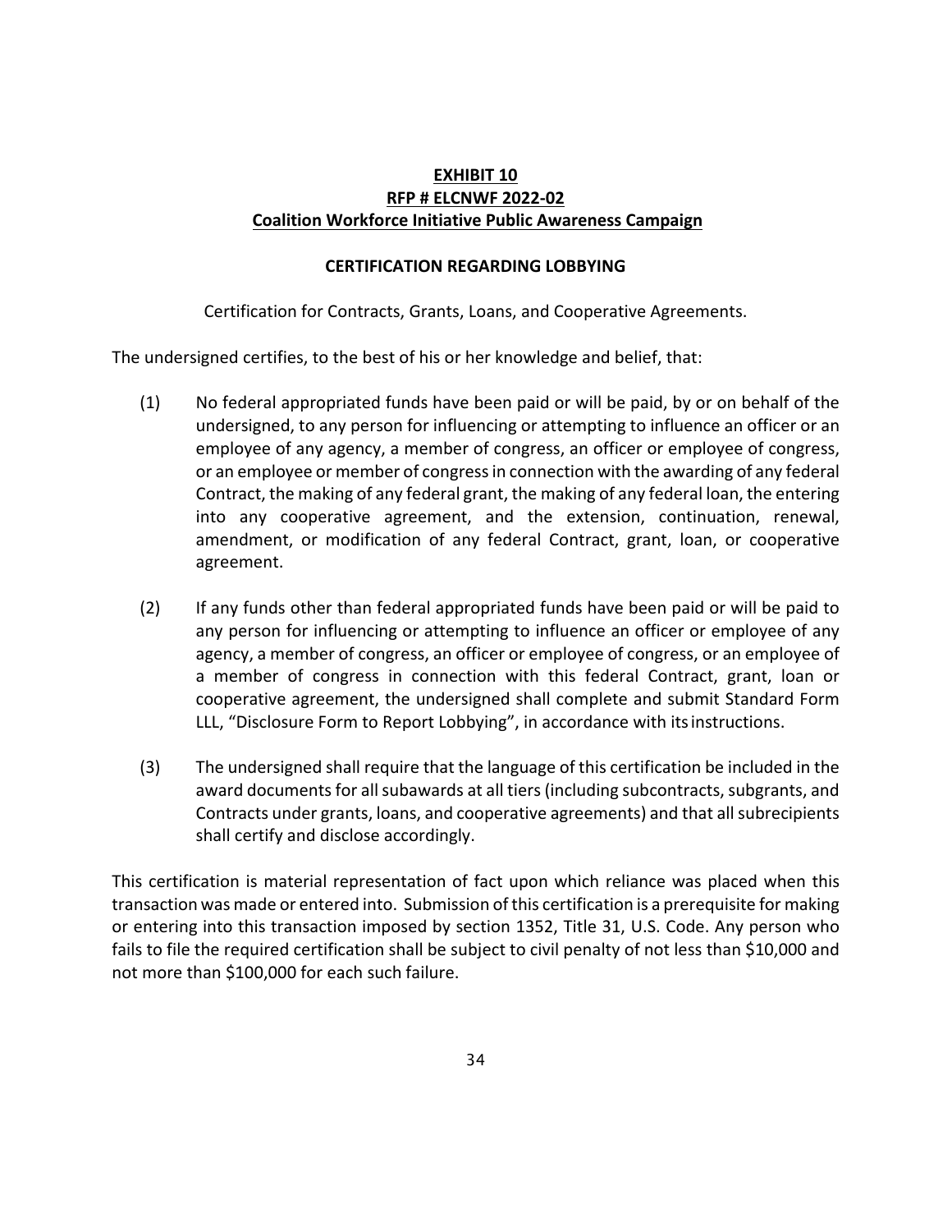**EXHIBIT 10**
**RFP # ELCNWF 2022-02**
**Coalition Workforce Initiative Public Awareness Campaign**

**CERTIFICATION REGARDING LOBBYING**

Certification for Contracts, Grants, Loans, and Cooperative Agreements.

The undersigned certifies, to the best of his or her knowledge and belief, that:

(1) No federal appropriated funds have been paid or will be paid, by or on behalf of the undersigned, to any person for influencing or attempting to influence an officer or an employee of any agency, a member of congress, an officer or employee of congress, or an employee or member of congress in connection with the awarding of any federal Contract, the making of any federal grant, the making of any federal loan, the entering into any cooperative agreement, and the extension, continuation, renewal, amendment, or modification of any federal Contract, grant, loan, or cooperative agreement.

(2) If any funds other than federal appropriated funds have been paid or will be paid to any person for influencing or attempting to influence an officer or employee of any agency, a member of congress, an officer or employee of congress, or an employee of a member of congress in connection with this federal Contract, grant, loan or cooperative agreement, the undersigned shall complete and submit Standard Form LLL, "Disclosure Form to Report Lobbying", in accordance with its instructions.

(3) The undersigned shall require that the language of this certification be included in the award documents for all subawards at all tiers (including subcontracts, subgrants, and Contracts under grants, loans, and cooperative agreements) and that all subrecipients shall certify and disclose accordingly.

This certification is material representation of fact upon which reliance was placed when this transaction was made or entered into. Submission of this certification is a prerequisite for making or entering into this transaction imposed by section 1352, Title 31, U.S. Code. Any person who fails to file the required certification shall be subject to civil penalty of not less than $10,000 and not more than $100,000 for each such failure.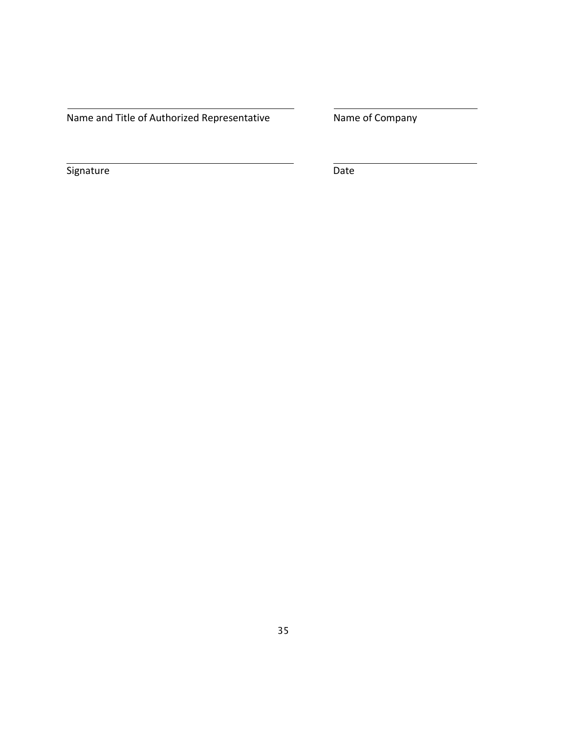| _______________________________________ | _______________________ |
| --- | --- |
| Name and Title of Authorized Representative | Name of Company |
| _______________________________________ | _______________________ |
| Signature | Date |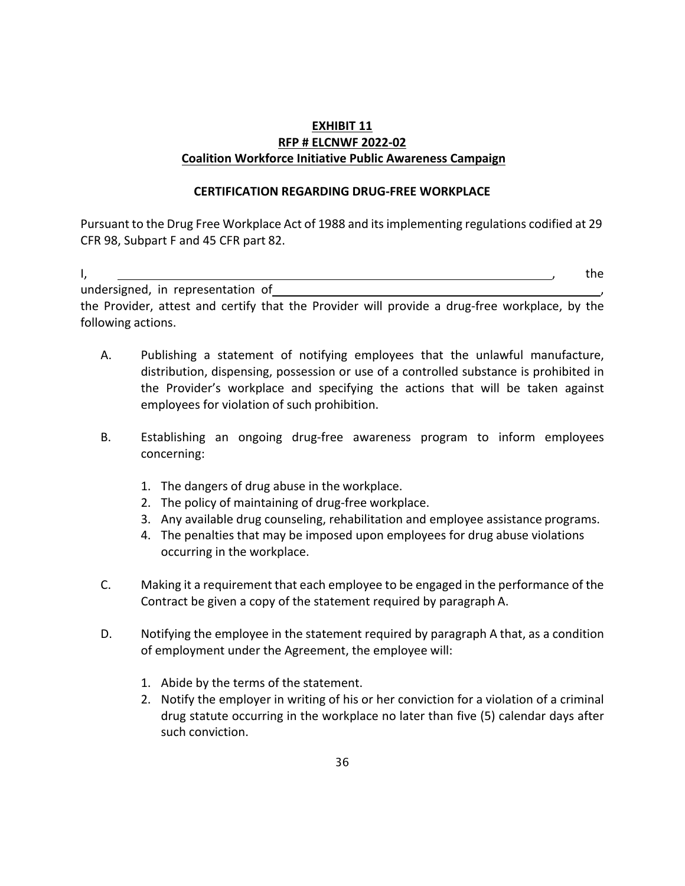**EXHIBIT 11**
**RFP # ELCNWF 2022-02**
**Coalition Workforce Initiative Public Awareness Campaign**

**CERTIFICATION REGARDING DRUG-FREE WORKPLACE**

Pursuant to the Drug Free Workplace Act of 1988 and its implementing regulations codified at 29 CFR 98, Subpart F and 45 CFR part 82.

I, ______________________________________________, the undersigned, in representation of ______________________________________________, the Provider, attest and certify that the Provider will provide a drug-free workplace, by the following actions.

A. Publishing a statement of notifying employees that the unlawful manufacture, distribution, dispensing, possession or use of a controlled substance is prohibited in the Provider's workplace and specifying the actions that will be taken against employees for violation of such prohibition.

B. Establishing an ongoing drug-free awareness program to inform employees concerning:

   1. The dangers of drug abuse in the workplace.
   2. The policy of maintaining of drug-free workplace.
   3. Any available drug counseling, rehabilitation and employee assistance programs.
   4. The penalties that may be imposed upon employees for drug abuse violations occurring in the workplace.

C. Making it a requirement that each employee to be engaged in the performance of the Contract be given a copy of the statement required by paragraph A.

D. Notifying the employee in the statement required by paragraph A that, as a condition of employment under the Agreement, the employee will:

   1. Abide by the terms of the statement.
   2. Notify the employer in writing of his or her conviction for a violation of a criminal drug statute occurring in the workplace no later than five (5) calendar days after such conviction.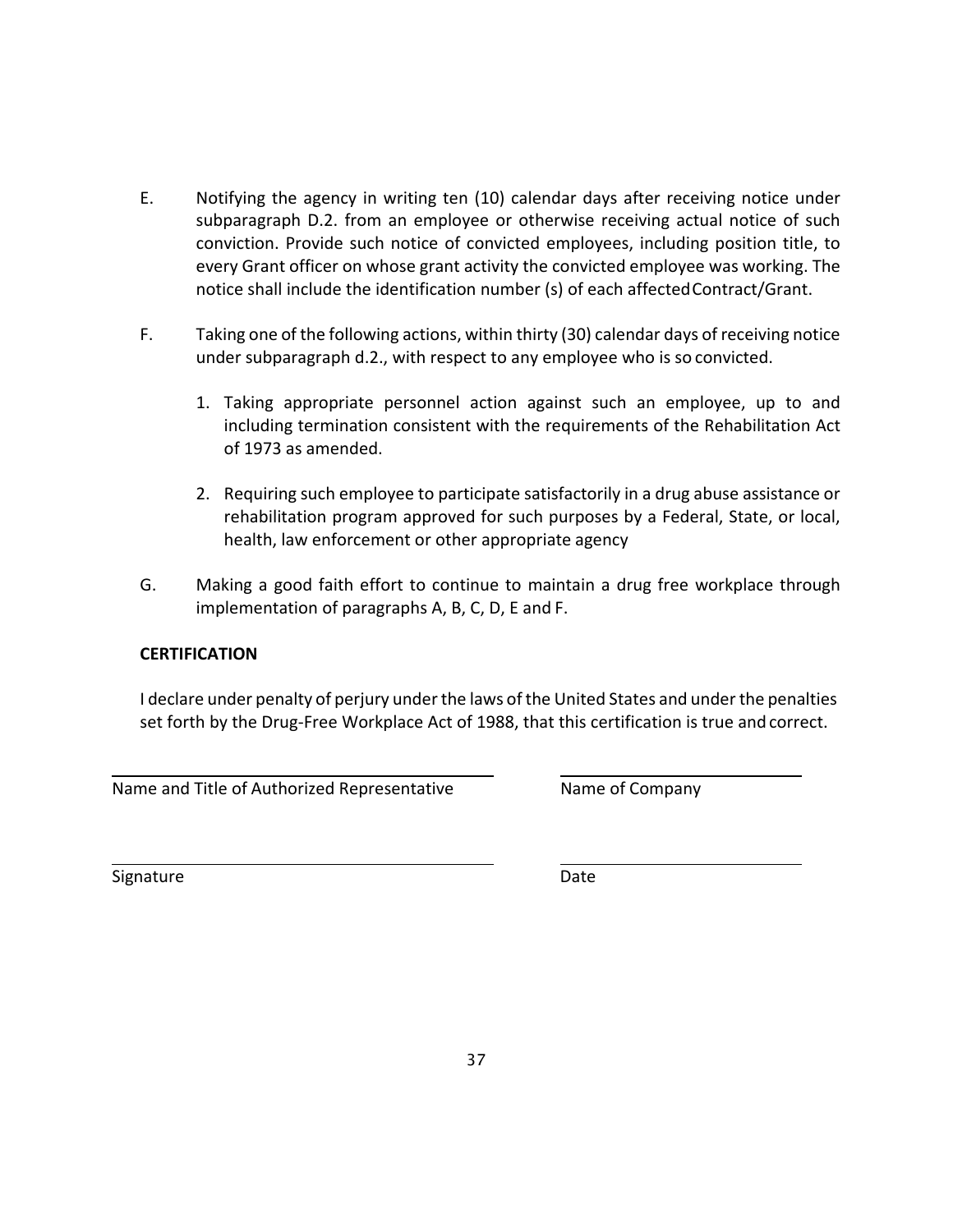E. Notifying the agency in writing ten (10) calendar days after receiving notice under subparagraph D.2. from an employee or otherwise receiving actual notice of such conviction. Provide such notice of convicted employees, including position title, to every Grant officer on whose grant activity the convicted employee was working. The notice shall include the identification number (s) of each affected Contract/Grant.

F. Taking one of the following actions, within thirty (30) calendar days of receiving notice under subparagraph d.2., with respect to any employee who is so convicted.

   1. Taking appropriate personnel action against such an employee, up to and including termination consistent with the requirements of the Rehabilitation Act of 1973 as amended.

   2. Requiring such employee to participate satisfactorily in a drug abuse assistance or rehabilitation program approved for such purposes by a Federal, State, or local, health, law enforcement or other appropriate agency

G. Making a good faith effort to continue to maintain a drug free workplace through implementation of paragraphs A, B, C, D, E and F.

**CERTIFICATION**

I declare under penalty of perjury under the laws of the United States and under the penalties set forth by the Drug-Free Workplace Act of 1988, that this certification is true and correct.

______________________________________ ______________________________

Name and Title of Authorized Representative Name of Company

______________________________________ ______________________________

Signature Date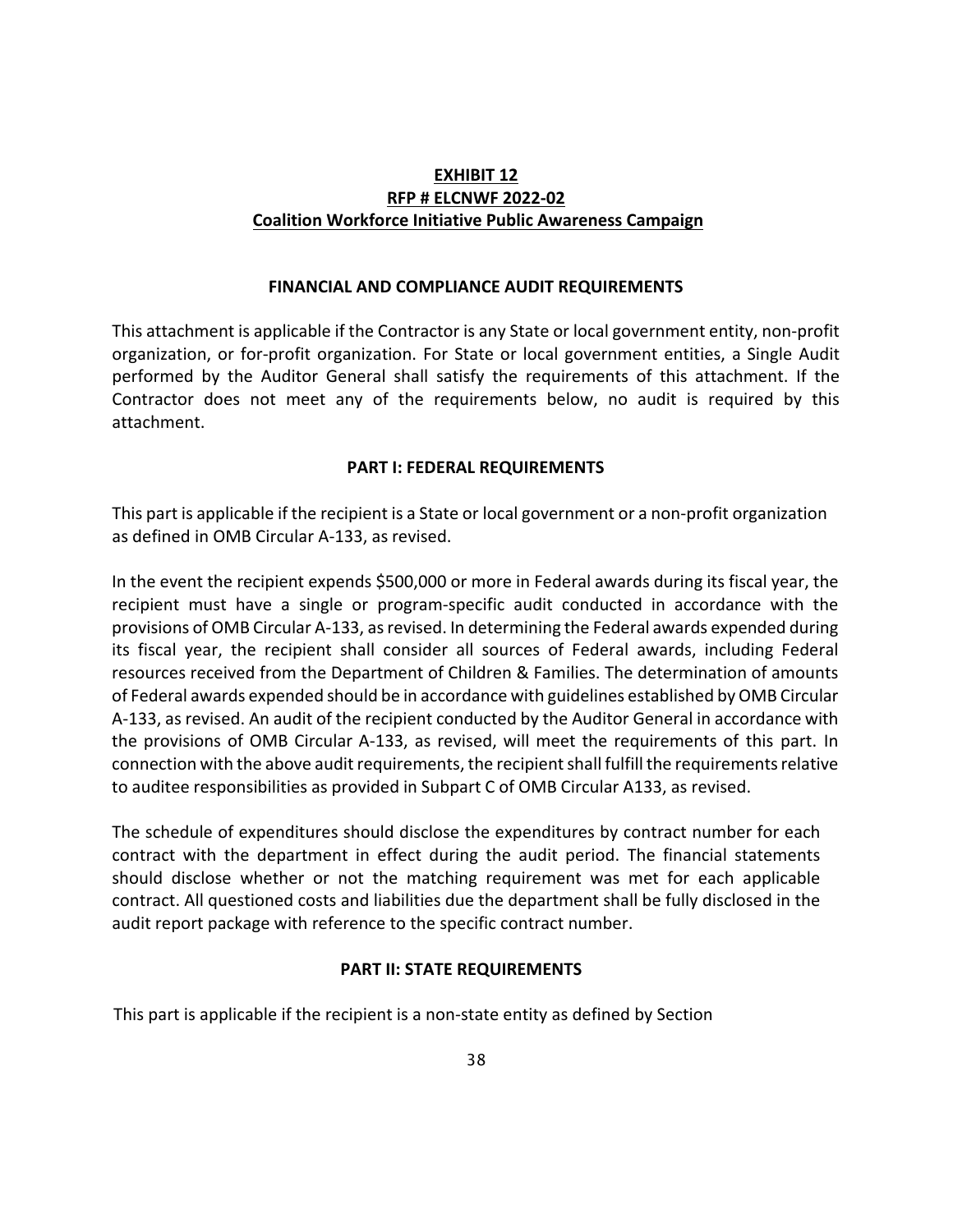**EXHIBIT 12**
**RFP # ELCNWF 2022-02**
**Coalition Workforce Initiative Public Awareness Campaign**

**FINANCIAL AND COMPLIANCE AUDIT REQUIREMENTS**

This attachment is applicable if the Contractor is any State or local government entity, non-profit organization, or for-profit organization. For State or local government entities, a Single Audit performed by the Auditor General shall satisfy the requirements of this attachment. If the Contractor does not meet any of the requirements below, no audit is required by this attachment.

**PART I: FEDERAL REQUIREMENTS**

This part is applicable if the recipient is a State or local government or a non-profit organization as defined in OMB Circular A-133, as revised.

In the event the recipient expends $500,000 or more in Federal awards during its fiscal year, the recipient must have a single or program-specific audit conducted in accordance with the provisions of OMB Circular A-133, as revised. In determining the Federal awards expended during its fiscal year, the recipient shall consider all sources of Federal awards, including Federal resources received from the Department of Children & Families. The determination of amounts of Federal awards expended should be in accordance with guidelines established by OMB Circular A-133, as revised. An audit of the recipient conducted by the Auditor General in accordance with the provisions of OMB Circular A-133, as revised, will meet the requirements of this part. In connection with the above audit requirements, the recipient shall fulfill the requirements relative to auditee responsibilities as provided in Subpart C of OMB Circular A133, as revised.

The schedule of expenditures should disclose the expenditures by contract number for each contract with the department in effect during the audit period. The financial statements should disclose whether or not the matching requirement was met for each applicable contract. All questioned costs and liabilities due the department shall be fully disclosed in the audit report package with reference to the specific contract number.

**PART II: STATE REQUIREMENTS**

This part is applicable if the recipient is a non-state entity as defined by Section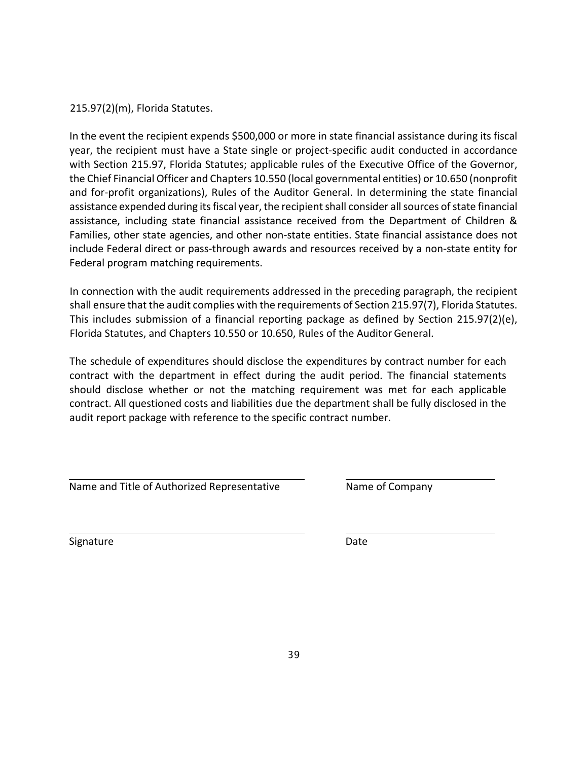215.97(2)(m), Florida Statutes.

In the event the recipient expends $500,000 or more in state financial assistance during its fiscal year, the recipient must have a State single or project-specific audit conducted in accordance with Section 215.97, Florida Statutes; applicable rules of the Executive Office of the Governor, the Chief Financial Officer and Chapters 10.550 (local governmental entities) or 10.650 (nonprofit and for-profit organizations), Rules of the Auditor General. In determining the state financial assistance expended during its fiscal year, the recipient shall consider all sources of state financial assistance, including state financial assistance received from the Department of Children & Families, other state agencies, and other non-state entities. State financial assistance does not include Federal direct or pass-through awards and resources received by a non-state entity for Federal program matching requirements.

In connection with the audit requirements addressed in the preceding paragraph, the recipient shall ensure that the audit complies with the requirements of Section 215.97(7), Florida Statutes. This includes submission of a financial reporting package as defined by Section 215.97(2)(e), Florida Statutes, and Chapters 10.550 or 10.650, Rules of the Auditor General.

The schedule of expenditures should disclose the expenditures by contract number for each contract with the department in effect during the audit period. The financial statements should disclose whether or not the matching requirement was met for each applicable contract. All questioned costs and liabilities due the department shall be fully disclosed in the audit report package with reference to the specific contract number.

\_\_\_\_\_\_\_\_\_\_\_\_\_\_\_\_\_\_\_\_\_\_\_\_\_\_\_\_\_\_\_\_\_\_\_\_\_\_\_\_ \_\_\_\_\_\_\_\_\_\_\_\_\_\_\_\_\_\_\_\_\_\_\_\_\_\_\_\_

Name and Title of Authorized Representative Name of Company

\_\_\_\_\_\_\_\_\_\_\_\_\_\_\_\_\_\_\_\_\_\_\_\_\_\_\_\_\_\_\_\_\_\_\_\_\_\_\_\_ \_\_\_\_\_\_\_\_\_\_\_\_\_\_\_\_\_\_\_\_\_\_\_\_\_\_\_\_

Signature Date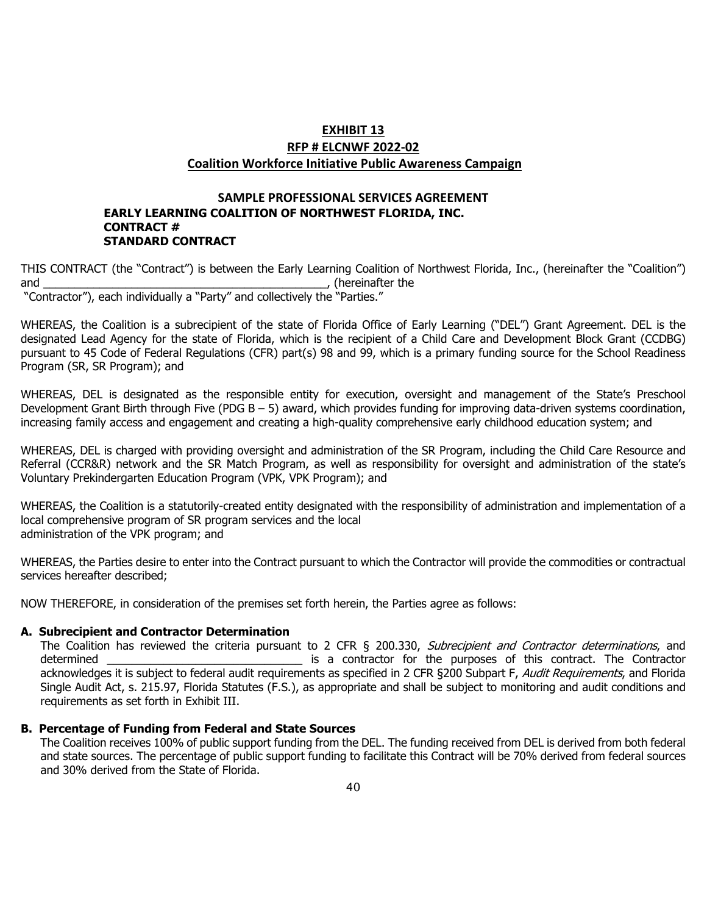**EXHIBIT 13**

**RFP # ELCNWF 2022-02**

**Coalition Workforce Initiative Public Awareness Campaign**

**SAMPLE PROFESSIONAL SERVICES AGREEMENT**

**EARLY LEARNING COALITION OF NORTHWEST FLORIDA, INC.**
**CONTRACT #**
**STANDARD CONTRACT**

THIS CONTRACT (the "Contract") is between the Early Learning Coalition of Northwest Florida, Inc., (hereinafter the "Coalition") and _____________________________________________, (hereinafter the "Contractor"), each individually a "Party" and collectively the "Parties."

WHEREAS, the Coalition is a subrecipient of the state of Florida Office of Early Learning ("DEL") Grant Agreement. DEL is the designated Lead Agency for the state of Florida, which is the recipient of a Child Care and Development Block Grant (CCDBG) pursuant to 45 Code of Federal Regulations (CFR) part(s) 98 and 99, which is a primary funding source for the School Readiness Program (SR, SR Program); and

WHEREAS, DEL is designated as the responsible entity for execution, oversight and management of the State's Preschool Development Grant Birth through Five (PDG B – 5) award, which provides funding for improving data-driven systems coordination, increasing family access and engagement and creating a high-quality comprehensive early childhood education system; and

WHEREAS, DEL is charged with providing oversight and administration of the SR Program, including the Child Care Resource and Referral (CCR&R) network and the SR Match Program, as well as responsibility for oversight and administration of the state's Voluntary Prekindergarten Education Program (VPK, VPK Program); and

WHEREAS, the Coalition is a statutorily-created entity designated with the responsibility of administration and implementation of a local comprehensive program of SR program services and the local administration of the VPK program; and

WHEREAS, the Parties desire to enter into the Contract pursuant to which the Contractor will provide the commodities or contractual services hereafter described;

NOW THEREFORE, in consideration of the premises set forth herein, the Parties agree as follows:

**A. Subrecipient and Contractor Determination**

The Coalition has reviewed the criteria pursuant to 2 CFR § 200.330, *Subrecipient and Contractor determinations*, and determined _______________________________ is a contractor for the purposes of this contract. The Contractor acknowledges it is subject to federal audit requirements as specified in 2 CFR §200 Subpart F, *Audit Requirements*, and Florida Single Audit Act, s. 215.97, Florida Statutes (F.S.), as appropriate and shall be subject to monitoring and audit conditions and requirements as set forth in Exhibit III.

**B. Percentage of Funding from Federal and State Sources**

The Coalition receives 100% of public support funding from the DEL. The funding received from DEL is derived from both federal and state sources. The percentage of public support funding to facilitate this Contract will be 70% derived from federal sources and 30% derived from the State of Florida.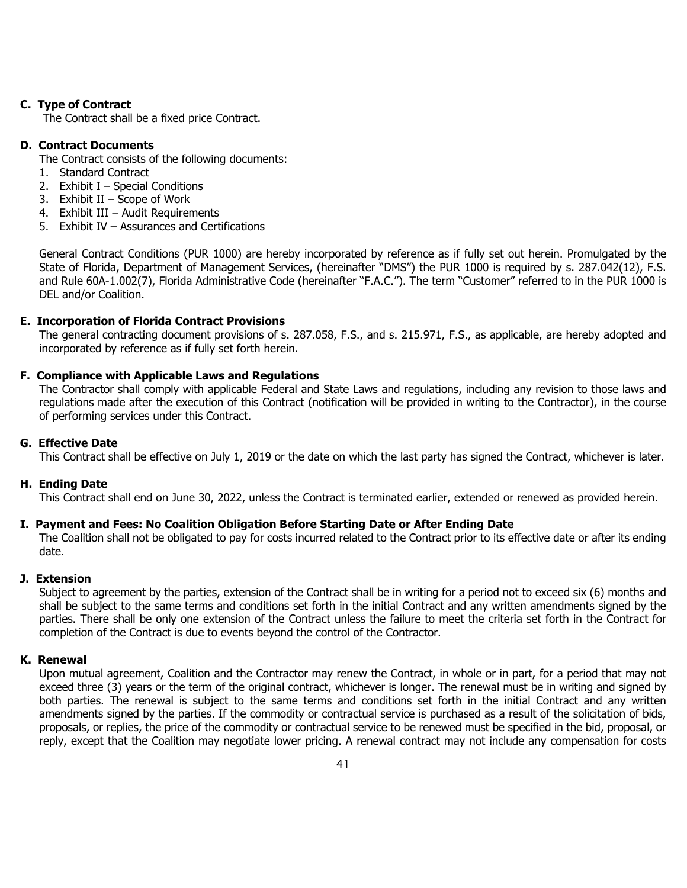### C. Type of Contract

The Contract shall be a fixed price Contract.

### D. Contract Documents

The Contract consists of the following documents:

1. Standard Contract
2. Exhibit I – Special Conditions
3. Exhibit II – Scope of Work
4. Exhibit III – Audit Requirements
5. Exhibit IV – Assurances and Certifications

General Contract Conditions (PUR 1000) are hereby incorporated by reference as if fully set out herein. Promulgated by the State of Florida, Department of Management Services, (hereinafter "DMS") the PUR 1000 is required by s. 287.042(12), F.S. and Rule 60A-1.002(7), Florida Administrative Code (hereinafter "F.A.C."). The term "Customer" referred to in the PUR 1000 is DEL and/or Coalition.

### E. Incorporation of Florida Contract Provisions

The general contracting document provisions of s. 287.058, F.S., and s. 215.971, F.S., as applicable, are hereby adopted and incorporated by reference as if fully set forth herein.

### F. Compliance with Applicable Laws and Regulations

The Contractor shall comply with applicable Federal and State Laws and regulations, including any revision to those laws and regulations made after the execution of this Contract (notification will be provided in writing to the Contractor), in the course of performing services under this Contract.

### G. Effective Date

This Contract shall be effective on July 1, 2019 or the date on which the last party has signed the Contract, whichever is later.

### H. Ending Date

This Contract shall end on June 30, 2022, unless the Contract is terminated earlier, extended or renewed as provided herein.

### I. Payment and Fees: No Coalition Obligation Before Starting Date or After Ending Date

The Coalition shall not be obligated to pay for costs incurred related to the Contract prior to its effective date or after its ending date.

### J. Extension

Subject to agreement by the parties, extension of the Contract shall be in writing for a period not to exceed six (6) months and shall be subject to the same terms and conditions set forth in the initial Contract and any written amendments signed by the parties. There shall be only one extension of the Contract unless the failure to meet the criteria set forth in the Contract for completion of the Contract is due to events beyond the control of the Contractor.

### K. Renewal

Upon mutual agreement, Coalition and the Contractor may renew the Contract, in whole or in part, for a period that may not exceed three (3) years or the term of the original contract, whichever is longer. The renewal must be in writing and signed by both parties. The renewal is subject to the same terms and conditions set forth in the initial Contract and any written amendments signed by the parties. If the commodity or contractual service is purchased as a result of the solicitation of bids, proposals, or replies, the price of the commodity or contractual service to be renewed must be specified in the bid, proposal, or reply, except that the Coalition may negotiate lower pricing. A renewal contract may not include any compensation for costs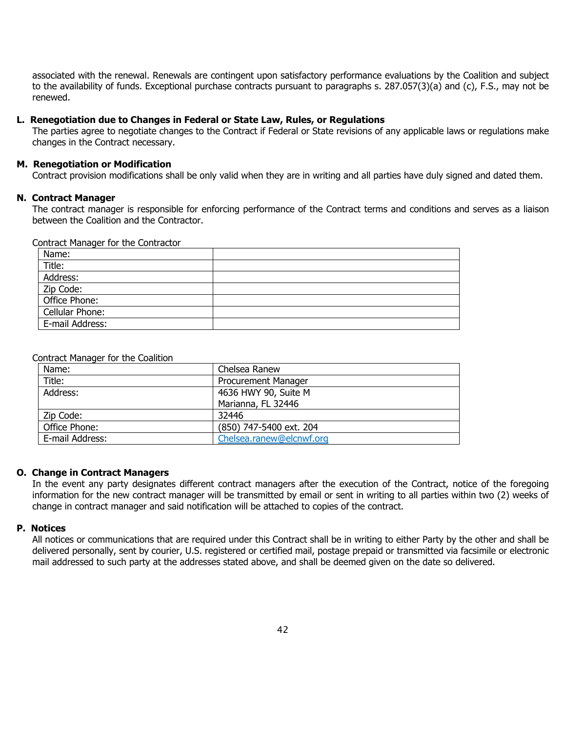associated with the renewal. Renewals are contingent upon satisfactory performance evaluations by the Coalition and subject to the availability of funds. Exceptional purchase contracts pursuant to paragraphs s. 287.057(3)(a) and (c), F.S., may not be renewed.

**L. Renegotiation due to Changes in Federal or State Law, Rules, or Regulations**

The parties agree to negotiate changes to the Contract if Federal or State revisions of any applicable laws or regulations make changes in the Contract necessary.

**M. Renegotiation or Modification**

Contract provision modifications shall be only valid when they are in writing and all parties have duly signed and dated them.

**N. Contract Manager**

The contract manager is responsible for enforcing performance of the Contract terms and conditions and serves as a liaison between the Coalition and the Contractor.

Contract Manager for the Contractor

| Name: | |
|---|---|
| Title: | |
| Address: | |
| Zip Code: | |
| Office Phone: | |
| Cellular Phone: | |
| E-mail Address: | |

Contract Manager for the Coalition

| Name: | Chelsea Ranew |
|---|---|
| Title: | Procurement Manager |
| Address: | 4636 HWY 90, Suite M<br>Marianna, FL 32446 |
| Zip Code: | 32446 |
| Office Phone: | (850) 747-5400 ext. 204 |
| E-mail Address: | Chelsea.ranew@elcnwf.org |

**O. Change in Contract Managers**

In the event any party designates different contract managers after the execution of the Contract, notice of the foregoing information for the new contract manager will be transmitted by email or sent in writing to all parties within two (2) weeks of change in contract manager and said notification will be attached to copies of the contract.

**P. Notices**

All notices or communications that are required under this Contract shall be in writing to either Party by the other and shall be delivered personally, sent by courier, U.S. registered or certified mail, postage prepaid or transmitted via facsimile or electronic mail addressed to such party at the addresses stated above, and shall be deemed given on the date so delivered.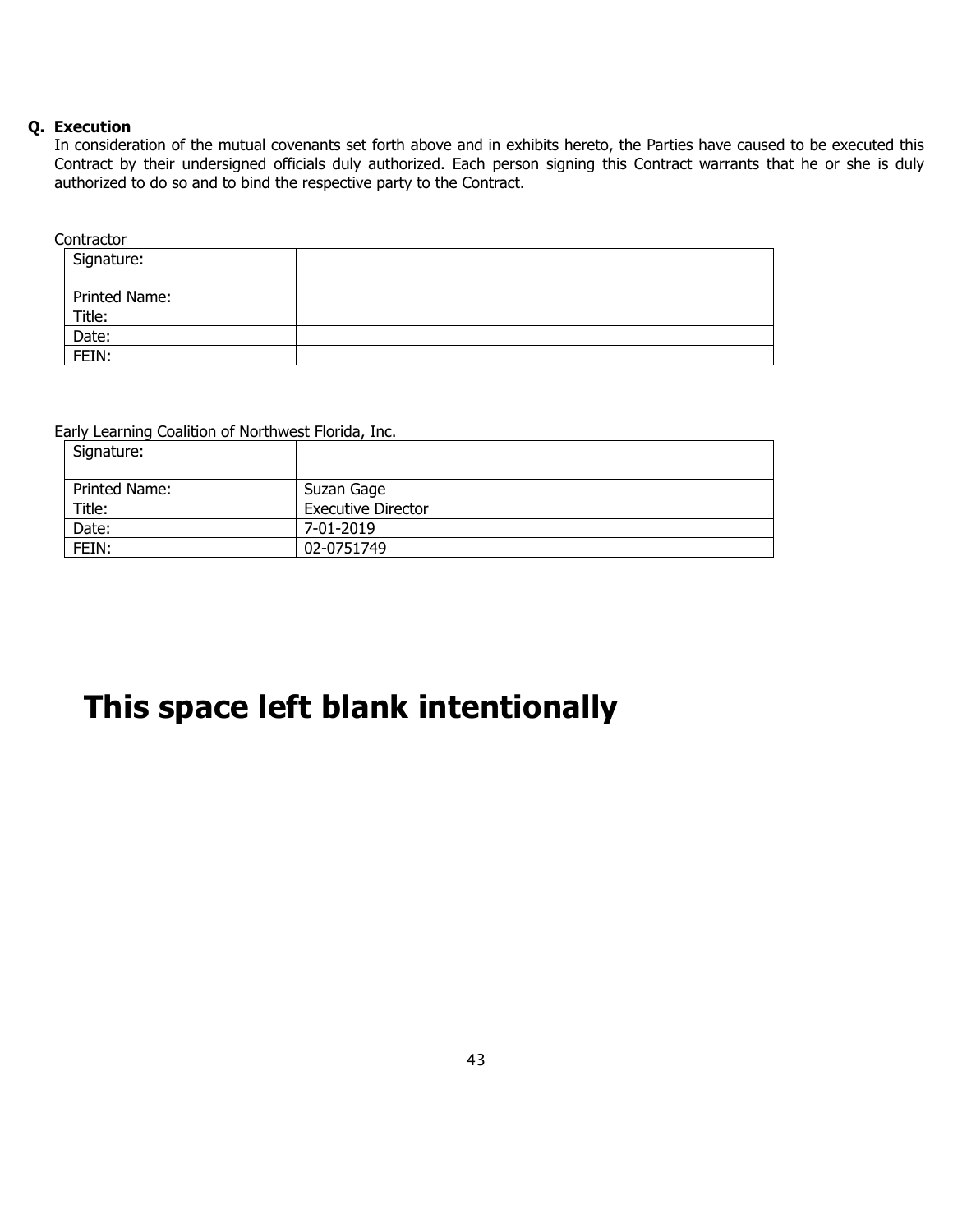**Q. Execution**

In consideration of the mutual covenants set forth above and in exhibits hereto, the Parties have caused to be executed this Contract by their undersigned officials duly authorized. Each person signing this Contract warrants that he or she is duly authorized to do so and to bind the respective party to the Contract.

Contractor

| | |
|---|---|
| Signature: | |
| Printed Name: | |
| Title: | |
| Date: | |
| FEIN: | |

Early Learning Coalition of Northwest Florida, Inc.

| | |
|---|---|
| Signature: | |
| Printed Name: | Suzan Gage |
| Title: | Executive Director |
| Date: | 7-01-2019 |
| FEIN: | 02-0751749 |

# This space left blank intentionally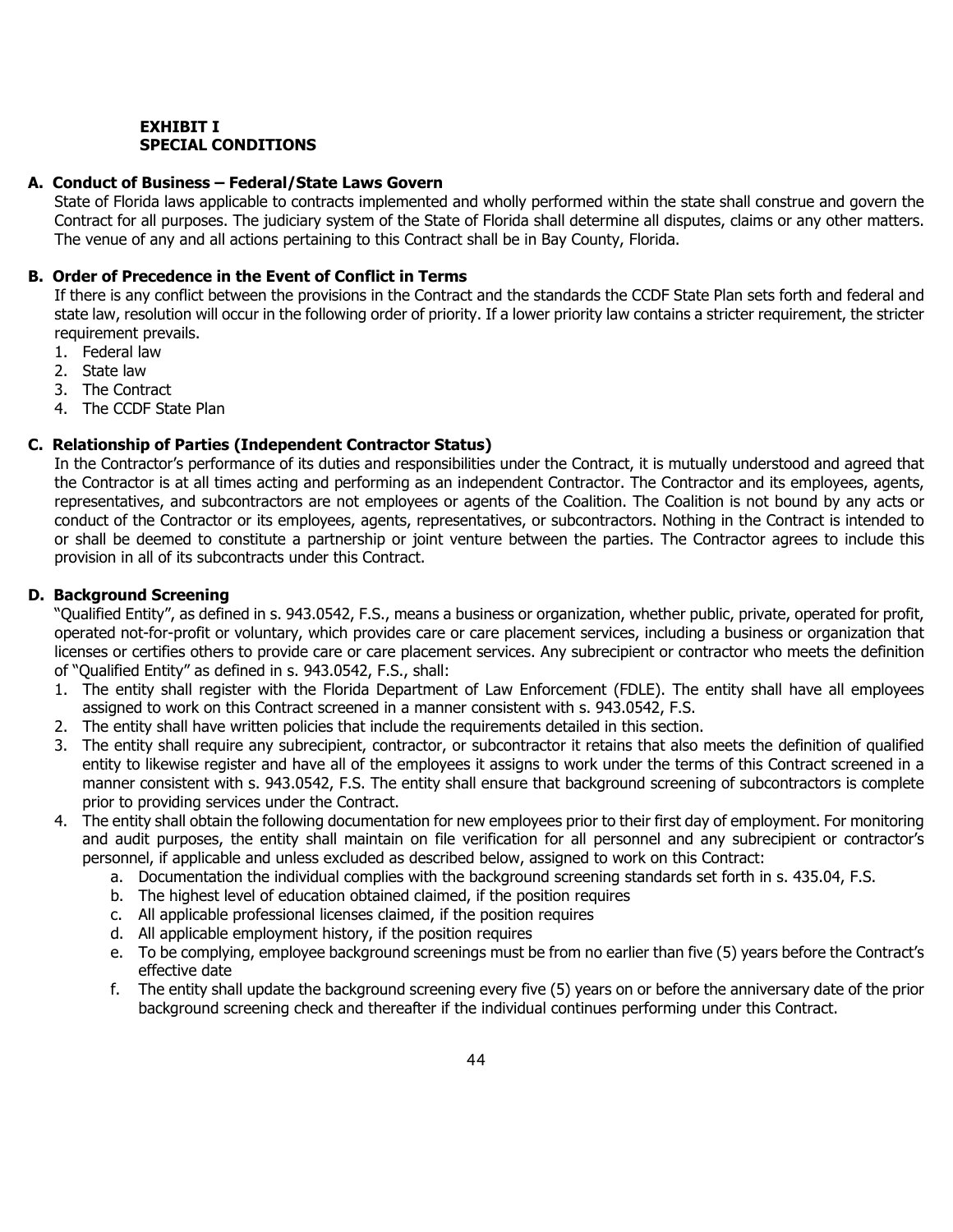# EXHIBIT I
# SPECIAL CONDITIONS

## A. Conduct of Business – Federal/State Laws Govern

State of Florida laws applicable to contracts implemented and wholly performed within the state shall construe and govern the Contract for all purposes. The judiciary system of the State of Florida shall determine all disputes, claims or any other matters. The venue of any and all actions pertaining to this Contract shall be in Bay County, Florida.

## B. Order of Precedence in the Event of Conflict in Terms

If there is any conflict between the provisions in the Contract and the standards the CCDF State Plan sets forth and federal and state law, resolution will occur in the following order of priority. If a lower priority law contains a stricter requirement, the stricter requirement prevails.

1. Federal law
2. State law
3. The Contract
4. The CCDF State Plan

## C. Relationship of Parties (Independent Contractor Status)

In the Contractor's performance of its duties and responsibilities under the Contract, it is mutually understood and agreed that the Contractor is at all times acting and performing as an independent Contractor. The Contractor and its employees, agents, representatives, and subcontractors are not employees or agents of the Coalition. The Coalition is not bound by any acts or conduct of the Contractor or its employees, agents, representatives, or subcontractors. Nothing in the Contract is intended to or shall be deemed to constitute a partnership or joint venture between the parties. The Contractor agrees to include this provision in all of its subcontracts under this Contract.

## D. Background Screening

"Qualified Entity", as defined in s. 943.0542, F.S., means a business or organization, whether public, private, operated for profit, operated not-for-profit or voluntary, which provides care or care placement services, including a business or organization that licenses or certifies others to provide care or care placement services. Any subrecipient or contractor who meets the definition of "Qualified Entity" as defined in s. 943.0542, F.S., shall:

1. The entity shall register with the Florida Department of Law Enforcement (FDLE). The entity shall have all employees assigned to work on this Contract screened in a manner consistent with s. 943.0542, F.S.
2. The entity shall have written policies that include the requirements detailed in this section.
3. The entity shall require any subrecipient, contractor, or subcontractor it retains that also meets the definition of qualified entity to likewise register and have all of the employees it assigns to work under the terms of this Contract screened in a manner consistent with s. 943.0542, F.S. The entity shall ensure that background screening of subcontractors is complete prior to providing services under the Contract.
4. The entity shall obtain the following documentation for new employees prior to their first day of employment. For monitoring and audit purposes, the entity shall maintain on file verification for all personnel and any subrecipient or contractor's personnel, if applicable and unless excluded as described below, assigned to work on this Contract:
   a. Documentation the individual complies with the background screening standards set forth in s. 435.04, F.S.
   b. The highest level of education obtained claimed, if the position requires
   c. All applicable professional licenses claimed, if the position requires
   d. All applicable employment history, if the position requires
   e. To be complying, employee background screenings must be from no earlier than five (5) years before the Contract's effective date
   f. The entity shall update the background screening every five (5) years on or before the anniversary date of the prior background screening check and thereafter if the individual continues performing under this Contract.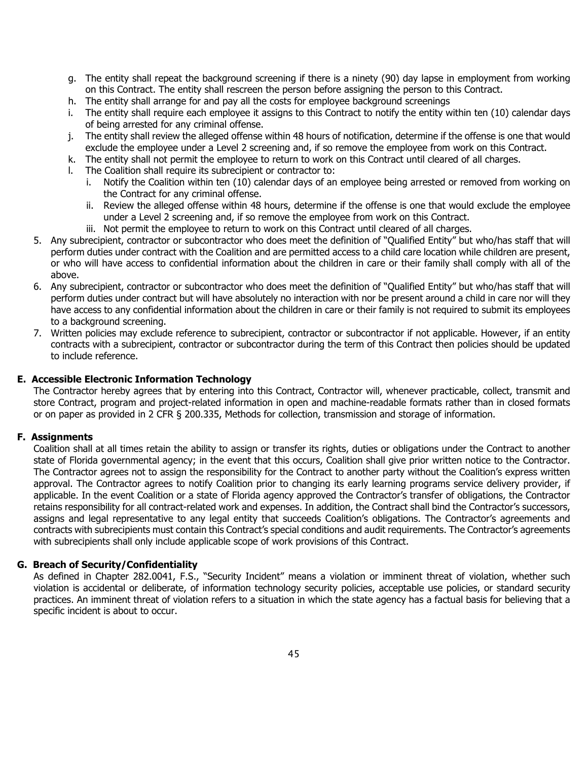g. The entity shall repeat the background screening if there is a ninety (90) day lapse in employment from working on this Contract. The entity shall rescreen the person before assigning the person to this Contract.
h. The entity shall arrange for and pay all the costs for employee background screenings
i. The entity shall require each employee it assigns to this Contract to notify the entity within ten (10) calendar days of being arrested for any criminal offense.
j. The entity shall review the alleged offense within 48 hours of notification, determine if the offense is one that would exclude the employee under a Level 2 screening and, if so remove the employee from work on this Contract.
k. The entity shall not permit the employee to return to work on this Contract until cleared of all charges.
l. The Coalition shall require its subrecipient or contractor to:
   i. Notify the Coalition within ten (10) calendar days of an employee being arrested or removed from working on the Contract for any criminal offense.
   ii. Review the alleged offense within 48 hours, determine if the offense is one that would exclude the employee under a Level 2 screening and, if so remove the employee from work on this Contract.
   iii. Not permit the employee to return to work on this Contract until cleared of all charges.

5. Any subrecipient, contractor or subcontractor who does meet the definition of "Qualified Entity" but who/has staff that will perform duties under contract with the Coalition and are permitted access to a child care location while children are present, or who will have access to confidential information about the children in care or their family shall comply with all of the above.
6. Any subrecipient, contractor or subcontractor who does meet the definition of "Qualified Entity" but who/has staff that will perform duties under contract but will have absolutely no interaction with nor be present around a child in care nor will they have access to any confidential information about the children in care or their family is not required to submit its employees to a background screening.
7. Written policies may exclude reference to subrecipient, contractor or subcontractor if not applicable. However, if an entity contracts with a subrecipient, contractor or subcontractor during the term of this Contract then policies should be updated to include reference.

**E. Accessible Electronic Information Technology**

The Contractor hereby agrees that by entering into this Contract, Contractor will, whenever practicable, collect, transmit and store Contract, program and project-related information in open and machine-readable formats rather than in closed formats or on paper as provided in 2 CFR § 200.335, Methods for collection, transmission and storage of information.

**F. Assignments**

Coalition shall at all times retain the ability to assign or transfer its rights, duties or obligations under the Contract to another state of Florida governmental agency; in the event that this occurs, Coalition shall give prior written notice to the Contractor. The Contractor agrees not to assign the responsibility for the Contract to another party without the Coalition's express written approval. The Contractor agrees to notify Coalition prior to changing its early learning programs service delivery provider, if applicable. In the event Coalition or a state of Florida agency approved the Contractor's transfer of obligations, the Contractor retains responsibility for all contract-related work and expenses. In addition, the Contract shall bind the Contractor's successors, assigns and legal representative to any legal entity that succeeds Coalition's obligations. The Contractor's agreements and contracts with subrecipients must contain this Contract's special conditions and audit requirements. The Contractor's agreements with subrecipients shall only include applicable scope of work provisions of this Contract.

**G. Breach of Security/Confidentiality**

As defined in Chapter 282.0041, F.S., "Security Incident" means a violation or imminent threat of violation, whether such violation is accidental or deliberate, of information technology security policies, acceptable use policies, or standard security practices. An imminent threat of violation refers to a situation in which the state agency has a factual basis for believing that a specific incident is about to occur.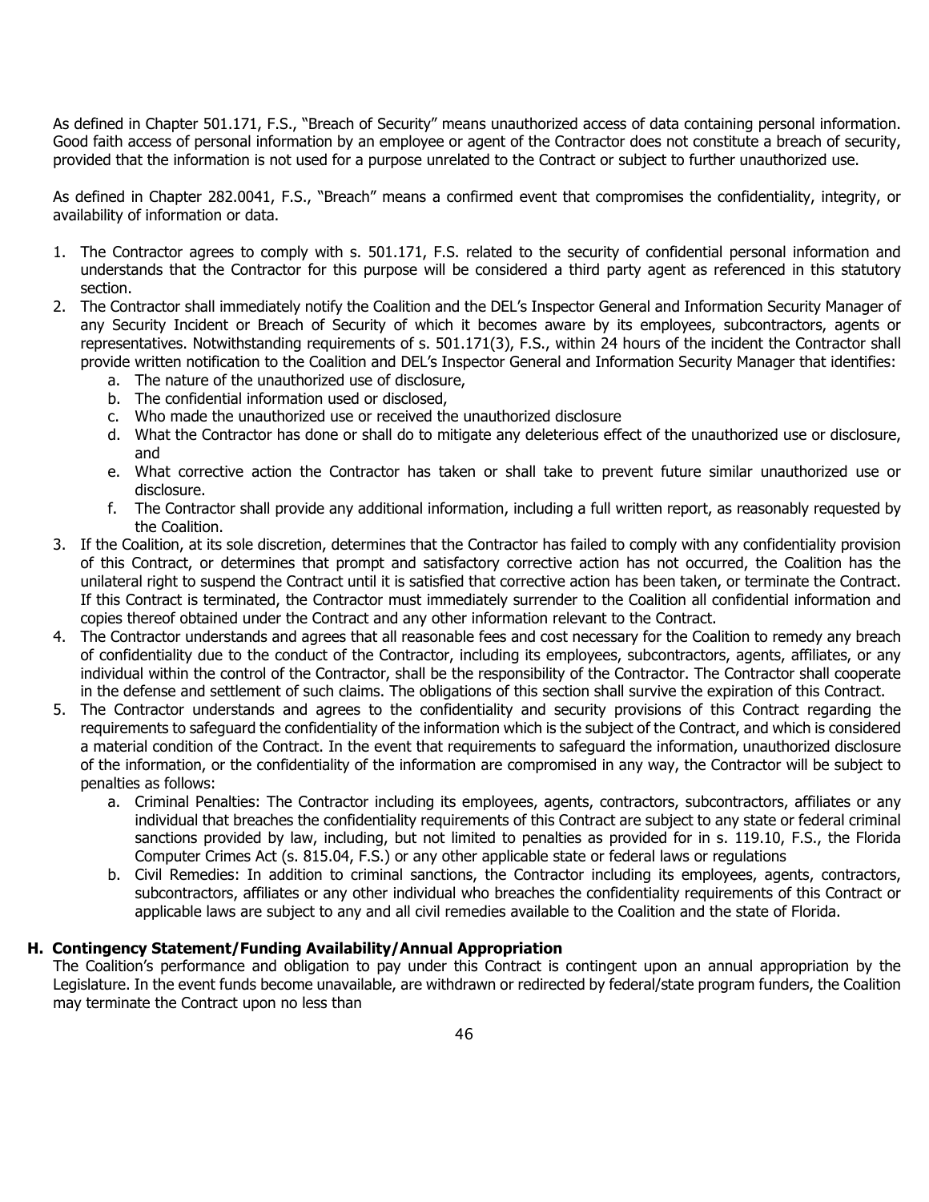As defined in Chapter 501.171, F.S., "Breach of Security" means unauthorized access of data containing personal information. Good faith access of personal information by an employee or agent of the Contractor does not constitute a breach of security, provided that the information is not used for a purpose unrelated to the Contract or subject to further unauthorized use.

As defined in Chapter 282.0041, F.S., "Breach" means a confirmed event that compromises the confidentiality, integrity, or availability of information or data.

1. The Contractor agrees to comply with s. 501.171, F.S. related to the security of confidential personal information and understands that the Contractor for this purpose will be considered a third party agent as referenced in this statutory section.
2. The Contractor shall immediately notify the Coalition and the DEL's Inspector General and Information Security Manager of any Security Incident or Breach of Security of which it becomes aware by its employees, subcontractors, agents or representatives. Notwithstanding requirements of s. 501.171(3), F.S., within 24 hours of the incident the Contractor shall provide written notification to the Coalition and DEL's Inspector General and Information Security Manager that identifies:
    a. The nature of the unauthorized use of disclosure,
    b. The confidential information used or disclosed,
    c. Who made the unauthorized use or received the unauthorized disclosure
    d. What the Contractor has done or shall do to mitigate any deleterious effect of the unauthorized use or disclosure, and
    e. What corrective action the Contractor has taken or shall take to prevent future similar unauthorized use or disclosure.
    f. The Contractor shall provide any additional information, including a full written report, as reasonably requested by the Coalition.
3. If the Coalition, at its sole discretion, determines that the Contractor has failed to comply with any confidentiality provision of this Contract, or determines that prompt and satisfactory corrective action has not occurred, the Coalition has the unilateral right to suspend the Contract until it is satisfied that corrective action has been taken, or terminate the Contract. If this Contract is terminated, the Contractor must immediately surrender to the Coalition all confidential information and copies thereof obtained under the Contract and any other information relevant to the Contract.
4. The Contractor understands and agrees that all reasonable fees and cost necessary for the Coalition to remedy any breach of confidentiality due to the conduct of the Contractor, including its employees, subcontractors, agents, affiliates, or any individual within the control of the Contractor, shall be the responsibility of the Contractor. The Contractor shall cooperate in the defense and settlement of such claims. The obligations of this section shall survive the expiration of this Contract.
5. The Contractor understands and agrees to the confidentiality and security provisions of this Contract regarding the requirements to safeguard the confidentiality of the information which is the subject of the Contract, and which is considered a material condition of the Contract. In the event that requirements to safeguard the information, unauthorized disclosure of the information, or the confidentiality of the information are compromised in any way, the Contractor will be subject to penalties as follows:
    a. Criminal Penalties: The Contractor including its employees, agents, contractors, subcontractors, affiliates or any individual that breaches the confidentiality requirements of this Contract are subject to any state or federal criminal sanctions provided by law, including, but not limited to penalties as provided for in s. 119.10, F.S., the Florida Computer Crimes Act (s. 815.04, F.S.) or any other applicable state or federal laws or regulations
    b. Civil Remedies: In addition to criminal sanctions, the Contractor including its employees, agents, contractors, subcontractors, affiliates or any other individual who breaches the confidentiality requirements of this Contract or applicable laws are subject to any and all civil remedies available to the Coalition and the state of Florida.

**H. Contingency Statement/Funding Availability/Annual Appropriation**

The Coalition's performance and obligation to pay under this Contract is contingent upon an annual appropriation by the Legislature. In the event funds become unavailable, are withdrawn or redirected by federal/state program funders, the Coalition may terminate the Contract upon no less than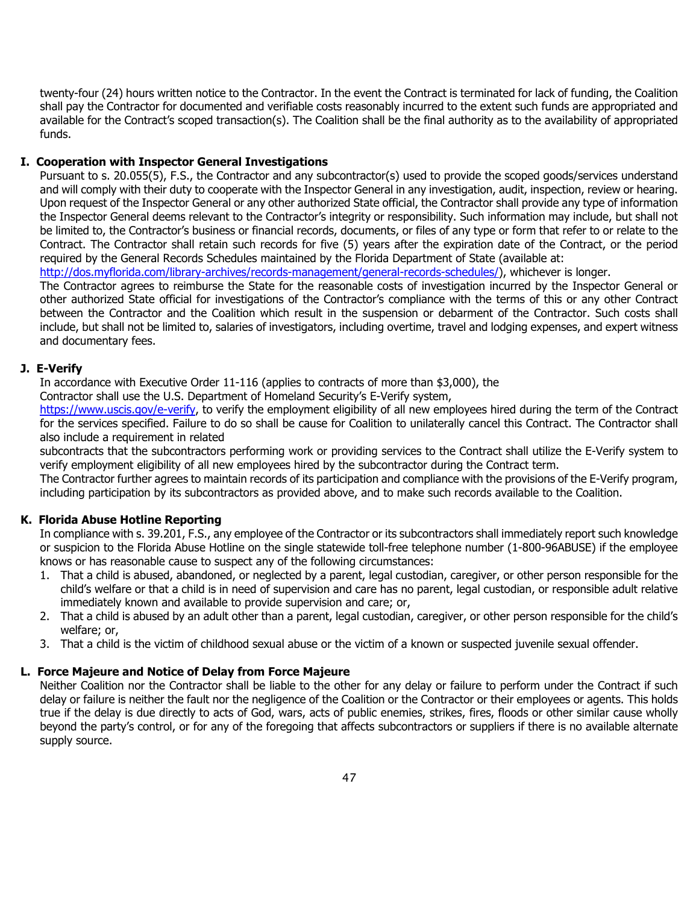twenty-four (24) hours written notice to the Contractor. In the event the Contract is terminated for lack of funding, the Coalition shall pay the Contractor for documented and verifiable costs reasonably incurred to the extent such funds are appropriated and available for the Contract's scoped transaction(s). The Coalition shall be the final authority as to the availability of appropriated funds.

### I. Cooperation with Inspector General Investigations

Pursuant to s. 20.055(5), F.S., the Contractor and any subcontractor(s) used to provide the scoped goods/services understand and will comply with their duty to cooperate with the Inspector General in any investigation, audit, inspection, review or hearing. Upon request of the Inspector General or any other authorized State official, the Contractor shall provide any type of information the Inspector General deems relevant to the Contractor's integrity or responsibility. Such information may include, but shall not be limited to, the Contractor's business or financial records, documents, or files of any type or form that refer to or relate to the Contract. The Contractor shall retain such records for five (5) years after the expiration date of the Contract, or the period required by the General Records Schedules maintained by the Florida Department of State (available at: http://dos.myflorida.com/library-archives/records-management/general-records-schedules/), whichever is longer.

The Contractor agrees to reimburse the State for the reasonable costs of investigation incurred by the Inspector General or other authorized State official for investigations of the Contractor's compliance with the terms of this or any other Contract between the Contractor and the Coalition which result in the suspension or debarment of the Contractor. Such costs shall include, but shall not be limited to, salaries of investigators, including overtime, travel and lodging expenses, and expert witness and documentary fees.

### J. E-Verify

In accordance with Executive Order 11-116 (applies to contracts of more than $3,000), the Contractor shall use the U.S. Department of Homeland Security's E-Verify system, https://www.uscis.gov/e-verify, to verify the employment eligibility of all new employees hired during the term of the Contract for the services specified. Failure to do so shall be cause for Coalition to unilaterally cancel this Contract. The Contractor shall also include a requirement in related subcontracts that the subcontractors performing work or providing services to the Contract shall utilize the E-Verify system to verify employment eligibility of all new employees hired by the subcontractor during the Contract term.

The Contractor further agrees to maintain records of its participation and compliance with the provisions of the E-Verify program, including participation by its subcontractors as provided above, and to make such records available to the Coalition.

### K. Florida Abuse Hotline Reporting

In compliance with s. 39.201, F.S., any employee of the Contractor or its subcontractors shall immediately report such knowledge or suspicion to the Florida Abuse Hotline on the single statewide toll-free telephone number (1-800-96ABUSE) if the employee knows or has reasonable cause to suspect any of the following circumstances:

1. That a child is abused, abandoned, or neglected by a parent, legal custodian, caregiver, or other person responsible for the child's welfare or that a child is in need of supervision and care has no parent, legal custodian, or responsible adult relative immediately known and available to provide supervision and care; or,
2. That a child is abused by an adult other than a parent, legal custodian, caregiver, or other person responsible for the child's welfare; or,
3. That a child is the victim of childhood sexual abuse or the victim of a known or suspected juvenile sexual offender.

### L. Force Majeure and Notice of Delay from Force Majeure

Neither Coalition nor the Contractor shall be liable to the other for any delay or failure to perform under the Contract if such delay or failure is neither the fault nor the negligence of the Coalition or the Contractor or their employees or agents. This holds true if the delay is due directly to acts of God, wars, acts of public enemies, strikes, fires, floods or other similar cause wholly beyond the party's control, or for any of the foregoing that affects subcontractors or suppliers if there is no available alternate supply source.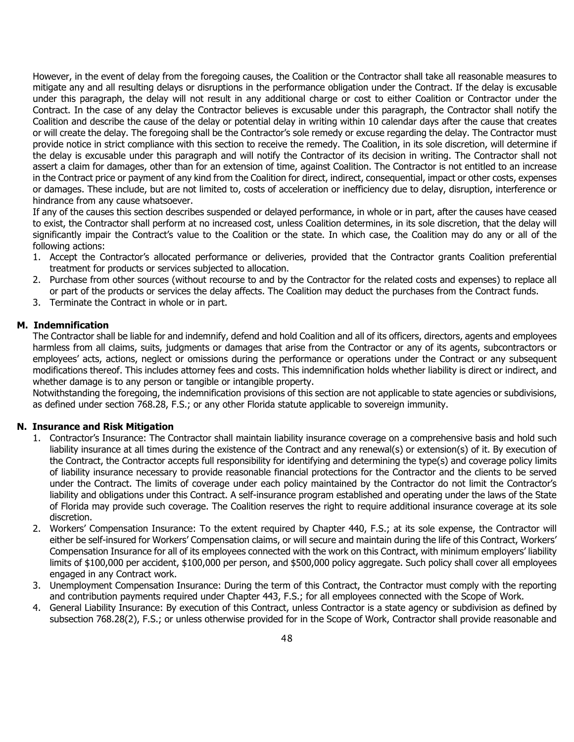However, in the event of delay from the foregoing causes, the Coalition or the Contractor shall take all reasonable measures to mitigate any and all resulting delays or disruptions in the performance obligation under the Contract. If the delay is excusable under this paragraph, the delay will not result in any additional charge or cost to either Coalition or Contractor under the Contract. In the case of any delay the Contractor believes is excusable under this paragraph, the Contractor shall notify the Coalition and describe the cause of the delay or potential delay in writing within 10 calendar days after the cause that creates or will create the delay. The foregoing shall be the Contractor's sole remedy or excuse regarding the delay. The Contractor must provide notice in strict compliance with this section to receive the remedy. The Coalition, in its sole discretion, will determine if the delay is excusable under this paragraph and will notify the Contractor of its decision in writing. The Contractor shall not assert a claim for damages, other than for an extension of time, against Coalition. The Contractor is not entitled to an increase in the Contract price or payment of any kind from the Coalition for direct, indirect, consequential, impact or other costs, expenses or damages. These include, but are not limited to, costs of acceleration or inefficiency due to delay, disruption, interference or hindrance from any cause whatsoever.

If any of the causes this section describes suspended or delayed performance, in whole or in part, after the causes have ceased to exist, the Contractor shall perform at no increased cost, unless Coalition determines, in its sole discretion, that the delay will significantly impair the Contract's value to the Coalition or the state. In which case, the Coalition may do any or all of the following actions:

1. Accept the Contractor's allocated performance or deliveries, provided that the Contractor grants Coalition preferential treatment for products or services subjected to allocation.
2. Purchase from other sources (without recourse to and by the Contractor for the related costs and expenses) to replace all or part of the products or services the delay affects. The Coalition may deduct the purchases from the Contract funds.
3. Terminate the Contract in whole or in part.

**M. Indemnification**

The Contractor shall be liable for and indemnify, defend and hold Coalition and all of its officers, directors, agents and employees harmless from all claims, suits, judgments or damages that arise from the Contractor or any of its agents, subcontractors or employees' acts, actions, neglect or omissions during the performance or operations under the Contract or any subsequent modifications thereof. This includes attorney fees and costs. This indemnification holds whether liability is direct or indirect, and whether damage is to any person or tangible or intangible property.

Notwithstanding the foregoing, the indemnification provisions of this section are not applicable to state agencies or subdivisions, as defined under section 768.28, F.S.; or any other Florida statute applicable to sovereign immunity.

**N. Insurance and Risk Mitigation**

1. Contractor's Insurance: The Contractor shall maintain liability insurance coverage on a comprehensive basis and hold such liability insurance at all times during the existence of the Contract and any renewal(s) or extension(s) of it. By execution of the Contract, the Contractor accepts full responsibility for identifying and determining the type(s) and coverage policy limits of liability insurance necessary to provide reasonable financial protections for the Contractor and the clients to be served under the Contract. The limits of coverage under each policy maintained by the Contractor do not limit the Contractor's liability and obligations under this Contract. A self-insurance program established and operating under the laws of the State of Florida may provide such coverage. The Coalition reserves the right to require additional insurance coverage at its sole discretion.
2. Workers' Compensation Insurance: To the extent required by Chapter 440, F.S.; at its sole expense, the Contractor will either be self-insured for Workers' Compensation claims, or will secure and maintain during the life of this Contract, Workers' Compensation Insurance for all of its employees connected with the work on this Contract, with minimum employers' liability limits of $100,000 per accident, $100,000 per person, and $500,000 policy aggregate. Such policy shall cover all employees engaged in any Contract work.
3. Unemployment Compensation Insurance: During the term of this Contract, the Contractor must comply with the reporting and contribution payments required under Chapter 443, F.S.; for all employees connected with the Scope of Work.
4. General Liability Insurance: By execution of this Contract, unless Contractor is a state agency or subdivision as defined by subsection 768.28(2), F.S.; or unless otherwise provided for in the Scope of Work, Contractor shall provide reasonable and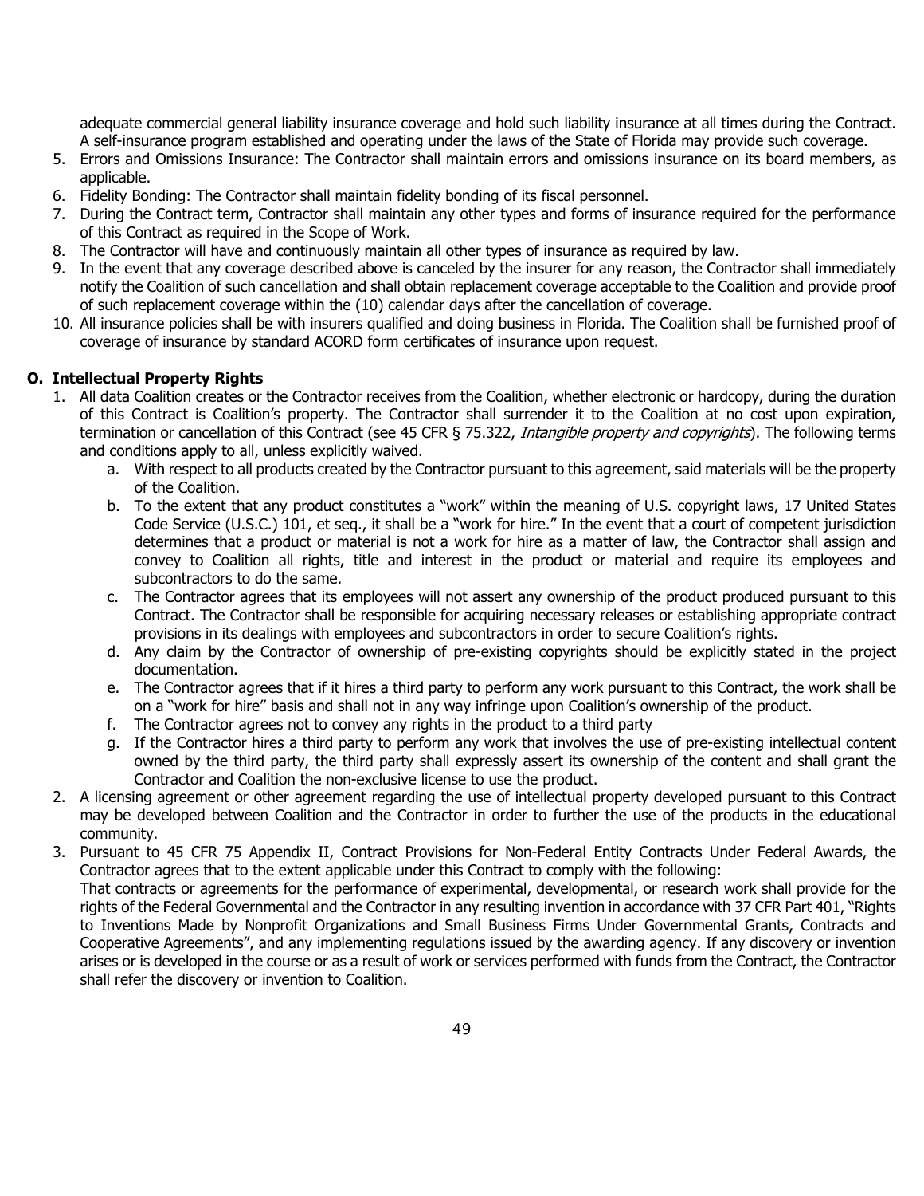adequate commercial general liability insurance coverage and hold such liability insurance at all times during the Contract. A self-insurance program established and operating under the laws of the State of Florida may provide such coverage.

5. Errors and Omissions Insurance: The Contractor shall maintain errors and omissions insurance on its board members, as applicable.
6. Fidelity Bonding: The Contractor shall maintain fidelity bonding of its fiscal personnel.
7. During the Contract term, Contractor shall maintain any other types and forms of insurance required for the performance of this Contract as required in the Scope of Work.
8. The Contractor will have and continuously maintain all other types of insurance as required by law.
9. In the event that any coverage described above is canceled by the insurer for any reason, the Contractor shall immediately notify the Coalition of such cancellation and shall obtain replacement coverage acceptable to the Coalition and provide proof of such replacement coverage within the (10) calendar days after the cancellation of coverage.
10. All insurance policies shall be with insurers qualified and doing business in Florida. The Coalition shall be furnished proof of coverage of insurance by standard ACORD form certificates of insurance upon request.

**O. Intellectual Property Rights**

1. All data Coalition creates or the Contractor receives from the Coalition, whether electronic or hardcopy, during the duration of this Contract is Coalition's property. The Contractor shall surrender it to the Coalition at no cost upon expiration, termination or cancellation of this Contract (see 45 CFR § 75.322, *Intangible property and copyrights*). The following terms and conditions apply to all, unless explicitly waived.
   a. With respect to all products created by the Contractor pursuant to this agreement, said materials will be the property of the Coalition.
   b. To the extent that any product constitutes a "work" within the meaning of U.S. copyright laws, 17 United States Code Service (U.S.C.) 101, et seq., it shall be a "work for hire." In the event that a court of competent jurisdiction determines that a product or material is not a work for hire as a matter of law, the Contractor shall assign and convey to Coalition all rights, title and interest in the product or material and require its employees and subcontractors to do the same.
   c. The Contractor agrees that its employees will not assert any ownership of the product produced pursuant to this Contract. The Contractor shall be responsible for acquiring necessary releases or establishing appropriate contract provisions in its dealings with employees and subcontractors in order to secure Coalition's rights.
   d. Any claim by the Contractor of ownership of pre-existing copyrights should be explicitly stated in the project documentation.
   e. The Contractor agrees that if it hires a third party to perform any work pursuant to this Contract, the work shall be on a "work for hire" basis and shall not in any way infringe upon Coalition's ownership of the product.
   f. The Contractor agrees not to convey any rights in the product to a third party
   g. If the Contractor hires a third party to perform any work that involves the use of pre-existing intellectual content owned by the third party, the third party shall expressly assert its ownership of the content and shall grant the Contractor and Coalition the non-exclusive license to use the product.
2. A licensing agreement or other agreement regarding the use of intellectual property developed pursuant to this Contract may be developed between Coalition and the Contractor in order to further the use of the products in the educational community.
3. Pursuant to 45 CFR 75 Appendix II, Contract Provisions for Non-Federal Entity Contracts Under Federal Awards, the Contractor agrees that to the extent applicable under this Contract to comply with the following:
   That contracts or agreements for the performance of experimental, developmental, or research work shall provide for the rights of the Federal Governmental and the Contractor in any resulting invention in accordance with 37 CFR Part 401, "Rights to Inventions Made by Nonprofit Organizations and Small Business Firms Under Governmental Grants, Contracts and Cooperative Agreements", and any implementing regulations issued by the awarding agency. If any discovery or invention arises or is developed in the course or as a result of work or services performed with funds from the Contract, the Contractor shall refer the discovery or invention to Coalition.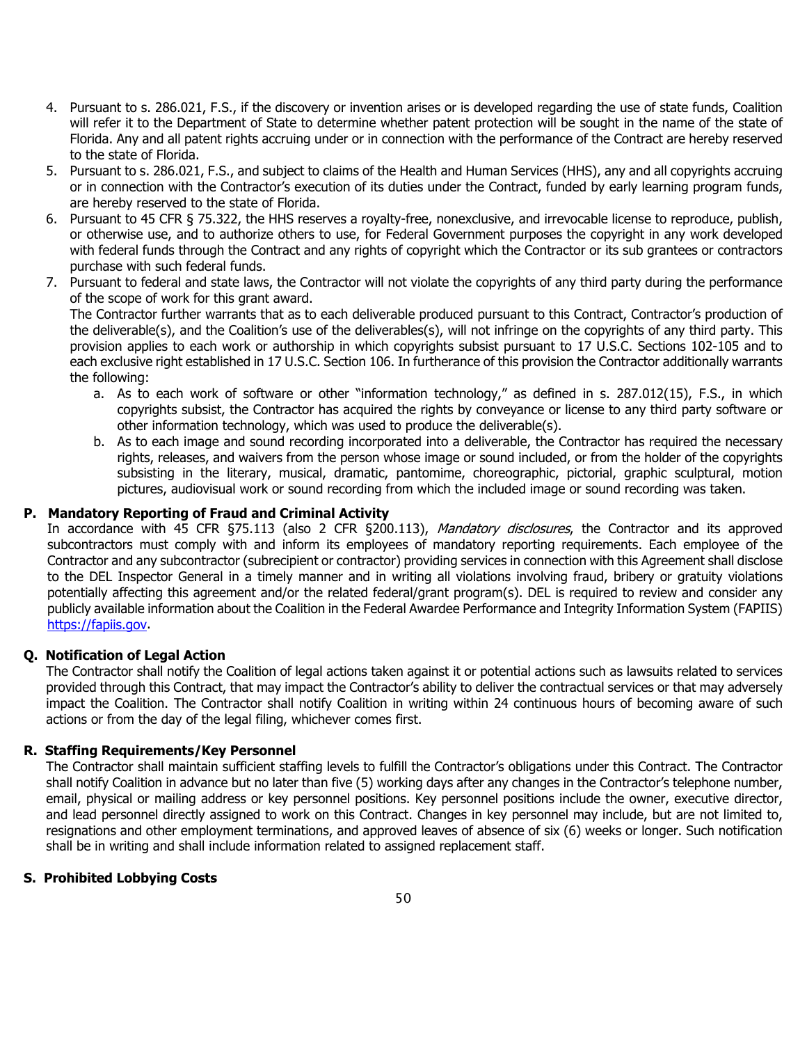4. Pursuant to s. 286.021, F.S., if the discovery or invention arises or is developed regarding the use of state funds, Coalition will refer it to the Department of State to determine whether patent protection will be sought in the name of the state of Florida. Any and all patent rights accruing under or in connection with the performance of the Contract are hereby reserved to the state of Florida.
5. Pursuant to s. 286.021, F.S., and subject to claims of the Health and Human Services (HHS), any and all copyrights accruing or in connection with the Contractor's execution of its duties under the Contract, funded by early learning program funds, are hereby reserved to the state of Florida.
6. Pursuant to 45 CFR § 75.322, the HHS reserves a royalty-free, nonexclusive, and irrevocable license to reproduce, publish, or otherwise use, and to authorize others to use, for Federal Government purposes the copyright in any work developed with federal funds through the Contract and any rights of copyright which the Contractor or its sub grantees or contractors purchase with such federal funds.
7. Pursuant to federal and state laws, the Contractor will not violate the copyrights of any third party during the performance of the scope of work for this grant award.
   The Contractor further warrants that as to each deliverable produced pursuant to this Contract, Contractor's production of the deliverable(s), and the Coalition's use of the deliverables(s), will not infringe on the copyrights of any third party. This provision applies to each work or authorship in which copyrights subsist pursuant to 17 U.S.C. Sections 102-105 and to each exclusive right established in 17 U.S.C. Section 106. In furtherance of this provision the Contractor additionally warrants the following:
   a. As to each work of software or other "information technology," as defined in s. 287.012(15), F.S., in which copyrights subsist, the Contractor has acquired the rights by conveyance or license to any third party software or other information technology, which was used to produce the deliverable(s).
   b. As to each image and sound recording incorporated into a deliverable, the Contractor has required the necessary rights, releases, and waivers from the person whose image or sound included, or from the holder of the copyrights subsisting in the literary, musical, dramatic, pantomime, choreographic, pictorial, graphic sculptural, motion pictures, audiovisual work or sound recording from which the included image or sound recording was taken.

**P. Mandatory Reporting of Fraud and Criminal Activity**

In accordance with 45 CFR §75.113 (also 2 CFR §200.113), *Mandatory disclosures*, the Contractor and its approved subcontractors must comply with and inform its employees of mandatory reporting requirements. Each employee of the Contractor and any subcontractor (subrecipient or contractor) providing services in connection with this Agreement shall disclose to the DEL Inspector General in a timely manner and in writing all violations involving fraud, bribery or gratuity violations potentially affecting this agreement and/or the related federal/grant program(s). DEL is required to review and consider any publicly available information about the Coalition in the Federal Awardee Performance and Integrity Information System (FAPIIS) https://fapiis.gov.

**Q. Notification of Legal Action**

The Contractor shall notify the Coalition of legal actions taken against it or potential actions such as lawsuits related to services provided through this Contract, that may impact the Contractor's ability to deliver the contractual services or that may adversely impact the Coalition. The Contractor shall notify Coalition in writing within 24 continuous hours of becoming aware of such actions or from the day of the legal filing, whichever comes first.

**R. Staffing Requirements/Key Personnel**

The Contractor shall maintain sufficient staffing levels to fulfill the Contractor's obligations under this Contract. The Contractor shall notify Coalition in advance but no later than five (5) working days after any changes in the Contractor's telephone number, email, physical or mailing address or key personnel positions. Key personnel positions include the owner, executive director, and lead personnel directly assigned to work on this Contract. Changes in key personnel may include, but are not limited to, resignations and other employment terminations, and approved leaves of absence of six (6) weeks or longer. Such notification shall be in writing and shall include information related to assigned replacement staff.

**S. Prohibited Lobbying Costs**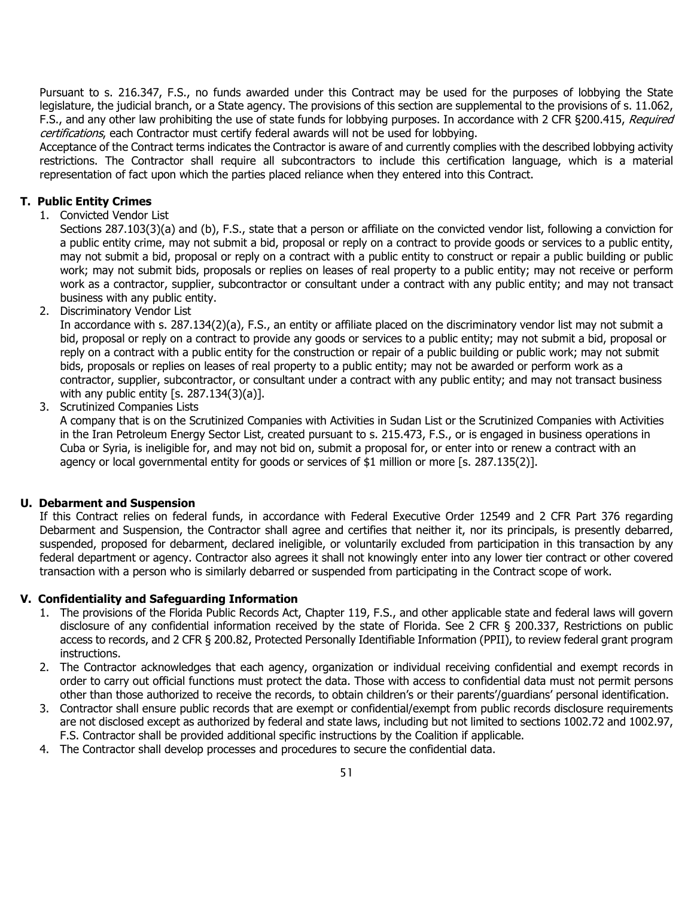Pursuant to s. 216.347, F.S., no funds awarded under this Contract may be used for the purposes of lobbying the State legislature, the judicial branch, or a State agency. The provisions of this section are supplemental to the provisions of s. 11.062, F.S., and any other law prohibiting the use of state funds for lobbying purposes. In accordance with 2 CFR §200.415, *Required certifications*, each Contractor must certify federal awards will not be used for lobbying.

Acceptance of the Contract terms indicates the Contractor is aware of and currently complies with the described lobbying activity restrictions. The Contractor shall require all subcontractors to include this certification language, which is a material representation of fact upon which the parties placed reliance when they entered into this Contract.

### T. Public Entity Crimes

1. Convicted Vendor List

   Sections 287.103(3)(a) and (b), F.S., state that a person or affiliate on the convicted vendor list, following a conviction for a public entity crime, may not submit a bid, proposal or reply on a contract to provide goods or services to a public entity, may not submit a bid, proposal or reply on a contract with a public entity to construct or repair a public building or public work; may not submit bids, proposals or replies on leases of real property to a public entity; may not receive or perform work as a contractor, supplier, subcontractor or consultant under a contract with any public entity; and may not transact business with any public entity.

2. Discriminatory Vendor List

   In accordance with s. 287.134(2)(a), F.S., an entity or affiliate placed on the discriminatory vendor list may not submit a bid, proposal or reply on a contract to provide any goods or services to a public entity; may not submit a bid, proposal or reply on a contract with a public entity for the construction or repair of a public building or public work; may not submit bids, proposals or replies on leases of real property to a public entity; may not be awarded or perform work as a contractor, supplier, subcontractor, or consultant under a contract with any public entity; and may not transact business with any public entity [s. 287.134(3)(a)].

3. Scrutinized Companies Lists

   A company that is on the Scrutinized Companies with Activities in Sudan List or the Scrutinized Companies with Activities in the Iran Petroleum Energy Sector List, created pursuant to s. 215.473, F.S., or is engaged in business operations in Cuba or Syria, is ineligible for, and may not bid on, submit a proposal for, or enter into or renew a contract with an agency or local governmental entity for goods or services of $1 million or more [s. 287.135(2)].

### U. Debarment and Suspension

If this Contract relies on federal funds, in accordance with Federal Executive Order 12549 and 2 CFR Part 376 regarding Debarment and Suspension, the Contractor shall agree and certifies that neither it, nor its principals, is presently debarred, suspended, proposed for debarment, declared ineligible, or voluntarily excluded from participation in this transaction by any federal department or agency. Contractor also agrees it shall not knowingly enter into any lower tier contract or other covered transaction with a person who is similarly debarred or suspended from participating in the Contract scope of work.

### V. Confidentiality and Safeguarding Information

1. The provisions of the Florida Public Records Act, Chapter 119, F.S., and other applicable state and federal laws will govern disclosure of any confidential information received by the state of Florida. See 2 CFR § 200.337, Restrictions on public access to records, and 2 CFR § 200.82, Protected Personally Identifiable Information (PPII), to review federal grant program instructions.
2. The Contractor acknowledges that each agency, organization or individual receiving confidential and exempt records in order to carry out official functions must protect the data. Those with access to confidential data must not permit persons other than those authorized to receive the records, to obtain children's or their parents'/guardians' personal identification.
3. Contractor shall ensure public records that are exempt or confidential/exempt from public records disclosure requirements are not disclosed except as authorized by federal and state laws, including but not limited to sections 1002.72 and 1002.97, F.S. Contractor shall be provided additional specific instructions by the Coalition if applicable.
4. The Contractor shall develop processes and procedures to secure the confidential data.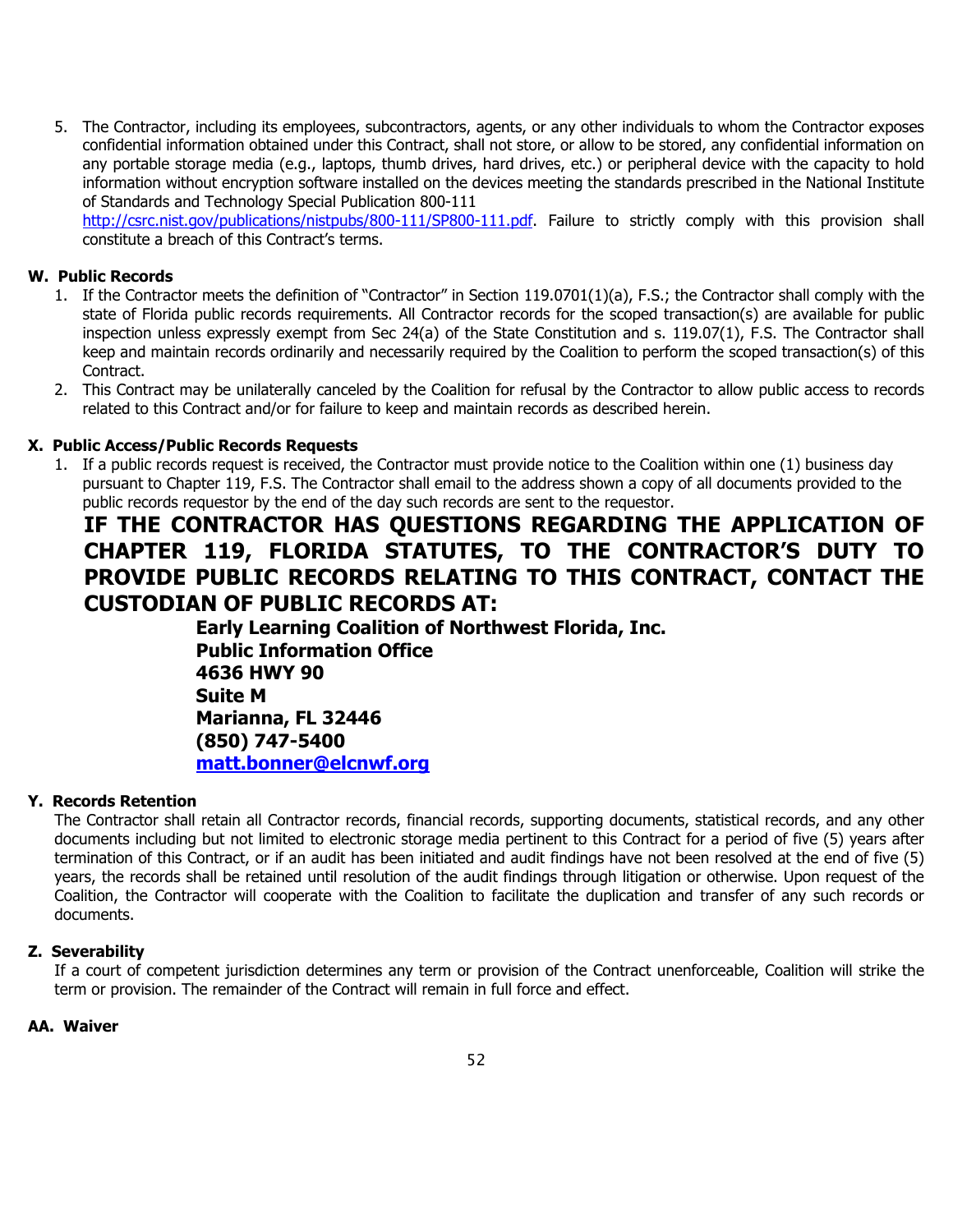5. The Contractor, including its employees, subcontractors, agents, or any other individuals to whom the Contractor exposes confidential information obtained under this Contract, shall not store, or allow to be stored, any confidential information on any portable storage media (e.g., laptops, thumb drives, hard drives, etc.) or peripheral device with the capacity to hold information without encryption software installed on the devices meeting the standards prescribed in the National Institute of Standards and Technology Special Publication 800-111 http://csrc.nist.gov/publications/nistpubs/800-111/SP800-111.pdf. Failure to strictly comply with this provision shall constitute a breach of this Contract's terms.

### W. Public Records

1. If the Contractor meets the definition of "Contractor" in Section 119.0701(1)(a), F.S.; the Contractor shall comply with the state of Florida public records requirements. All Contractor records for the scoped transaction(s) are available for public inspection unless expressly exempt from Sec 24(a) of the State Constitution and s. 119.07(1), F.S. The Contractor shall keep and maintain records ordinarily and necessarily required by the Coalition to perform the scoped transaction(s) of this Contract.
2. This Contract may be unilaterally canceled by the Coalition for refusal by the Contractor to allow public access to records related to this Contract and/or for failure to keep and maintain records as described herein.

### X. Public Access/Public Records Requests

1. If a public records request is received, the Contractor must provide notice to the Coalition within one (1) business day pursuant to Chapter 119, F.S. The Contractor shall email to the address shown a copy of all documents provided to the public records requestor by the end of the day such records are sent to the requestor.

**IF THE CONTRACTOR HAS QUESTIONS REGARDING THE APPLICATION OF CHAPTER 119, FLORIDA STATUTES, TO THE CONTRACTOR'S DUTY TO PROVIDE PUBLIC RECORDS RELATING TO THIS CONTRACT, CONTACT THE CUSTODIAN OF PUBLIC RECORDS AT:**

**Early Learning Coalition of Northwest Florida, Inc.**
**Public Information Office**
**4636 HWY 90**
**Suite M**
**Marianna, FL 32446**
**(850) 747-5400**
**matt.bonner@elcnwf.org**

### Y. Records Retention

The Contractor shall retain all Contractor records, financial records, supporting documents, statistical records, and any other documents including but not limited to electronic storage media pertinent to this Contract for a period of five (5) years after termination of this Contract, or if an audit has been initiated and audit findings have not been resolved at the end of five (5) years, the records shall be retained until resolution of the audit findings through litigation or otherwise. Upon request of the Coalition, the Contractor will cooperate with the Coalition to facilitate the duplication and transfer of any such records or documents.

### Z. Severability

If a court of competent jurisdiction determines any term or provision of the Contract unenforceable, Coalition will strike the term or provision. The remainder of the Contract will remain in full force and effect.

### AA. Waiver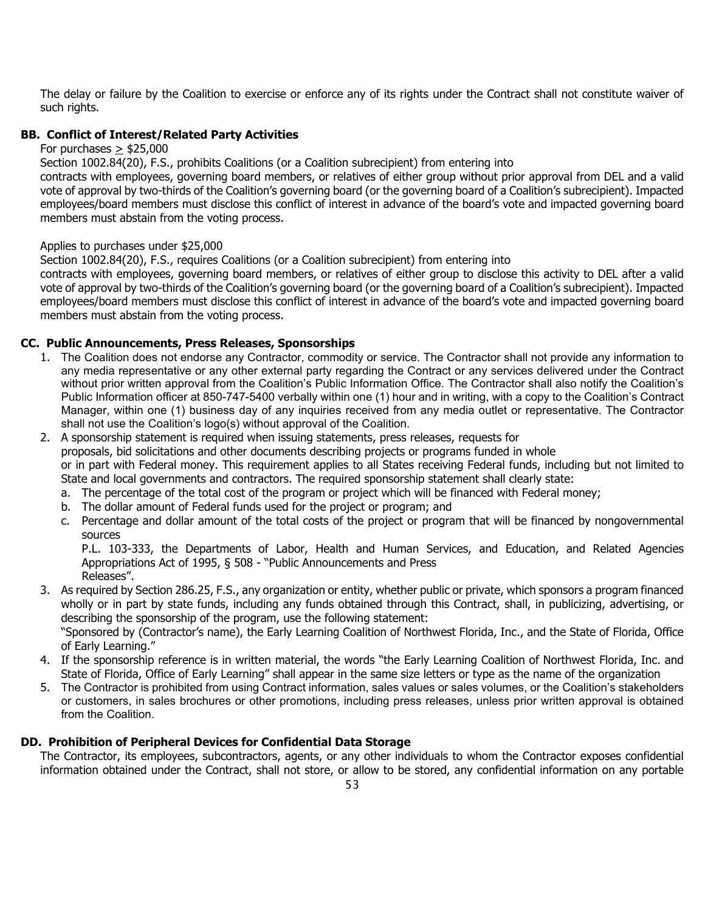The delay or failure by the Coalition to exercise or enforce any of its rights under the Contract shall not constitute waiver of such rights.

## BB. Conflict of Interest/Related Party Activities

For purchases $\geq$ \$25,000

Section 1002.84(20), F.S., prohibits Coalitions (or a Coalition subrecipient) from entering into contracts with employees, governing board members, or relatives of either group without prior approval from DEL and a valid vote of approval by two-thirds of the Coalition's governing board (or the governing board of a Coalition's subrecipient). Impacted employees/board members must disclose this conflict of interest in advance of the board's vote and impacted governing board members must abstain from the voting process.

Applies to purchases under \$25,000

Section 1002.84(20), F.S., requires Coalitions (or a Coalition subrecipient) from entering into contracts with employees, governing board members, or relatives of either group to disclose this activity to DEL after a valid vote of approval by two-thirds of the Coalition's governing board (or the governing board of a Coalition's subrecipient). Impacted employees/board members must disclose this conflict of interest in advance of the board's vote and impacted governing board members must abstain from the voting process.

## CC. Public Announcements, Press Releases, Sponsorships

1. The Coalition does not endorse any Contractor, commodity or service. The Contractor shall not provide any information to any media representative or any other external party regarding the Contract or any services delivered under the Contract without prior written approval from the Coalition's Public Information Office. The Contractor shall also notify the Coalition's Public Information officer at 850-747-5400 verbally within one (1) hour and in writing, with a copy to the Coalition's Contract Manager, within one (1) business day of any inquiries received from any media outlet or representative. The Contractor shall not use the Coalition's logo(s) without approval of the Coalition.
2. A sponsorship statement is required when issuing statements, press releases, requests for proposals, bid solicitations and other documents describing projects or programs funded in whole or in part with Federal money. This requirement applies to all States receiving Federal funds, including but not limited to State and local governments and contractors. The required sponsorship statement shall clearly state:
   a. The percentage of the total cost of the program or project which will be financed with Federal money;
   b. The dollar amount of Federal funds used for the project or program; and
   c. Percentage and dollar amount of the total costs of the project or program that will be financed by nongovernmental sources

   P.L. 103-333, the Departments of Labor, Health and Human Services, and Education, and Related Agencies Appropriations Act of 1995, § 508 - "Public Announcements and Press Releases".
3. As required by Section 286.25, F.S., any organization or entity, whether public or private, which sponsors a program financed wholly or in part by state funds, including any funds obtained through this Contract, shall, in publicizing, advertising, or describing the sponsorship of the program, use the following statement:
   "Sponsored by (Contractor's name), the Early Learning Coalition of Northwest Florida, Inc., and the State of Florida, Office of Early Learning."
4. If the sponsorship reference is in written material, the words "the Early Learning Coalition of Northwest Florida, Inc. and State of Florida, Office of Early Learning" shall appear in the same size letters or type as the name of the organization
5. The Contractor is prohibited from using Contract information, sales values or sales volumes, or the Coalition's stakeholders or customers, in sales brochures or other promotions, including press releases, unless prior written approval is obtained from the Coalition.

## DD. Prohibition of Peripheral Devices for Confidential Data Storage

The Contractor, its employees, subcontractors, agents, or any other individuals to whom the Contractor exposes confidential information obtained under the Contract, shall not store, or allow to be stored, any confidential information on any portable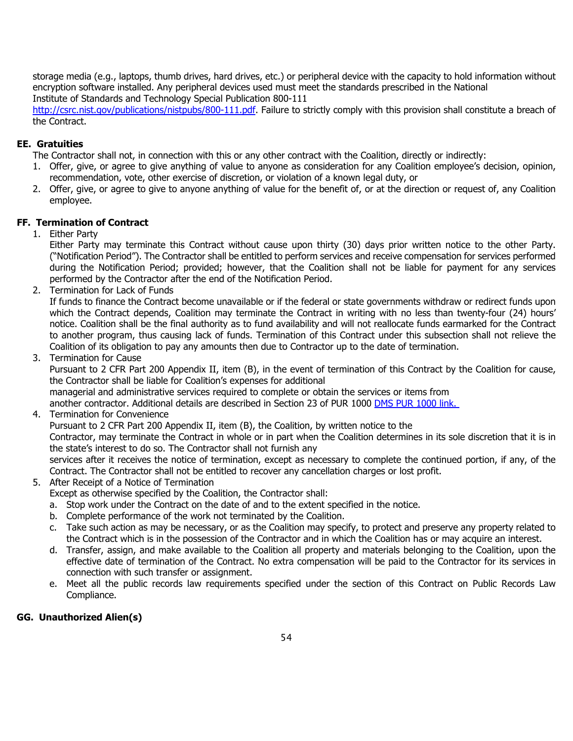storage media (e.g., laptops, thumb drives, hard drives, etc.) or peripheral device with the capacity to hold information without encryption software installed. Any peripheral devices used must meet the standards prescribed in the National Institute of Standards and Technology Special Publication 800-111 http://csrc.nist.gov/publications/nistpubs/800-111.pdf. Failure to strictly comply with this provision shall constitute a breach of the Contract.

### EE. Gratuities

The Contractor shall not, in connection with this or any other contract with the Coalition, directly or indirectly:

1. Offer, give, or agree to give anything of value to anyone as consideration for any Coalition employee's decision, opinion, recommendation, vote, other exercise of discretion, or violation of a known legal duty, or
2. Offer, give, or agree to give to anyone anything of value for the benefit of, or at the direction or request of, any Coalition employee.

### FF. Termination of Contract

1. Either Party
   Either Party may terminate this Contract without cause upon thirty (30) days prior written notice to the other Party. ("Notification Period"). The Contractor shall be entitled to perform services and receive compensation for services performed during the Notification Period; provided; however, that the Coalition shall not be liable for payment for any services performed by the Contractor after the end of the Notification Period.
2. Termination for Lack of Funds
   If funds to finance the Contract become unavailable or if the federal or state governments withdraw or redirect funds upon which the Contract depends, Coalition may terminate the Contract in writing with no less than twenty-four (24) hours' notice. Coalition shall be the final authority as to fund availability and will not reallocate funds earmarked for the Contract to another program, thus causing lack of funds. Termination of this Contract under this subsection shall not relieve the Coalition of its obligation to pay any amounts then due to Contractor up to the date of termination.
3. Termination for Cause
   Pursuant to 2 CFR Part 200 Appendix II, item (B), in the event of termination of this Contract by the Coalition for cause, the Contractor shall be liable for Coalition's expenses for additional managerial and administrative services required to complete or obtain the services or items from another contractor. Additional details are described in Section 23 of PUR 1000 DMS PUR 1000 link.
4. Termination for Convenience
   Pursuant to 2 CFR Part 200 Appendix II, item (B), the Coalition, by written notice to the Contractor, may terminate the Contract in whole or in part when the Coalition determines in its sole discretion that it is in the state's interest to do so. The Contractor shall not furnish any services after it receives the notice of termination, except as necessary to complete the continued portion, if any, of the Contract. The Contractor shall not be entitled to recover any cancellation charges or lost profit.
5. After Receipt of a Notice of Termination
   Except as otherwise specified by the Coalition, the Contractor shall:
   a. Stop work under the Contract on the date of and to the extent specified in the notice.
   b. Complete performance of the work not terminated by the Coalition.
   c. Take such action as may be necessary, or as the Coalition may specify, to protect and preserve any property related to the Contract which is in the possession of the Contractor and in which the Coalition has or may acquire an interest.
   d. Transfer, assign, and make available to the Coalition all property and materials belonging to the Coalition, upon the effective date of termination of the Contract. No extra compensation will be paid to the Contractor for its services in connection with such transfer or assignment.
   e. Meet all the public records law requirements specified under the section of this Contract on Public Records Law Compliance.

### GG. Unauthorized Alien(s)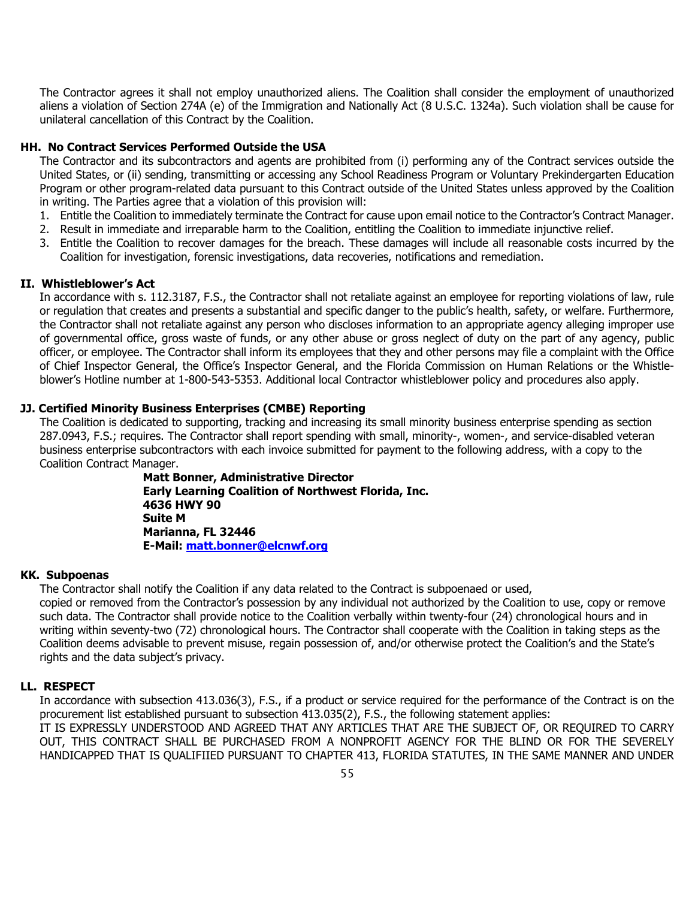The Contractor agrees it shall not employ unauthorized aliens. The Coalition shall consider the employment of unauthorized aliens a violation of Section 274A (e) of the Immigration and Nationally Act (8 U.S.C. 1324a). Such violation shall be cause for unilateral cancellation of this Contract by the Coalition.

**HH. No Contract Services Performed Outside the USA**

The Contractor and its subcontractors and agents are prohibited from (i) performing any of the Contract services outside the United States, or (ii) sending, transmitting or accessing any School Readiness Program or Voluntary Prekindergarten Education Program or other program-related data pursuant to this Contract outside of the United States unless approved by the Coalition in writing. The Parties agree that a violation of this provision will:

1. Entitle the Coalition to immediately terminate the Contract for cause upon email notice to the Contractor's Contract Manager.
2. Result in immediate and irreparable harm to the Coalition, entitling the Coalition to immediate injunctive relief.
3. Entitle the Coalition to recover damages for the breach. These damages will include all reasonable costs incurred by the Coalition for investigation, forensic investigations, data recoveries, notifications and remediation.

**II. Whistleblower's Act**

In accordance with s. 112.3187, F.S., the Contractor shall not retaliate against an employee for reporting violations of law, rule or regulation that creates and presents a substantial and specific danger to the public's health, safety, or welfare. Furthermore, the Contractor shall not retaliate against any person who discloses information to an appropriate agency alleging improper use of governmental office, gross waste of funds, or any other abuse or gross neglect of duty on the part of any agency, public officer, or employee. The Contractor shall inform its employees that they and other persons may file a complaint with the Office of Chief Inspector General, the Office's Inspector General, and the Florida Commission on Human Relations or the Whistle-blower's Hotline number at 1-800-543-5353. Additional local Contractor whistleblower policy and procedures also apply.

**JJ. Certified Minority Business Enterprises (CMBE) Reporting**

The Coalition is dedicated to supporting, tracking and increasing its small minority business enterprise spending as section 287.0943, F.S.; requires. The Contractor shall report spending with small, minority-, women-, and service-disabled veteran business enterprise subcontractors with each invoice submitted for payment to the following address, with a copy to the Coalition Contract Manager.

**Matt Bonner, Administrative Director**
**Early Learning Coalition of Northwest Florida, Inc.**
**4636 HWY 90**
**Suite M**
**Marianna, FL 32446**
**E-Mail: matt.bonner@elcnwf.org**

**KK. Subpoenas**

The Contractor shall notify the Coalition if any data related to the Contract is subpoenaed or used, copied or removed from the Contractor's possession by any individual not authorized by the Coalition to use, copy or remove such data. The Contractor shall provide notice to the Coalition verbally within twenty-four (24) chronological hours and in writing within seventy-two (72) chronological hours. The Contractor shall cooperate with the Coalition in taking steps as the Coalition deems advisable to prevent misuse, regain possession of, and/or otherwise protect the Coalition's and the State's rights and the data subject's privacy.

**LL. RESPECT**

In accordance with subsection 413.036(3), F.S., if a product or service required for the performance of the Contract is on the procurement list established pursuant to subsection 413.035(2), F.S., the following statement applies:

IT IS EXPRESSLY UNDERSTOOD AND AGREED THAT ANY ARTICLES THAT ARE THE SUBJECT OF, OR REQUIRED TO CARRY OUT, THIS CONTRACT SHALL BE PURCHASED FROM A NONPROFIT AGENCY FOR THE BLIND OR FOR THE SEVERELY HANDICAPPED THAT IS QUALIFIIED PURSUANT TO CHAPTER 413, FLORIDA STATUTES, IN THE SAME MANNER AND UNDER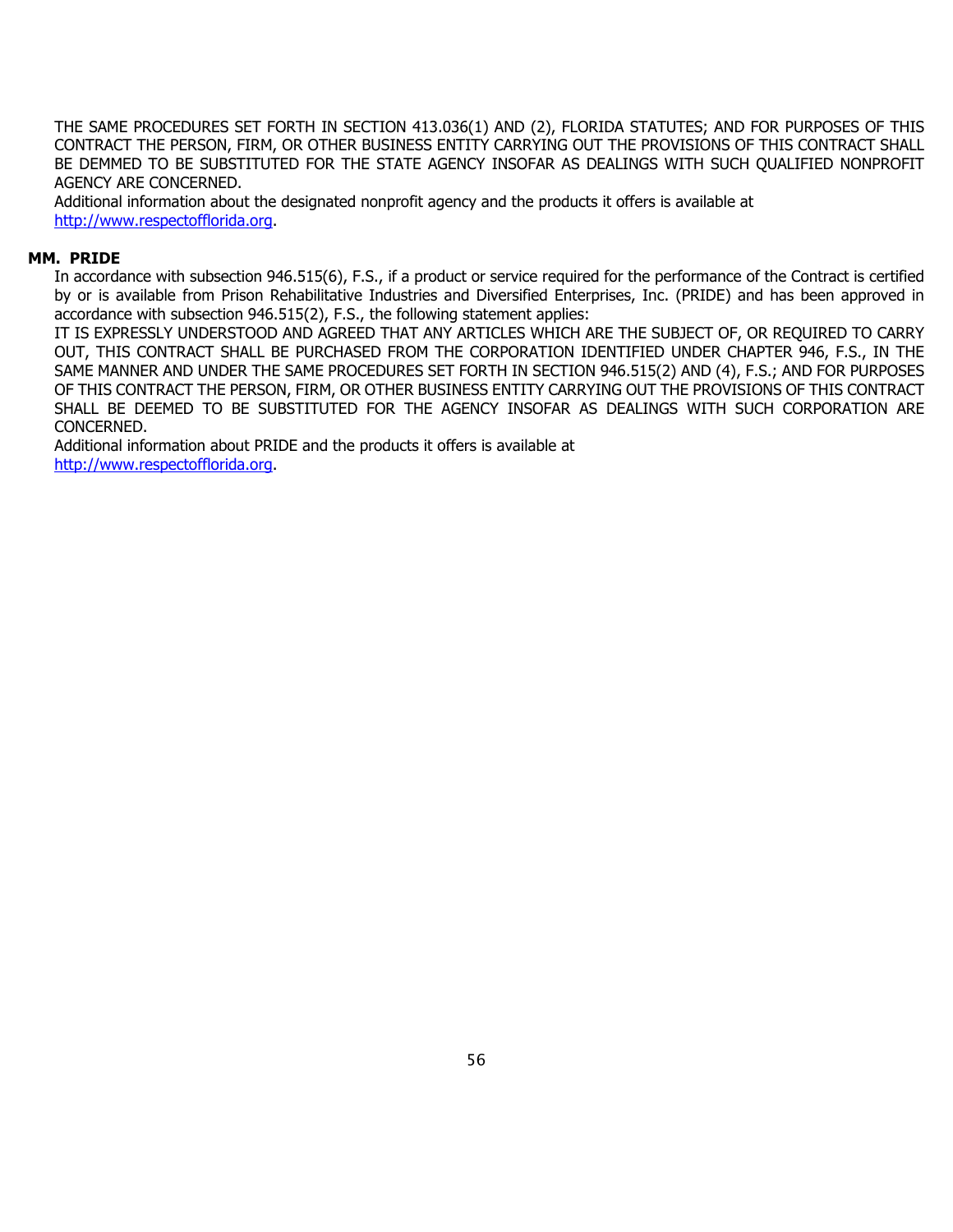THE SAME PROCEDURES SET FORTH IN SECTION 413.036(1) AND (2), FLORIDA STATUTES; AND FOR PURPOSES OF THIS CONTRACT THE PERSON, FIRM, OR OTHER BUSINESS ENTITY CARRYING OUT THE PROVISIONS OF THIS CONTRACT SHALL BE DEMMED TO BE SUBSTITUTED FOR THE STATE AGENCY INSOFAR AS DEALINGS WITH SUCH QUALIFIED NONPROFIT AGENCY ARE CONCERNED.

Additional information about the designated nonprofit agency and the products it offers is available at http://www.respectofflorida.org.

**MM. PRIDE**

In accordance with subsection 946.515(6), F.S., if a product or service required for the performance of the Contract is certified by or is available from Prison Rehabilitative Industries and Diversified Enterprises, Inc. (PRIDE) and has been approved in accordance with subsection 946.515(2), F.S., the following statement applies:

IT IS EXPRESSLY UNDERSTOOD AND AGREED THAT ANY ARTICLES WHICH ARE THE SUBJECT OF, OR REQUIRED TO CARRY OUT, THIS CONTRACT SHALL BE PURCHASED FROM THE CORPORATION IDENTIFIED UNDER CHAPTER 946, F.S., IN THE SAME MANNER AND UNDER THE SAME PROCEDURES SET FORTH IN SECTION 946.515(2) AND (4), F.S.; AND FOR PURPOSES OF THIS CONTRACT THE PERSON, FIRM, OR OTHER BUSINESS ENTITY CARRYING OUT THE PROVISIONS OF THIS CONTRACT SHALL BE DEEMED TO BE SUBSTITUTED FOR THE AGENCY INSOFAR AS DEALINGS WITH SUCH CORPORATION ARE CONCERNED.

Additional information about PRIDE and the products it offers is available at http://www.respectofflorida.org.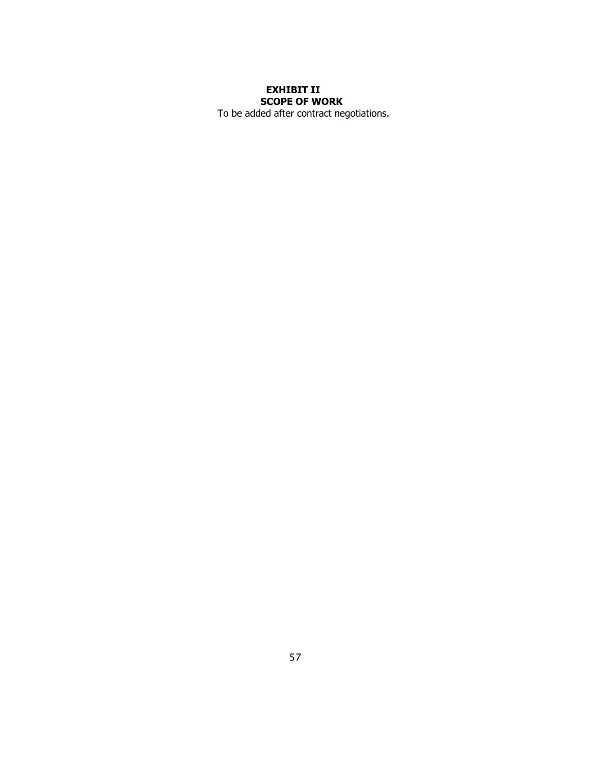# EXHIBIT II

## SCOPE OF WORK

To be added after contract negotiations.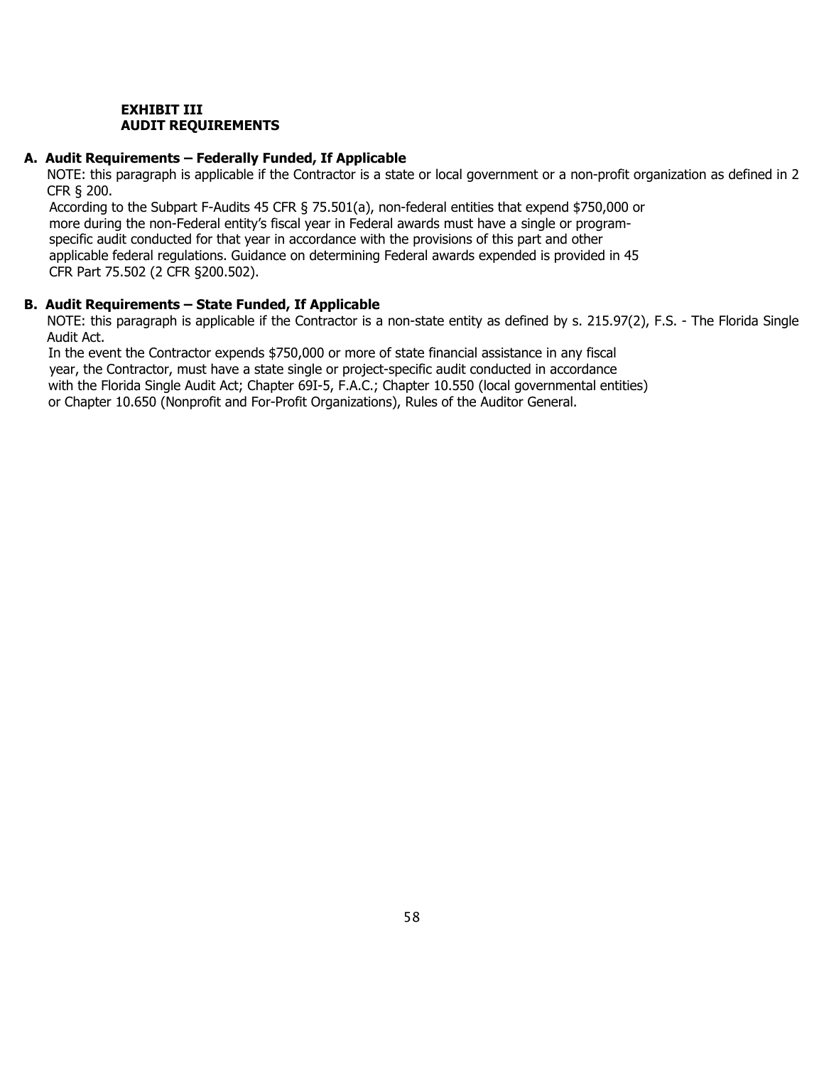**EXHIBIT III**
**AUDIT REQUIREMENTS**

**A. Audit Requirements – Federally Funded, If Applicable**

NOTE: this paragraph is applicable if the Contractor is a state or local government or a non-profit organization as defined in 2 CFR § 200.

According to the Subpart F-Audits 45 CFR § 75.501(a), non-federal entities that expend $750,000 or more during the non-Federal entity's fiscal year in Federal awards must have a single or program-specific audit conducted for that year in accordance with the provisions of this part and other applicable federal regulations. Guidance on determining Federal awards expended is provided in 45 CFR Part 75.502 (2 CFR §200.502).

**B. Audit Requirements – State Funded, If Applicable**

NOTE: this paragraph is applicable if the Contractor is a non-state entity as defined by s. 215.97(2), F.S. - The Florida Single Audit Act.

In the event the Contractor expends $750,000 or more of state financial assistance in any fiscal year, the Contractor, must have a state single or project-specific audit conducted in accordance with the Florida Single Audit Act; Chapter 69I-5, F.A.C.; Chapter 10.550 (local governmental entities) or Chapter 10.650 (Nonprofit and For-Profit Organizations), Rules of the Auditor General.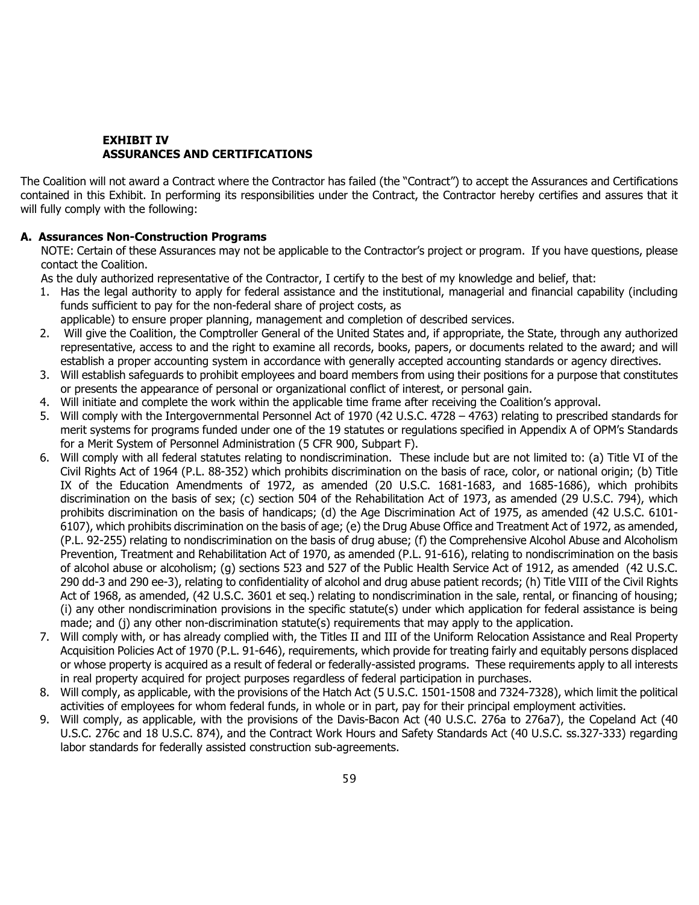**EXHIBIT IV**
**ASSURANCES AND CERTIFICATIONS**

The Coalition will not award a Contract where the Contractor has failed (the "Contract") to accept the Assurances and Certifications contained in this Exhibit. In performing its responsibilities under the Contract, the Contractor hereby certifies and assures that it will fully comply with the following:

**A. Assurances Non-Construction Programs**

NOTE: Certain of these Assurances may not be applicable to the Contractor's project or program. If you have questions, please contact the Coalition.

As the duly authorized representative of the Contractor, I certify to the best of my knowledge and belief, that:

1. Has the legal authority to apply for federal assistance and the institutional, managerial and financial capability (including funds sufficient to pay for the non-federal share of project costs, as applicable) to ensure proper planning, management and completion of described services.
2. Will give the Coalition, the Comptroller General of the United States and, if appropriate, the State, through any authorized representative, access to and the right to examine all records, books, papers, or documents related to the award; and will establish a proper accounting system in accordance with generally accepted accounting standards or agency directives.
3. Will establish safeguards to prohibit employees and board members from using their positions for a purpose that constitutes or presents the appearance of personal or organizational conflict of interest, or personal gain.
4. Will initiate and complete the work within the applicable time frame after receiving the Coalition's approval.
5. Will comply with the Intergovernmental Personnel Act of 1970 (42 U.S.C. 4728 – 4763) relating to prescribed standards for merit systems for programs funded under one of the 19 statutes or regulations specified in Appendix A of OPM's Standards for a Merit System of Personnel Administration (5 CFR 900, Subpart F).
6. Will comply with all federal statutes relating to nondiscrimination. These include but are not limited to: (a) Title VI of the Civil Rights Act of 1964 (P.L. 88-352) which prohibits discrimination on the basis of race, color, or national origin; (b) Title IX of the Education Amendments of 1972, as amended (20 U.S.C. 1681-1683, and 1685-1686), which prohibits discrimination on the basis of sex; (c) section 504 of the Rehabilitation Act of 1973, as amended (29 U.S.C. 794), which prohibits discrimination on the basis of handicaps; (d) the Age Discrimination Act of 1975, as amended (42 U.S.C. 6101-6107), which prohibits discrimination on the basis of age; (e) the Drug Abuse Office and Treatment Act of 1972, as amended, (P.L. 92-255) relating to nondiscrimination on the basis of drug abuse; (f) the Comprehensive Alcohol Abuse and Alcoholism Prevention, Treatment and Rehabilitation Act of 1970, as amended (P.L. 91-616), relating to nondiscrimination on the basis of alcohol abuse or alcoholism; (g) sections 523 and 527 of the Public Health Service Act of 1912, as amended (42 U.S.C. 290 dd-3 and 290 ee-3), relating to confidentiality of alcohol and drug abuse patient records; (h) Title VIII of the Civil Rights Act of 1968, as amended, (42 U.S.C. 3601 et seq.) relating to nondiscrimination in the sale, rental, or financing of housing; (i) any other nondiscrimination provisions in the specific statute(s) under which application for federal assistance is being made; and (j) any other non-discrimination statute(s) requirements that may apply to the application.
7. Will comply with, or has already complied with, the Titles II and III of the Uniform Relocation Assistance and Real Property Acquisition Policies Act of 1970 (P.L. 91-646), requirements, which provide for treating fairly and equitably persons displaced or whose property is acquired as a result of federal or federally-assisted programs. These requirements apply to all interests in real property acquired for project purposes regardless of federal participation in purchases.
8. Will comply, as applicable, with the provisions of the Hatch Act (5 U.S.C. 1501-1508 and 7324-7328), which limit the political activities of employees for whom federal funds, in whole or in part, pay for their principal employment activities.
9. Will comply, as applicable, with the provisions of the Davis-Bacon Act (40 U.S.C. 276a to 276a7), the Copeland Act (40 U.S.C. 276c and 18 U.S.C. 874), and the Contract Work Hours and Safety Standards Act (40 U.S.C. ss.327-333) regarding labor standards for federally assisted construction sub-agreements.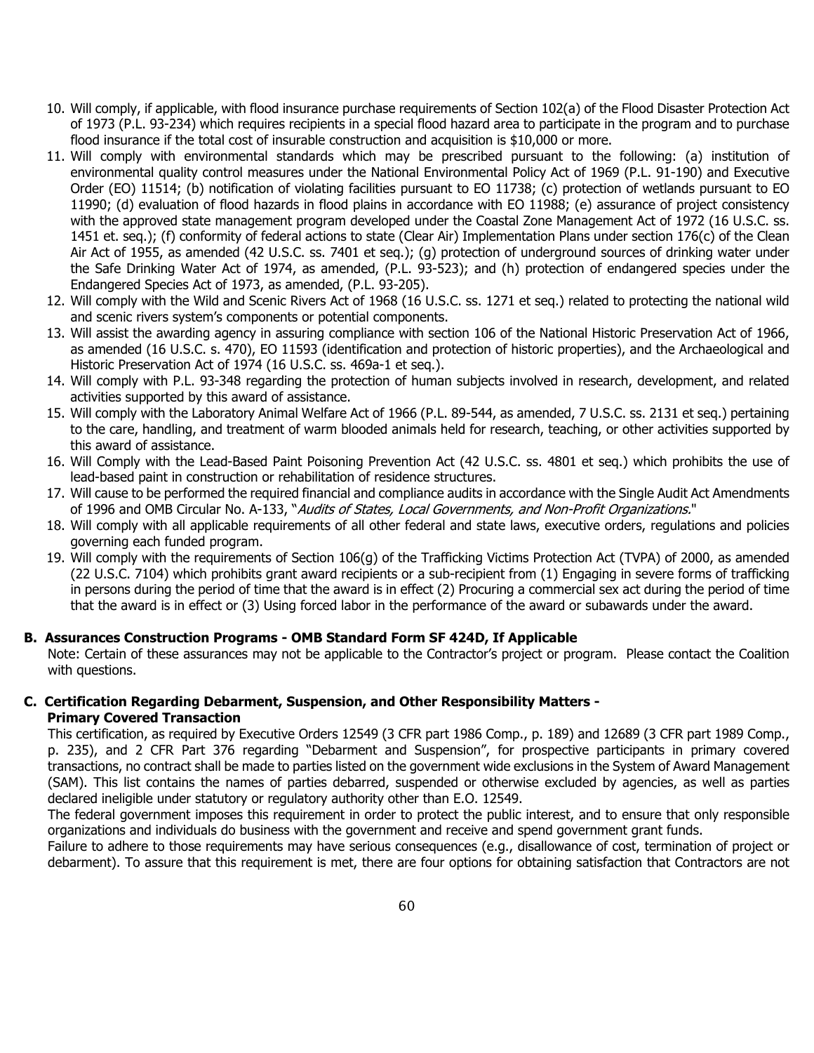10. Will comply, if applicable, with flood insurance purchase requirements of Section 102(a) of the Flood Disaster Protection Act of 1973 (P.L. 93-234) which requires recipients in a special flood hazard area to participate in the program and to purchase flood insurance if the total cost of insurable construction and acquisition is $10,000 or more.
11. Will comply with environmental standards which may be prescribed pursuant to the following: (a) institution of environmental quality control measures under the National Environmental Policy Act of 1969 (P.L. 91-190) and Executive Order (EO) 11514; (b) notification of violating facilities pursuant to EO 11738; (c) protection of wetlands pursuant to EO 11990; (d) evaluation of flood hazards in flood plains in accordance with EO 11988; (e) assurance of project consistency with the approved state management program developed under the Coastal Zone Management Act of 1972 (16 U.S.C. ss. 1451 et. seq.); (f) conformity of federal actions to state (Clear Air) Implementation Plans under section 176(c) of the Clean Air Act of 1955, as amended (42 U.S.C. ss. 7401 et seq.); (g) protection of underground sources of drinking water under the Safe Drinking Water Act of 1974, as amended, (P.L. 93-523); and (h) protection of endangered species under the Endangered Species Act of 1973, as amended, (P.L. 93-205).
12. Will comply with the Wild and Scenic Rivers Act of 1968 (16 U.S.C. ss. 1271 et seq.) related to protecting the national wild and scenic rivers system's components or potential components.
13. Will assist the awarding agency in assuring compliance with section 106 of the National Historic Preservation Act of 1966, as amended (16 U.S.C. s. 470), EO 11593 (identification and protection of historic properties), and the Archaeological and Historic Preservation Act of 1974 (16 U.S.C. ss. 469a-1 et seq.).
14. Will comply with P.L. 93-348 regarding the protection of human subjects involved in research, development, and related activities supported by this award of assistance.
15. Will comply with the Laboratory Animal Welfare Act of 1966 (P.L. 89-544, as amended, 7 U.S.C. ss. 2131 et seq.) pertaining to the care, handling, and treatment of warm blooded animals held for research, teaching, or other activities supported by this award of assistance.
16. Will Comply with the Lead-Based Paint Poisoning Prevention Act (42 U.S.C. ss. 4801 et seq.) which prohibits the use of lead-based paint in construction or rehabilitation of residence structures.
17. Will cause to be performed the required financial and compliance audits in accordance with the Single Audit Act Amendments of 1996 and OMB Circular No. A-133, "*Audits of States, Local Governments, and Non-Profit Organizations.*"
18. Will comply with all applicable requirements of all other federal and state laws, executive orders, regulations and policies governing each funded program.
19. Will comply with the requirements of Section 106(g) of the Trafficking Victims Protection Act (TVPA) of 2000, as amended (22 U.S.C. 7104) which prohibits grant award recipients or a sub-recipient from (1) Engaging in severe forms of trafficking in persons during the period of time that the award is in effect (2) Procuring a commercial sex act during the period of time that the award is in effect or (3) Using forced labor in the performance of the award or subawards under the award.

### B. Assurances Construction Programs - OMB Standard Form SF 424D, If Applicable

Note: Certain of these assurances may not be applicable to the Contractor's project or program. Please contact the Coalition with questions.

### C. Certification Regarding Debarment, Suspension, and Other Responsibility Matters - Primary Covered Transaction

This certification, as required by Executive Orders 12549 (3 CFR part 1986 Comp., p. 189) and 12689 (3 CFR part 1989 Comp., p. 235), and 2 CFR Part 376 regarding "Debarment and Suspension", for prospective participants in primary covered transactions, no contract shall be made to parties listed on the government wide exclusions in the System of Award Management (SAM). This list contains the names of parties debarred, suspended or otherwise excluded by agencies, as well as parties declared ineligible under statutory or regulatory authority other than E.O. 12549.

The federal government imposes this requirement in order to protect the public interest, and to ensure that only responsible organizations and individuals do business with the government and receive and spend government grant funds.

Failure to adhere to those requirements may have serious consequences (e.g., disallowance of cost, termination of project or debarment). To assure that this requirement is met, there are four options for obtaining satisfaction that Contractors are not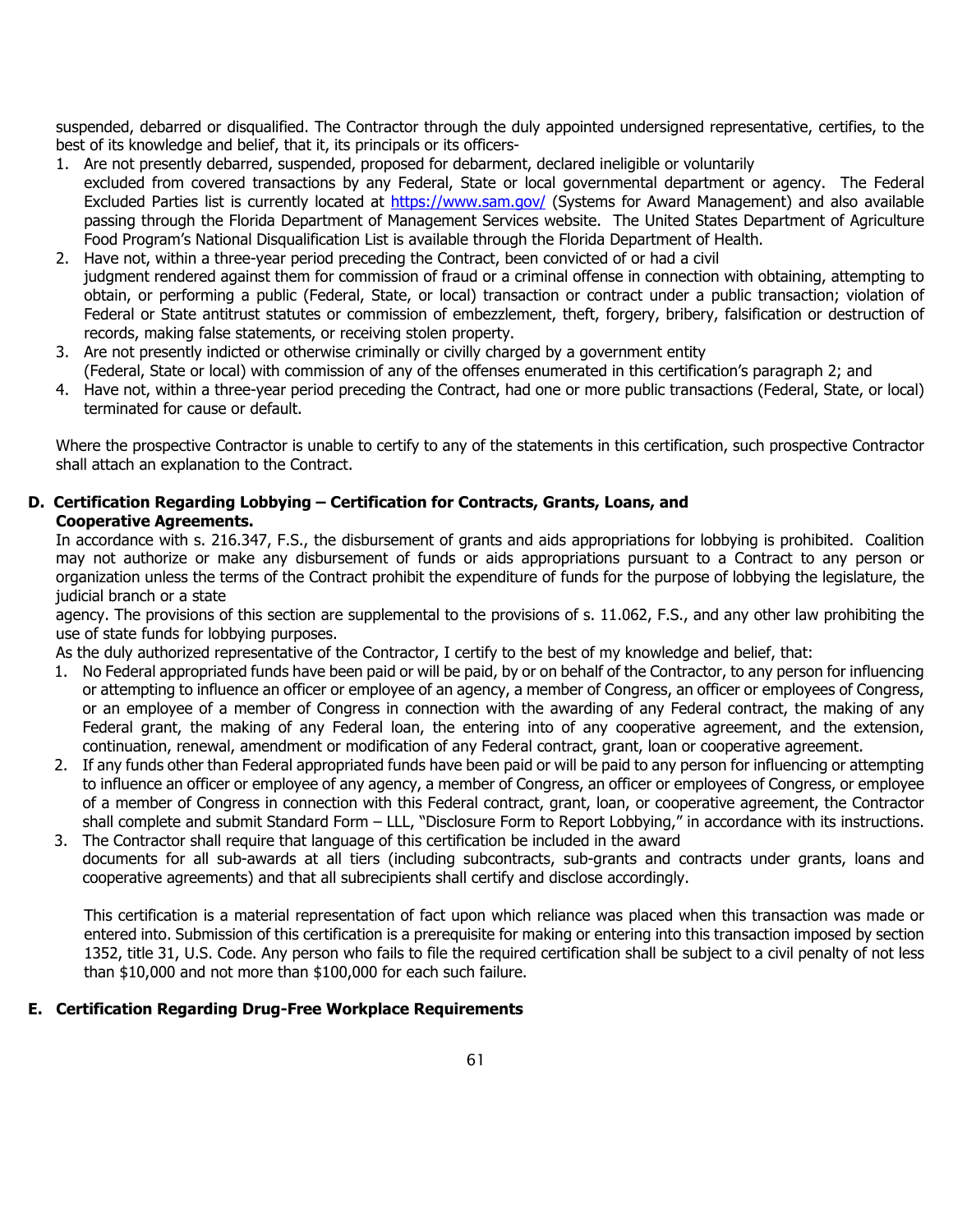suspended, debarred or disqualified. The Contractor through the duly appointed undersigned representative, certifies, to the best of its knowledge and belief, that it, its principals or its officers-

1. Are not presently debarred, suspended, proposed for debarment, declared ineligible or voluntarily excluded from covered transactions by any Federal, State or local governmental department or agency. The Federal Excluded Parties list is currently located at https://www.sam.gov/ (Systems for Award Management) and also available passing through the Florida Department of Management Services website. The United States Department of Agriculture Food Program's National Disqualification List is available through the Florida Department of Health.
2. Have not, within a three-year period preceding the Contract, been convicted of or had a civil judgment rendered against them for commission of fraud or a criminal offense in connection with obtaining, attempting to obtain, or performing a public (Federal, State, or local) transaction or contract under a public transaction; violation of Federal or State antitrust statutes or commission of embezzlement, theft, forgery, bribery, falsification or destruction of records, making false statements, or receiving stolen property.
3. Are not presently indicted or otherwise criminally or civilly charged by a government entity (Federal, State or local) with commission of any of the offenses enumerated in this certification's paragraph 2; and
4. Have not, within a three-year period preceding the Contract, had one or more public transactions (Federal, State, or local) terminated for cause or default.

Where the prospective Contractor is unable to certify to any of the statements in this certification, such prospective Contractor shall attach an explanation to the Contract.

**D. Certification Regarding Lobbying – Certification for Contracts, Grants, Loans, and Cooperative Agreements.**

In accordance with s. 216.347, F.S., the disbursement of grants and aids appropriations for lobbying is prohibited. Coalition may not authorize or make any disbursement of funds or aids appropriations pursuant to a Contract to any person or organization unless the terms of the Contract prohibit the expenditure of funds for the purpose of lobbying the legislature, the judicial branch or a state agency. The provisions of this section are supplemental to the provisions of s. 11.062, F.S., and any other law prohibiting the use of state funds for lobbying purposes.

As the duly authorized representative of the Contractor, I certify to the best of my knowledge and belief, that:

1. No Federal appropriated funds have been paid or will be paid, by or on behalf of the Contractor, to any person for influencing or attempting to influence an officer or employee of an agency, a member of Congress, an officer or employees of Congress, or an employee of a member of Congress in connection with the awarding of any Federal contract, the making of any Federal grant, the making of any Federal loan, the entering into of any cooperative agreement, and the extension, continuation, renewal, amendment or modification of any Federal contract, grant, loan or cooperative agreement.
2. If any funds other than Federal appropriated funds have been paid or will be paid to any person for influencing or attempting to influence an officer or employee of any agency, a member of Congress, an officer or employees of Congress, or employee of a member of Congress in connection with this Federal contract, grant, loan, or cooperative agreement, the Contractor shall complete and submit Standard Form – LLL, "Disclosure Form to Report Lobbying," in accordance with its instructions.
3. The Contractor shall require that language of this certification be included in the award documents for all sub-awards at all tiers (including subcontracts, sub-grants and contracts under grants, loans and cooperative agreements) and that all subrecipients shall certify and disclose accordingly.

This certification is a material representation of fact upon which reliance was placed when this transaction was made or entered into. Submission of this certification is a prerequisite for making or entering into this transaction imposed by section 1352, title 31, U.S. Code. Any person who fails to file the required certification shall be subject to a civil penalty of not less than $10,000 and not more than $100,000 for each such failure.

**E. Certification Regarding Drug-Free Workplace Requirements**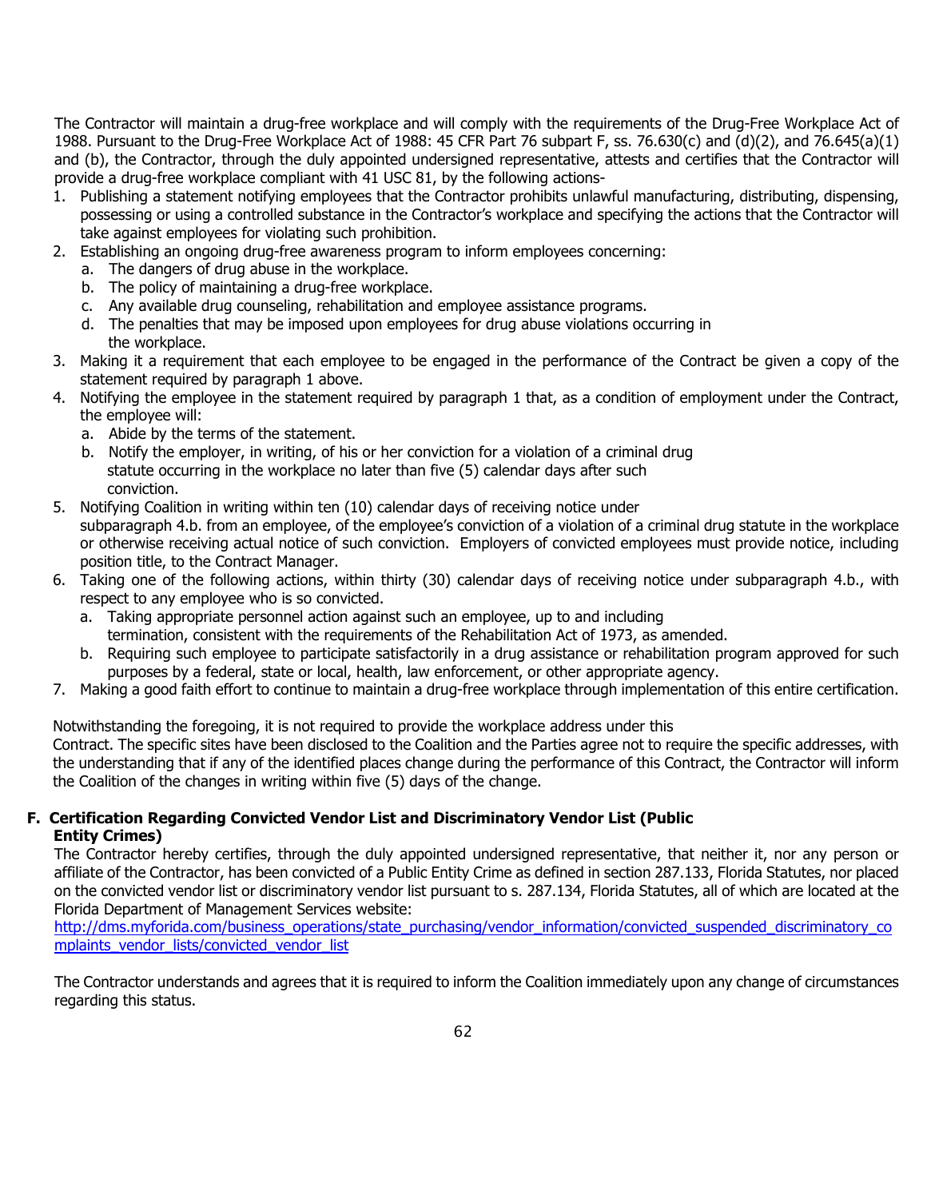The Contractor will maintain a drug-free workplace and will comply with the requirements of the Drug-Free Workplace Act of 1988. Pursuant to the Drug-Free Workplace Act of 1988: 45 CFR Part 76 subpart F, ss. 76.630(c) and (d)(2), and 76.645(a)(1) and (b), the Contractor, through the duly appointed undersigned representative, attests and certifies that the Contractor will provide a drug-free workplace compliant with 41 USC 81, by the following actions-

1. Publishing a statement notifying employees that the Contractor prohibits unlawful manufacturing, distributing, dispensing, possessing or using a controlled substance in the Contractor's workplace and specifying the actions that the Contractor will take against employees for violating such prohibition.
2. Establishing an ongoing drug-free awareness program to inform employees concerning:
   a. The dangers of drug abuse in the workplace.
   b. The policy of maintaining a drug-free workplace.
   c. Any available drug counseling, rehabilitation and employee assistance programs.
   d. The penalties that may be imposed upon employees for drug abuse violations occurring in the workplace.
3. Making it a requirement that each employee to be engaged in the performance of the Contract be given a copy of the statement required by paragraph 1 above.
4. Notifying the employee in the statement required by paragraph 1 that, as a condition of employment under the Contract, the employee will:
   a. Abide by the terms of the statement.
   b. Notify the employer, in writing, of his or her conviction for a violation of a criminal drug statute occurring in the workplace no later than five (5) calendar days after such conviction.
5. Notifying Coalition in writing within ten (10) calendar days of receiving notice under subparagraph 4.b. from an employee, of the employee's conviction of a violation of a criminal drug statute in the workplace or otherwise receiving actual notice of such conviction. Employers of convicted employees must provide notice, including position title, to the Contract Manager.
6. Taking one of the following actions, within thirty (30) calendar days of receiving notice under subparagraph 4.b., with respect to any employee who is so convicted.
   a. Taking appropriate personnel action against such an employee, up to and including termination, consistent with the requirements of the Rehabilitation Act of 1973, as amended.
   b. Requiring such employee to participate satisfactorily in a drug assistance or rehabilitation program approved for such purposes by a federal, state or local, health, law enforcement, or other appropriate agency.
7. Making a good faith effort to continue to maintain a drug-free workplace through implementation of this entire certification.

Notwithstanding the foregoing, it is not required to provide the workplace address under this Contract. The specific sites have been disclosed to the Coalition and the Parties agree not to require the specific addresses, with the understanding that if any of the identified places change during the performance of this Contract, the Contractor will inform the Coalition of the changes in writing within five (5) days of the change.

**F. Certification Regarding Convicted Vendor List and Discriminatory Vendor List (Public Entity Crimes)**

The Contractor hereby certifies, through the duly appointed undersigned representative, that neither it, nor any person or affiliate of the Contractor, has been convicted of a Public Entity Crime as defined in section 287.133, Florida Statutes, nor placed on the convicted vendor list or discriminatory vendor list pursuant to s. 287.134, Florida Statutes, all of which are located at the Florida Department of Management Services website:
http://dms.myforida.com/business_operations/state_purchasing/vendor_information/convicted_suspended_discriminatory_complaints_vendor_lists/convicted_vendor_list

The Contractor understands and agrees that it is required to inform the Coalition immediately upon any change of circumstances regarding this status.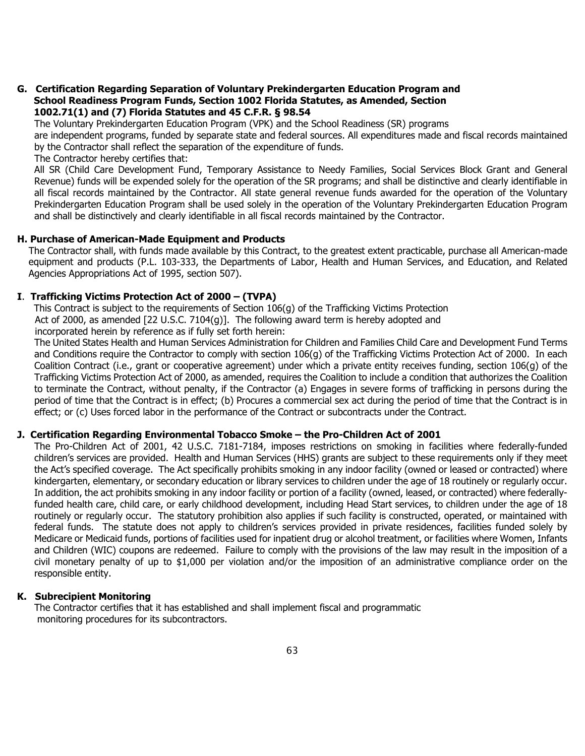### G. Certification Regarding Separation of Voluntary Prekindergarten Education Program and School Readiness Program Funds, Section 1002 Florida Statutes, as Amended, Section 1002.71(1) and (7) Florida Statutes and 45 C.F.R. § 98.54

The Voluntary Prekindergarten Education Program (VPK) and the School Readiness (SR) programs are independent programs, funded by separate state and federal sources. All expenditures made and fiscal records maintained by the Contractor shall reflect the separation of the expenditure of funds.

The Contractor hereby certifies that:

All SR (Child Care Development Fund, Temporary Assistance to Needy Families, Social Services Block Grant and General Revenue) funds will be expended solely for the operation of the SR programs; and shall be distinctive and clearly identifiable in all fiscal records maintained by the Contractor. All state general revenue funds awarded for the operation of the Voluntary Prekindergarten Education Program shall be used solely in the operation of the Voluntary Prekindergarten Education Program and shall be distinctively and clearly identifiable in all fiscal records maintained by the Contractor.

### H. Purchase of American-Made Equipment and Products

The Contractor shall, with funds made available by this Contract, to the greatest extent practicable, purchase all American-made equipment and products (P.L. 103-333, the Departments of Labor, Health and Human Services, and Education, and Related Agencies Appropriations Act of 1995, section 507).

### I. Trafficking Victims Protection Act of 2000 – (TVPA)

This Contract is subject to the requirements of Section 106(g) of the Trafficking Victims Protection Act of 2000, as amended [22 U.S.C. 7104(g)]. The following award term is hereby adopted and incorporated herein by reference as if fully set forth herein:

The United States Health and Human Services Administration for Children and Families Child Care and Development Fund Terms and Conditions require the Contractor to comply with section 106(g) of the Trafficking Victims Protection Act of 2000. In each Coalition Contract (i.e., grant or cooperative agreement) under which a private entity receives funding, section 106(g) of the Trafficking Victims Protection Act of 2000, as amended, requires the Coalition to include a condition that authorizes the Coalition to terminate the Contract, without penalty, if the Contractor (a) Engages in severe forms of trafficking in persons during the period of time that the Contract is in effect; (b) Procures a commercial sex act during the period of time that the Contract is in effect; or (c) Uses forced labor in the performance of the Contract or subcontracts under the Contract.

### J. Certification Regarding Environmental Tobacco Smoke – the Pro-Children Act of 2001

The Pro-Children Act of 2001, 42 U.S.C. 7181-7184, imposes restrictions on smoking in facilities where federally-funded children's services are provided. Health and Human Services (HHS) grants are subject to these requirements only if they meet the Act's specified coverage. The Act specifically prohibits smoking in any indoor facility (owned or leased or contracted) where kindergarten, elementary, or secondary education or library services to children under the age of 18 routinely or regularly occur. In addition, the act prohibits smoking in any indoor facility or portion of a facility (owned, leased, or contracted) where federally-funded health care, child care, or early childhood development, including Head Start services, to children under the age of 18 routinely or regularly occur. The statutory prohibition also applies if such facility is constructed, operated, or maintained with federal funds. The statute does not apply to children's services provided in private residences, facilities funded solely by Medicare or Medicaid funds, portions of facilities used for inpatient drug or alcohol treatment, or facilities where Women, Infants and Children (WIC) coupons are redeemed. Failure to comply with the provisions of the law may result in the imposition of a civil monetary penalty of up to $1,000 per violation and/or the imposition of an administrative compliance order on the responsible entity.

### K. Subrecipient Monitoring

The Contractor certifies that it has established and shall implement fiscal and programmatic monitoring procedures for its subcontractors.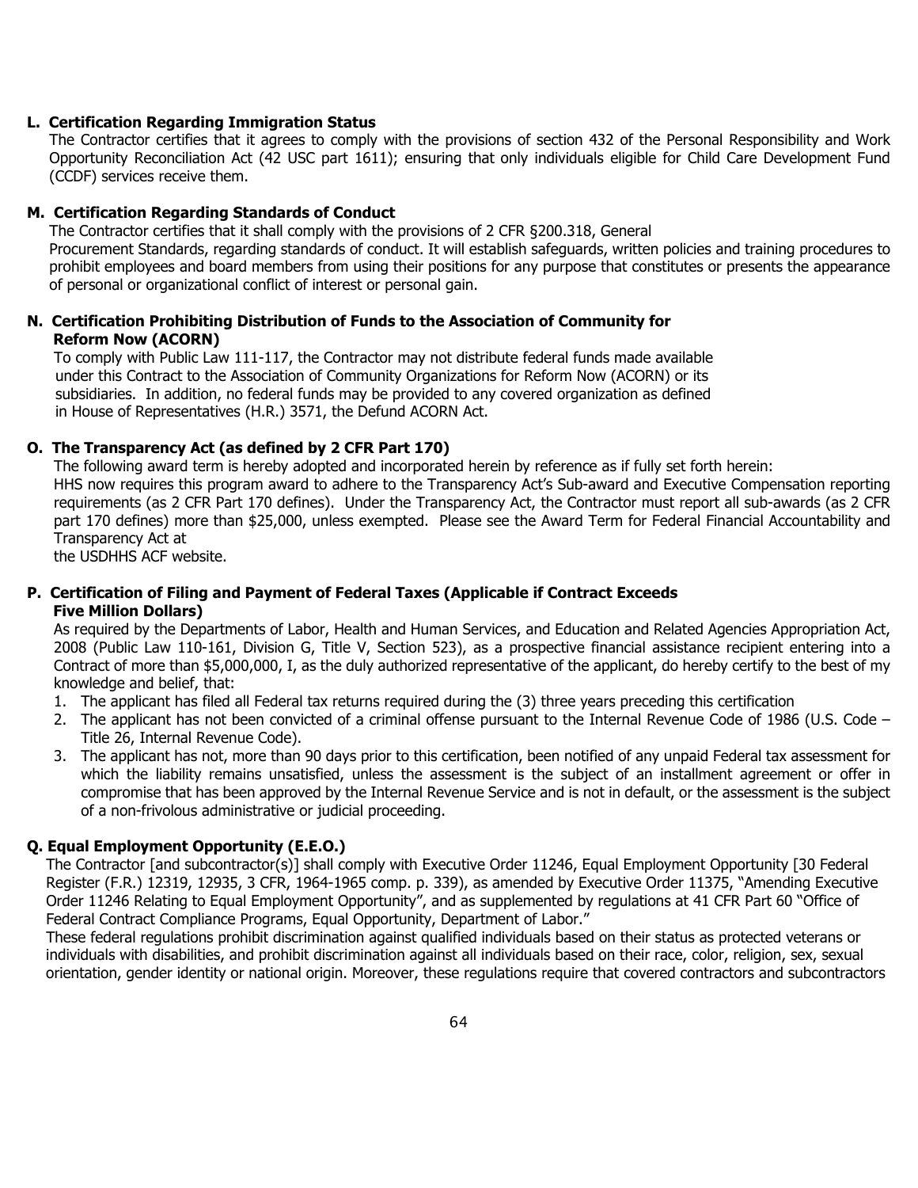**L. Certification Regarding Immigration Status**

The Contractor certifies that it agrees to comply with the provisions of section 432 of the Personal Responsibility and Work Opportunity Reconciliation Act (42 USC part 1611); ensuring that only individuals eligible for Child Care Development Fund (CCDF) services receive them.

**M. Certification Regarding Standards of Conduct**

The Contractor certifies that it shall comply with the provisions of 2 CFR §200.318, General Procurement Standards, regarding standards of conduct. It will establish safeguards, written policies and training procedures to prohibit employees and board members from using their positions for any purpose that constitutes or presents the appearance of personal or organizational conflict of interest or personal gain.

**N. Certification Prohibiting Distribution of Funds to the Association of Community for Reform Now (ACORN)**

To comply with Public Law 111-117, the Contractor may not distribute federal funds made available under this Contract to the Association of Community Organizations for Reform Now (ACORN) or its subsidiaries. In addition, no federal funds may be provided to any covered organization as defined in House of Representatives (H.R.) 3571, the Defund ACORN Act.

**O. The Transparency Act (as defined by 2 CFR Part 170)**

The following award term is hereby adopted and incorporated herein by reference as if fully set forth herein:
HHS now requires this program award to adhere to the Transparency Act's Sub-award and Executive Compensation reporting requirements (as 2 CFR Part 170 defines). Under the Transparency Act, the Contractor must report all sub-awards (as 2 CFR part 170 defines) more than $25,000, unless exempted. Please see the Award Term for Federal Financial Accountability and Transparency Act at
the USDHHS ACF website.

**P. Certification of Filing and Payment of Federal Taxes (Applicable if Contract Exceeds Five Million Dollars)**

As required by the Departments of Labor, Health and Human Services, and Education and Related Agencies Appropriation Act, 2008 (Public Law 110-161, Division G, Title V, Section 523), as a prospective financial assistance recipient entering into a Contract of more than $5,000,000, I, as the duly authorized representative of the applicant, do hereby certify to the best of my knowledge and belief, that:

1. The applicant has filed all Federal tax returns required during the (3) three years preceding this certification
2. The applicant has not been convicted of a criminal offense pursuant to the Internal Revenue Code of 1986 (U.S. Code – Title 26, Internal Revenue Code).
3. The applicant has not, more than 90 days prior to this certification, been notified of any unpaid Federal tax assessment for which the liability remains unsatisfied, unless the assessment is the subject of an installment agreement or offer in compromise that has been approved by the Internal Revenue Service and is not in default, or the assessment is the subject of a non-frivolous administrative or judicial proceeding.

**Q. Equal Employment Opportunity (E.E.O.)**

The Contractor [and subcontractor(s)] shall comply with Executive Order 11246, Equal Employment Opportunity [30 Federal Register (F.R.) 12319, 12935, 3 CFR, 1964-1965 comp. p. 339), as amended by Executive Order 11375, "Amending Executive Order 11246 Relating to Equal Employment Opportunity", and as supplemented by regulations at 41 CFR Part 60 "Office of Federal Contract Compliance Programs, Equal Opportunity, Department of Labor."
These federal regulations prohibit discrimination against qualified individuals based on their status as protected veterans or individuals with disabilities, and prohibit discrimination against all individuals based on their race, color, religion, sex, sexual orientation, gender identity or national origin. Moreover, these regulations require that covered contractors and subcontractors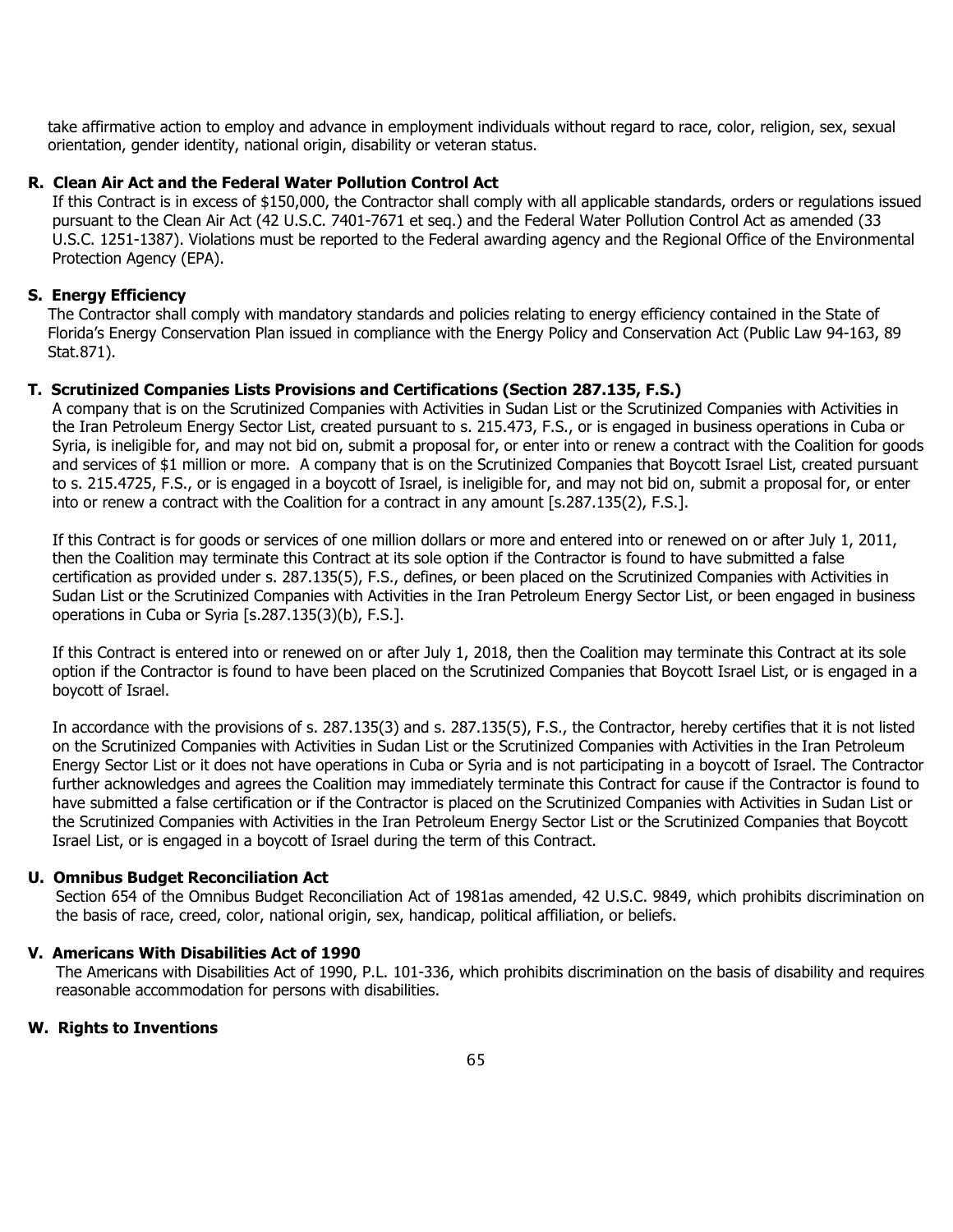take affirmative action to employ and advance in employment individuals without regard to race, color, religion, sex, sexual orientation, gender identity, national origin, disability or veteran status.

**R. Clean Air Act and the Federal Water Pollution Control Act**

If this Contract is in excess of $150,000, the Contractor shall comply with all applicable standards, orders or regulations issued pursuant to the Clean Air Act (42 U.S.C. 7401-7671 et seq.) and the Federal Water Pollution Control Act as amended (33 U.S.C. 1251-1387). Violations must be reported to the Federal awarding agency and the Regional Office of the Environmental Protection Agency (EPA).

**S. Energy Efficiency**

The Contractor shall comply with mandatory standards and policies relating to energy efficiency contained in the State of Florida's Energy Conservation Plan issued in compliance with the Energy Policy and Conservation Act (Public Law 94-163, 89 Stat.871).

**T. Scrutinized Companies Lists Provisions and Certifications (Section 287.135, F.S.)**

A company that is on the Scrutinized Companies with Activities in Sudan List or the Scrutinized Companies with Activities in the Iran Petroleum Energy Sector List, created pursuant to s. 215.473, F.S., or is engaged in business operations in Cuba or Syria, is ineligible for, and may not bid on, submit a proposal for, or enter into or renew a contract with the Coalition for goods and services of $1 million or more. A company that is on the Scrutinized Companies that Boycott Israel List, created pursuant to s. 215.4725, F.S., or is engaged in a boycott of Israel, is ineligible for, and may not bid on, submit a proposal for, or enter into or renew a contract with the Coalition for a contract in any amount [s.287.135(2), F.S.].

If this Contract is for goods or services of one million dollars or more and entered into or renewed on or after July 1, 2011, then the Coalition may terminate this Contract at its sole option if the Contractor is found to have submitted a false certification as provided under s. 287.135(5), F.S., defines, or been placed on the Scrutinized Companies with Activities in Sudan List or the Scrutinized Companies with Activities in the Iran Petroleum Energy Sector List, or been engaged in business operations in Cuba or Syria [s.287.135(3)(b), F.S.].

If this Contract is entered into or renewed on or after July 1, 2018, then the Coalition may terminate this Contract at its sole option if the Contractor is found to have been placed on the Scrutinized Companies that Boycott Israel List, or is engaged in a boycott of Israel.

In accordance with the provisions of s. 287.135(3) and s. 287.135(5), F.S., the Contractor, hereby certifies that it is not listed on the Scrutinized Companies with Activities in Sudan List or the Scrutinized Companies with Activities in the Iran Petroleum Energy Sector List or it does not have operations in Cuba or Syria and is not participating in a boycott of Israel. The Contractor further acknowledges and agrees the Coalition may immediately terminate this Contract for cause if the Contractor is found to have submitted a false certification or if the Contractor is placed on the Scrutinized Companies with Activities in Sudan List or the Scrutinized Companies with Activities in the Iran Petroleum Energy Sector List or the Scrutinized Companies that Boycott Israel List, or is engaged in a boycott of Israel during the term of this Contract.

**U. Omnibus Budget Reconciliation Act**

Section 654 of the Omnibus Budget Reconciliation Act of 1981as amended, 42 U.S.C. 9849, which prohibits discrimination on the basis of race, creed, color, national origin, sex, handicap, political affiliation, or beliefs.

**V. Americans With Disabilities Act of 1990**

The Americans with Disabilities Act of 1990, P.L. 101-336, which prohibits discrimination on the basis of disability and requires reasonable accommodation for persons with disabilities.

**W. Rights to Inventions**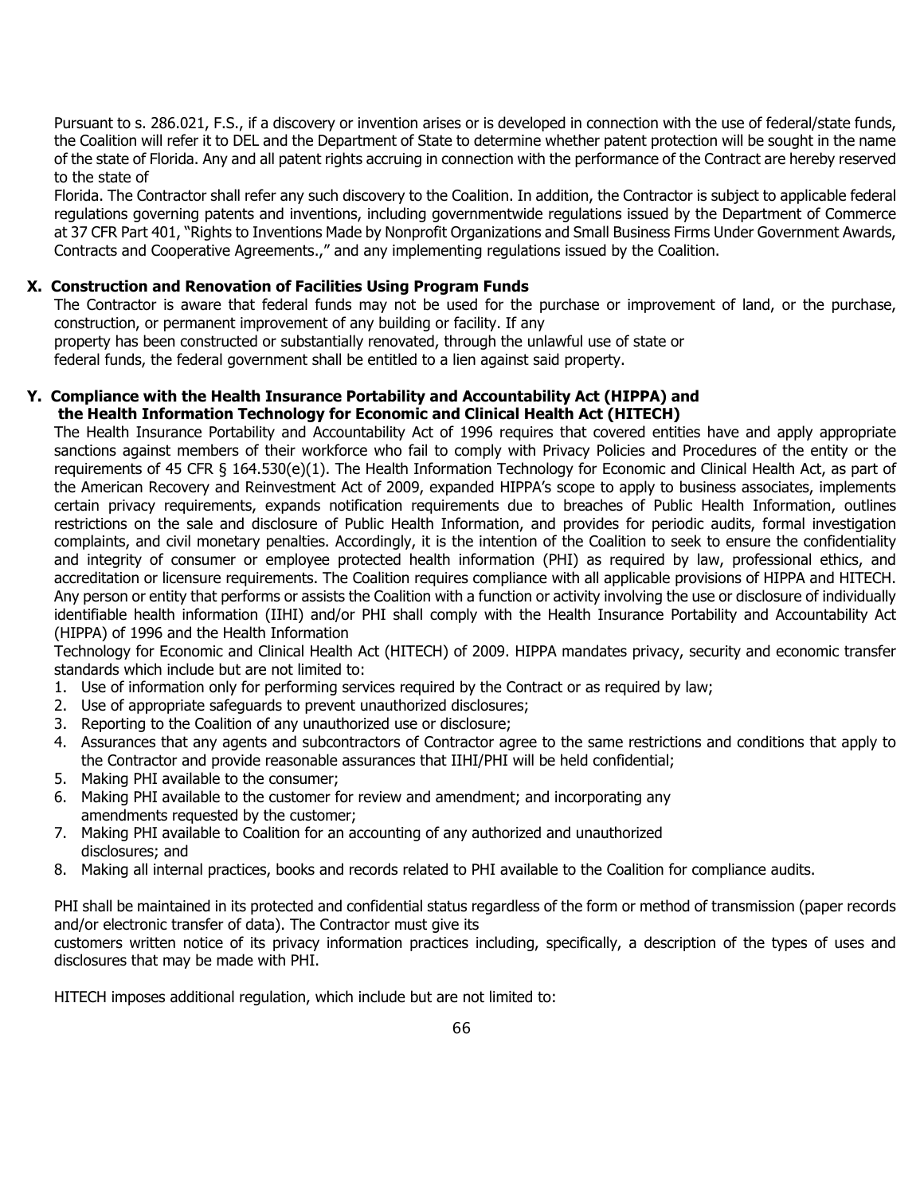Pursuant to s. 286.021, F.S., if a discovery or invention arises or is developed in connection with the use of federal/state funds, the Coalition will refer it to DEL and the Department of State to determine whether patent protection will be sought in the name of the state of Florida. Any and all patent rights accruing in connection with the performance of the Contract are hereby reserved to the state of Florida. The Contractor shall refer any such discovery to the Coalition. In addition, the Contractor is subject to applicable federal regulations governing patents and inventions, including governmentwide regulations issued by the Department of Commerce at 37 CFR Part 401, "Rights to Inventions Made by Nonprofit Organizations and Small Business Firms Under Government Awards, Contracts and Cooperative Agreements.," and any implementing regulations issued by the Coalition.

### X. Construction and Renovation of Facilities Using Program Funds

The Contractor is aware that federal funds may not be used for the purchase or improvement of land, or the purchase, construction, or permanent improvement of any building or facility. If any property has been constructed or substantially renovated, through the unlawful use of state or federal funds, the federal government shall be entitled to a lien against said property.

### Y. Compliance with the Health Insurance Portability and Accountability Act (HIPPA) and the Health Information Technology for Economic and Clinical Health Act (HITECH)

The Health Insurance Portability and Accountability Act of 1996 requires that covered entities have and apply appropriate sanctions against members of their workforce who fail to comply with Privacy Policies and Procedures of the entity or the requirements of 45 CFR § 164.530(e)(1). The Health Information Technology for Economic and Clinical Health Act, as part of the American Recovery and Reinvestment Act of 2009, expanded HIPPA's scope to apply to business associates, implements certain privacy requirements, expands notification requirements due to breaches of Public Health Information, outlines restrictions on the sale and disclosure of Public Health Information, and provides for periodic audits, formal investigation complaints, and civil monetary penalties. Accordingly, it is the intention of the Coalition to seek to ensure the confidentiality and integrity of consumer or employee protected health information (PHI) as required by law, professional ethics, and accreditation or licensure requirements. The Coalition requires compliance with all applicable provisions of HIPPA and HITECH. Any person or entity that performs or assists the Coalition with a function or activity involving the use or disclosure of individually identifiable health information (IIHI) and/or PHI shall comply with the Health Insurance Portability and Accountability Act (HIPPA) of 1996 and the Health Information Technology for Economic and Clinical Health Act (HITECH) of 2009. HIPPA mandates privacy, security and economic transfer standards which include but are not limited to:

1. Use of information only for performing services required by the Contract or as required by law;
2. Use of appropriate safeguards to prevent unauthorized disclosures;
3. Reporting to the Coalition of any unauthorized use or disclosure;
4. Assurances that any agents and subcontractors of Contractor agree to the same restrictions and conditions that apply to the Contractor and provide reasonable assurances that IIHI/PHI will be held confidential;
5. Making PHI available to the consumer;
6. Making PHI available to the customer for review and amendment; and incorporating any amendments requested by the customer;
7. Making PHI available to Coalition for an accounting of any authorized and unauthorized disclosures; and
8. Making all internal practices, books and records related to PHI available to the Coalition for compliance audits.

PHI shall be maintained in its protected and confidential status regardless of the form or method of transmission (paper records and/or electronic transfer of data). The Contractor must give its customers written notice of its privacy information practices including, specifically, a description of the types of uses and disclosures that may be made with PHI.

HITECH imposes additional regulation, which include but are not limited to: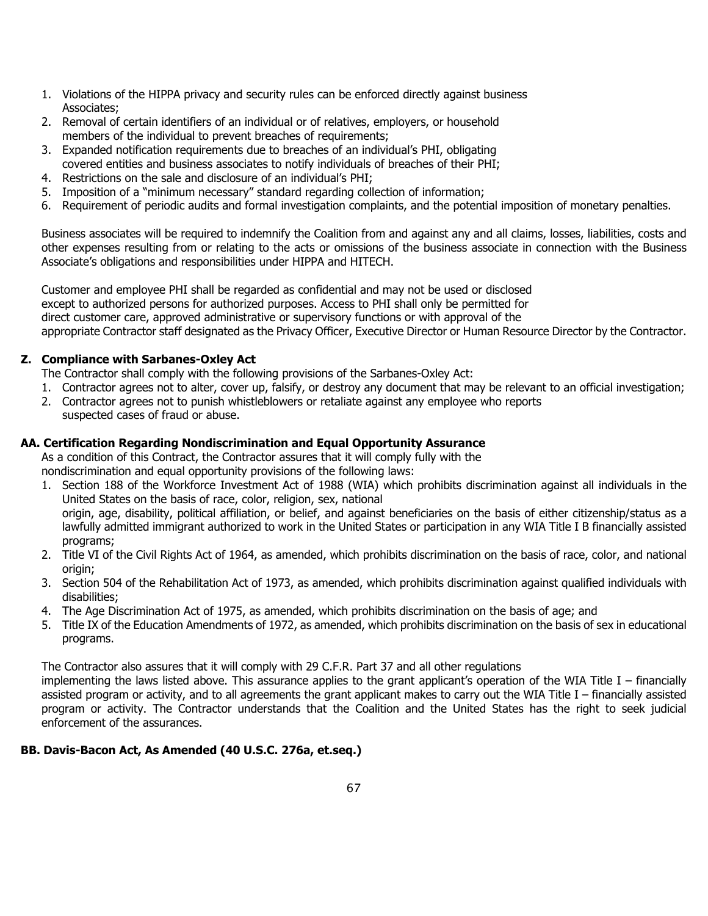1. Violations of the HIPPA privacy and security rules can be enforced directly against business Associates;
2. Removal of certain identifiers of an individual or of relatives, employers, or household members of the individual to prevent breaches of requirements;
3. Expanded notification requirements due to breaches of an individual's PHI, obligating covered entities and business associates to notify individuals of breaches of their PHI;
4. Restrictions on the sale and disclosure of an individual's PHI;
5. Imposition of a "minimum necessary" standard regarding collection of information;
6. Requirement of periodic audits and formal investigation complaints, and the potential imposition of monetary penalties.

Business associates will be required to indemnify the Coalition from and against any and all claims, losses, liabilities, costs and other expenses resulting from or relating to the acts or omissions of the business associate in connection with the Business Associate's obligations and responsibilities under HIPPA and HITECH.

Customer and employee PHI shall be regarded as confidential and may not be used or disclosed except to authorized persons for authorized purposes. Access to PHI shall only be permitted for direct customer care, approved administrative or supervisory functions or with approval of the appropriate Contractor staff designated as the Privacy Officer, Executive Director or Human Resource Director by the Contractor.

### Z. Compliance with Sarbanes-Oxley Act

The Contractor shall comply with the following provisions of the Sarbanes-Oxley Act:

1. Contractor agrees not to alter, cover up, falsify, or destroy any document that may be relevant to an official investigation;
2. Contractor agrees not to punish whistleblowers or retaliate against any employee who reports suspected cases of fraud or abuse.

### AA. Certification Regarding Nondiscrimination and Equal Opportunity Assurance

As a condition of this Contract, the Contractor assures that it will comply fully with the nondiscrimination and equal opportunity provisions of the following laws:

1. Section 188 of the Workforce Investment Act of 1988 (WIA) which prohibits discrimination against all individuals in the United States on the basis of race, color, religion, sex, national origin, age, disability, political affiliation, or belief, and against beneficiaries on the basis of either citizenship/status as a lawfully admitted immigrant authorized to work in the United States or participation in any WIA Title I B financially assisted programs;
2. Title VI of the Civil Rights Act of 1964, as amended, which prohibits discrimination on the basis of race, color, and national origin;
3. Section 504 of the Rehabilitation Act of 1973, as amended, which prohibits discrimination against qualified individuals with disabilities;
4. The Age Discrimination Act of 1975, as amended, which prohibits discrimination on the basis of age; and
5. Title IX of the Education Amendments of 1972, as amended, which prohibits discrimination on the basis of sex in educational programs.

The Contractor also assures that it will comply with 29 C.F.R. Part 37 and all other regulations implementing the laws listed above. This assurance applies to the grant applicant's operation of the WIA Title I – financially assisted program or activity, and to all agreements the grant applicant makes to carry out the WIA Title I – financially assisted program or activity. The Contractor understands that the Coalition and the United States has the right to seek judicial enforcement of the assurances.

### BB. Davis-Bacon Act, As Amended (40 U.S.C. 276a, et.seq.)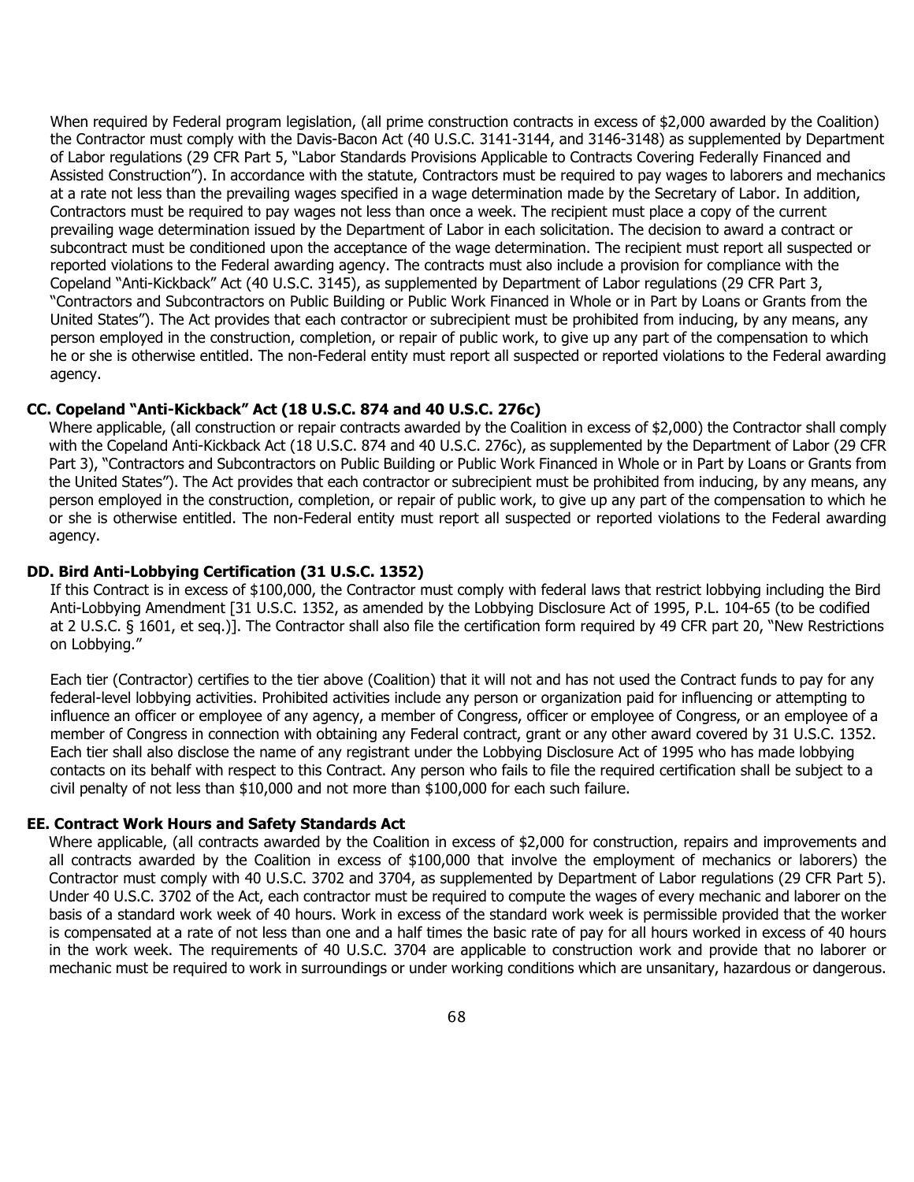When required by Federal program legislation, (all prime construction contracts in excess of $2,000 awarded by the Coalition) the Contractor must comply with the Davis-Bacon Act (40 U.S.C. 3141-3144, and 3146-3148) as supplemented by Department of Labor regulations (29 CFR Part 5, "Labor Standards Provisions Applicable to Contracts Covering Federally Financed and Assisted Construction"). In accordance with the statute, Contractors must be required to pay wages to laborers and mechanics at a rate not less than the prevailing wages specified in a wage determination made by the Secretary of Labor. In addition, Contractors must be required to pay wages not less than once a week. The recipient must place a copy of the current prevailing wage determination issued by the Department of Labor in each solicitation. The decision to award a contract or subcontract must be conditioned upon the acceptance of the wage determination. The recipient must report all suspected or reported violations to the Federal awarding agency. The contracts must also include a provision for compliance with the Copeland "Anti-Kickback" Act (40 U.S.C. 3145), as supplemented by Department of Labor regulations (29 CFR Part 3, "Contractors and Subcontractors on Public Building or Public Work Financed in Whole or in Part by Loans or Grants from the United States"). The Act provides that each contractor or subrecipient must be prohibited from inducing, by any means, any person employed in the construction, completion, or repair of public work, to give up any part of the compensation to which he or she is otherwise entitled. The non-Federal entity must report all suspected or reported violations to the Federal awarding agency.

### CC. Copeland "Anti-Kickback" Act (18 U.S.C. 874 and 40 U.S.C. 276c)

Where applicable, (all construction or repair contracts awarded by the Coalition in excess of $2,000) the Contractor shall comply with the Copeland Anti-Kickback Act (18 U.S.C. 874 and 40 U.S.C. 276c), as supplemented by the Department of Labor (29 CFR Part 3), "Contractors and Subcontractors on Public Building or Public Work Financed in Whole or in Part by Loans or Grants from the United States"). The Act provides that each contractor or subrecipient must be prohibited from inducing, by any means, any person employed in the construction, completion, or repair of public work, to give up any part of the compensation to which he or she is otherwise entitled. The non-Federal entity must report all suspected or reported violations to the Federal awarding agency.

### DD. Bird Anti-Lobbying Certification (31 U.S.C. 1352)

If this Contract is in excess of $100,000, the Contractor must comply with federal laws that restrict lobbying including the Bird Anti-Lobbying Amendment [31 U.S.C. 1352, as amended by the Lobbying Disclosure Act of 1995, P.L. 104-65 (to be codified at 2 U.S.C. § 1601, et seq.)]. The Contractor shall also file the certification form required by 49 CFR part 20, "New Restrictions on Lobbying."

Each tier (Contractor) certifies to the tier above (Coalition) that it will not and has not used the Contract funds to pay for any federal-level lobbying activities. Prohibited activities include any person or organization paid for influencing or attempting to influence an officer or employee of any agency, a member of Congress, officer or employee of Congress, or an employee of a member of Congress in connection with obtaining any Federal contract, grant or any other award covered by 31 U.S.C. 1352. Each tier shall also disclose the name of any registrant under the Lobbying Disclosure Act of 1995 who has made lobbying contacts on its behalf with respect to this Contract. Any person who fails to file the required certification shall be subject to a civil penalty of not less than $10,000 and not more than $100,000 for each such failure.

### EE. Contract Work Hours and Safety Standards Act

Where applicable, (all contracts awarded by the Coalition in excess of $2,000 for construction, repairs and improvements and all contracts awarded by the Coalition in excess of $100,000 that involve the employment of mechanics or laborers) the Contractor must comply with 40 U.S.C. 3702 and 3704, as supplemented by Department of Labor regulations (29 CFR Part 5). Under 40 U.S.C. 3702 of the Act, each contractor must be required to compute the wages of every mechanic and laborer on the basis of a standard work week of 40 hours. Work in excess of the standard work week is permissible provided that the worker is compensated at a rate of not less than one and a half times the basic rate of pay for all hours worked in excess of 40 hours in the work week. The requirements of 40 U.S.C. 3704 are applicable to construction work and provide that no laborer or mechanic must be required to work in surroundings or under working conditions which are unsanitary, hazardous or dangerous.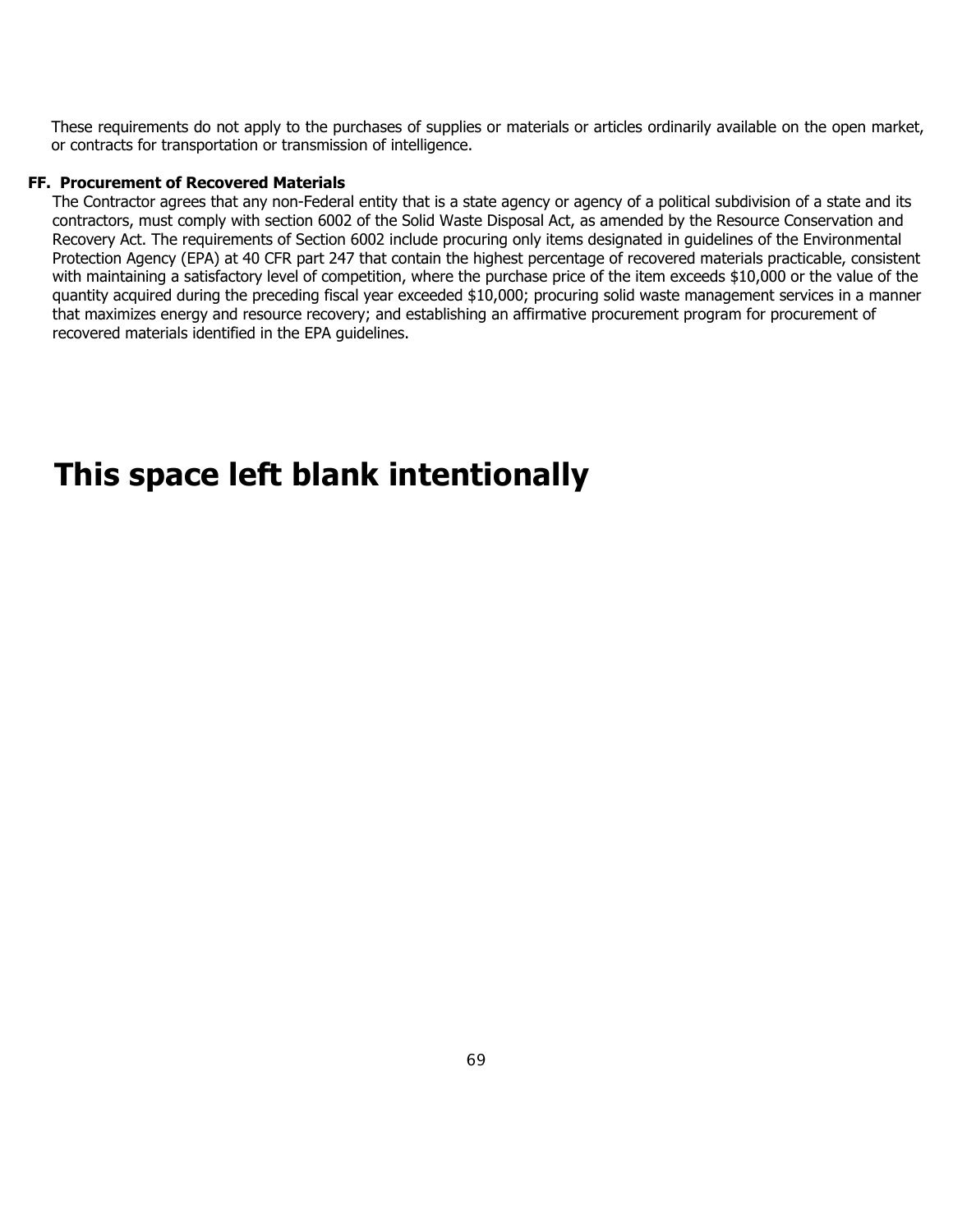These requirements do not apply to the purchases of supplies or materials or articles ordinarily available on the open market, or contracts for transportation or transmission of intelligence.

**FF. Procurement of Recovered Materials**

The Contractor agrees that any non-Federal entity that is a state agency or agency of a political subdivision of a state and its contractors, must comply with section 6002 of the Solid Waste Disposal Act, as amended by the Resource Conservation and Recovery Act. The requirements of Section 6002 include procuring only items designated in guidelines of the Environmental Protection Agency (EPA) at 40 CFR part 247 that contain the highest percentage of recovered materials practicable, consistent with maintaining a satisfactory level of competition, where the purchase price of the item exceeds $10,000 or the value of the quantity acquired during the preceding fiscal year exceeded $10,000; procuring solid waste management services in a manner that maximizes energy and resource recovery; and establishing an affirmative procurement program for procurement of recovered materials identified in the EPA guidelines.

# This space left blank intentionally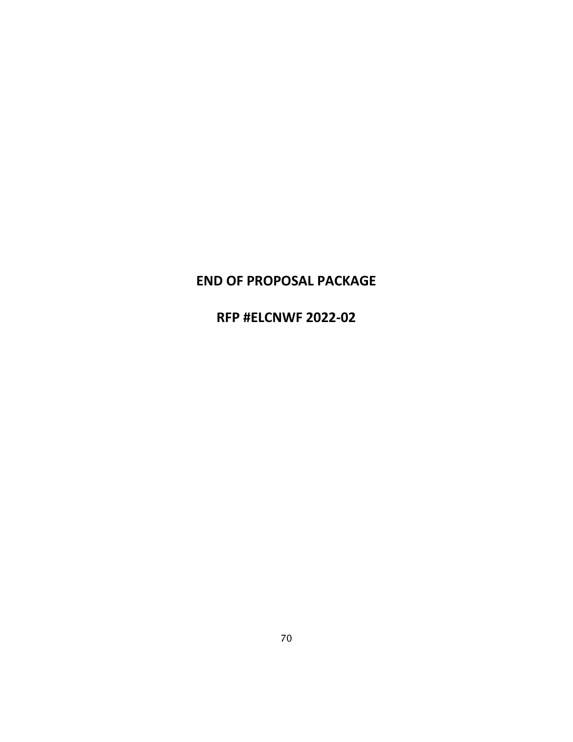**END OF PROPOSAL PACKAGE**

**RFP #ELCNWF 2022-02**